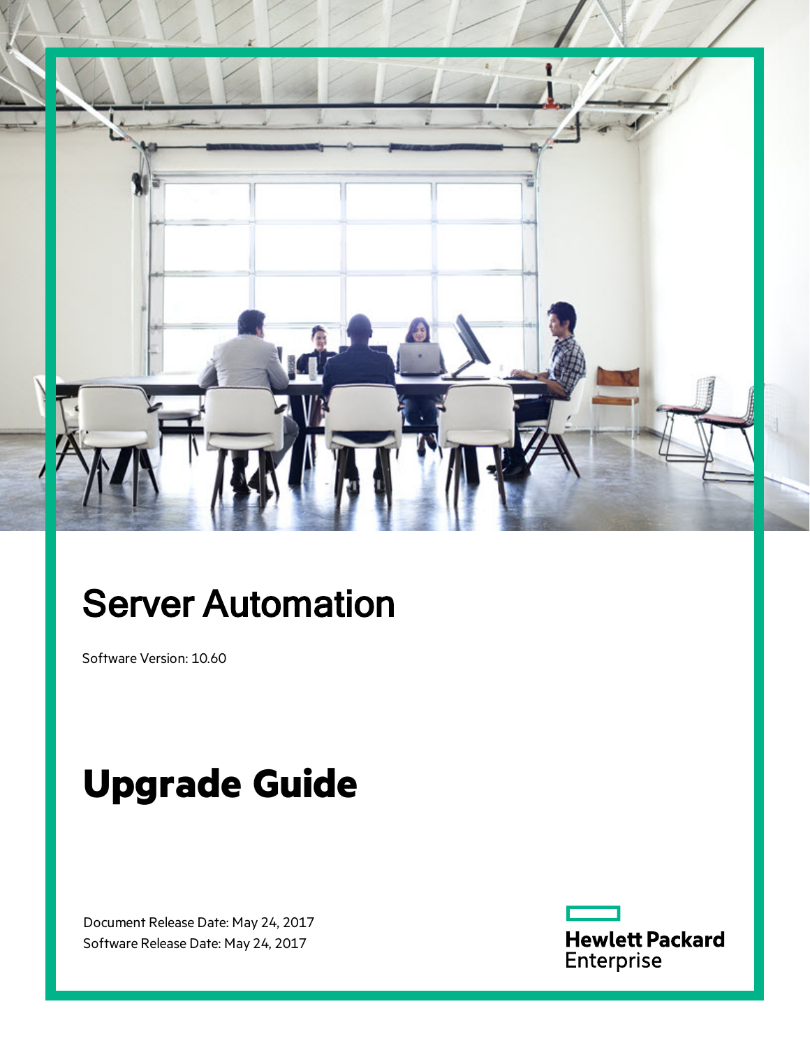# Server Automation

Software Version: 10.60

# Upgrade Guide

Document Release Date: May 24, 2017
Software Release Date: May 24, 2017

Hewlett Packard Enterprise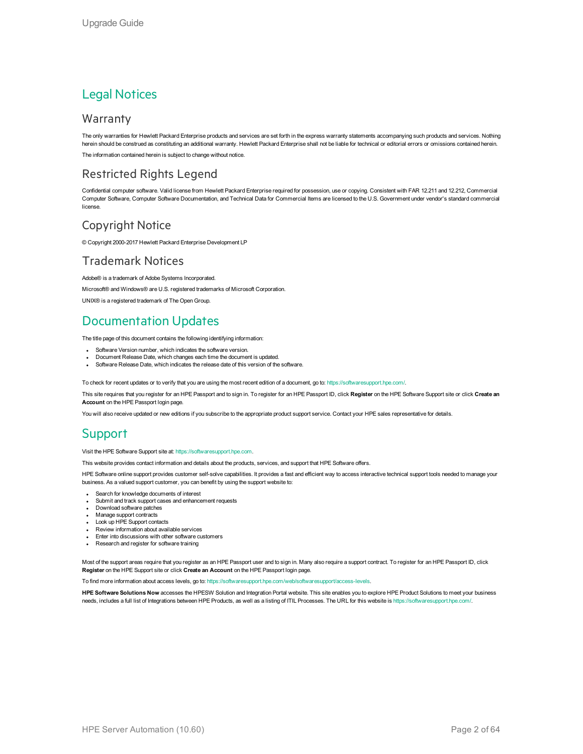# Legal Notices

## Warranty

The only warranties for Hewlett Packard Enterprise products and services are set forth in the express warranty statements accompanying such products and services. Nothing herein should be construed as constituting an additional warranty. Hewlett Packard Enterprise shall not be liable for technical or editorial errors or omissions contained herein.

The information contained herein is subject to change without notice.

## Restricted Rights Legend

Confidential computer software. Valid license from Hewlett Packard Enterprise required for possession, use or copying. Consistent with FAR 12.211 and 12.212, Commercial Computer Software, Computer Software Documentation, and Technical Data for Commercial Items are licensed to the U.S. Government under vendor's standard commercial license.

## Copyright Notice

© Copyright 2000-2017 Hewlett Packard Enterprise Development LP

## Trademark Notices

Adobe® is a trademark of Adobe Systems Incorporated.

Microsoft® and Windows® are U.S. registered trademarks of Microsoft Corporation.

UNIX® is a registered trademark of The Open Group.

# Documentation Updates

The title page of this document contains the following identifying information:

- Software Version number, which indicates the software version.
- Document Release Date, which changes each time the document is updated.
- Software Release Date, which indicates the release date of this version of the software.

To check for recent updates or to verify that you are using the most recent edition of a document, go to: https://softwaresupport.hpe.com/.

This site requires that you register for an HPE Passport and to sign in. To register for an HPE Passport ID, click **Register** on the HPE Software Support site or click **Create an Account** on the HPE Passport login page.

You will also receive updated or new editions if you subscribe to the appropriate product support service. Contact your HPE sales representative for details.

# Support

Visit the HPE Software Support site at: https://softwaresupport.hpe.com.

This website provides contact information and details about the products, services, and support that HPE Software offers.

HPE Software online support provides customer self-solve capabilities. It provides a fast and efficient way to access interactive technical support tools needed to manage your business. As a valued support customer, you can benefit by using the support website to:

- Search for knowledge documents of interest
- Submit and track support cases and enhancement requests
- Download software patches
- Manage support contracts
- Look up HPE Support contacts
- Review information about available services
- Enter into discussions with other software customers
- Research and register for software training

Most of the support areas require that you register as an HPE Passport user and to sign in. Many also require a support contract. To register for an HPE Passport ID, click **Register** on the HPE Support site or click **Create an Account** on the HPE Passport login page.

To find more information about access levels, go to: https://softwaresupport.hpe.com/web/softwaresupport/access-levels.

**HPE Software Solutions Now** accesses the HPESW Solution and Integration Portal website. This site enables you to explore HPE Product Solutions to meet your business needs, includes a full list of Integrations between HPE Products, as well as a listing of ITIL Processes. The URL for this website is https://softwaresupport.hpe.com/.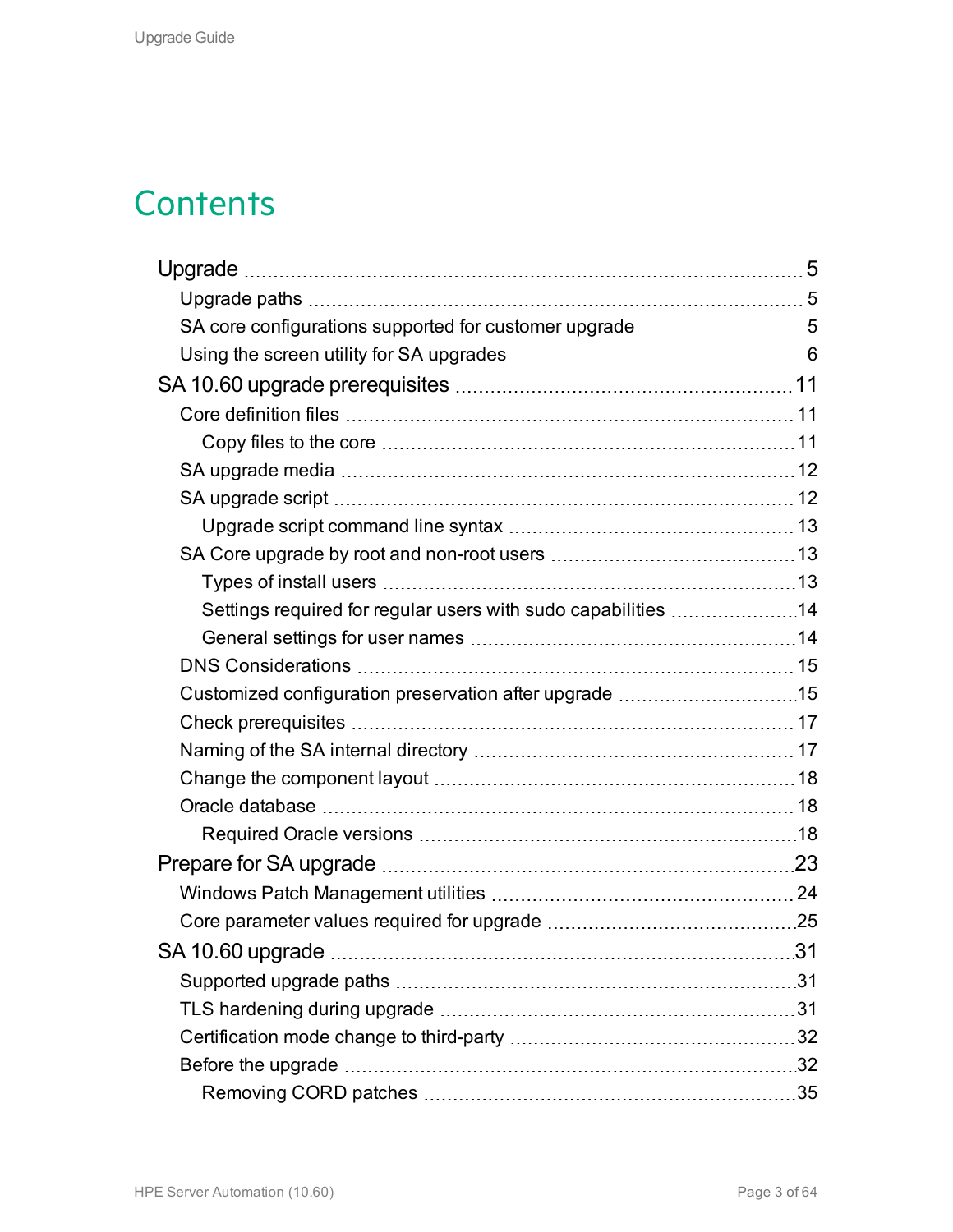# Contents

- Upgrade ..... 5
  - Upgrade paths ..... 5
  - SA core configurations supported for customer upgrade ..... 5
  - Using the screen utility for SA upgrades ..... 6
- SA 10.60 upgrade prerequisites ..... 11
  - Core definition files ..... 11
    - Copy files to the core ..... 11
  - SA upgrade media ..... 12
  - SA upgrade script ..... 12
    - Upgrade script command line syntax ..... 13
  - SA Core upgrade by root and non-root users ..... 13
    - Types of install users ..... 13
    - Settings required for regular users with sudo capabilities ..... 14
    - General settings for user names ..... 14
  - DNS Considerations ..... 15
  - Customized configuration preservation after upgrade ..... 15
  - Check prerequisites ..... 17
  - Naming of the SA internal directory ..... 17
  - Change the component layout ..... 18
  - Oracle database ..... 18
    - Required Oracle versions ..... 18
- Prepare for SA upgrade ..... 23
  - Windows Patch Management utilities ..... 24
  - Core parameter values required for upgrade ..... 25
- SA 10.60 upgrade ..... 31
  - Supported upgrade paths ..... 31
  - TLS hardening during upgrade ..... 31
  - Certification mode change to third-party ..... 32
  - Before the upgrade ..... 32
    - Removing CORD patches ..... 35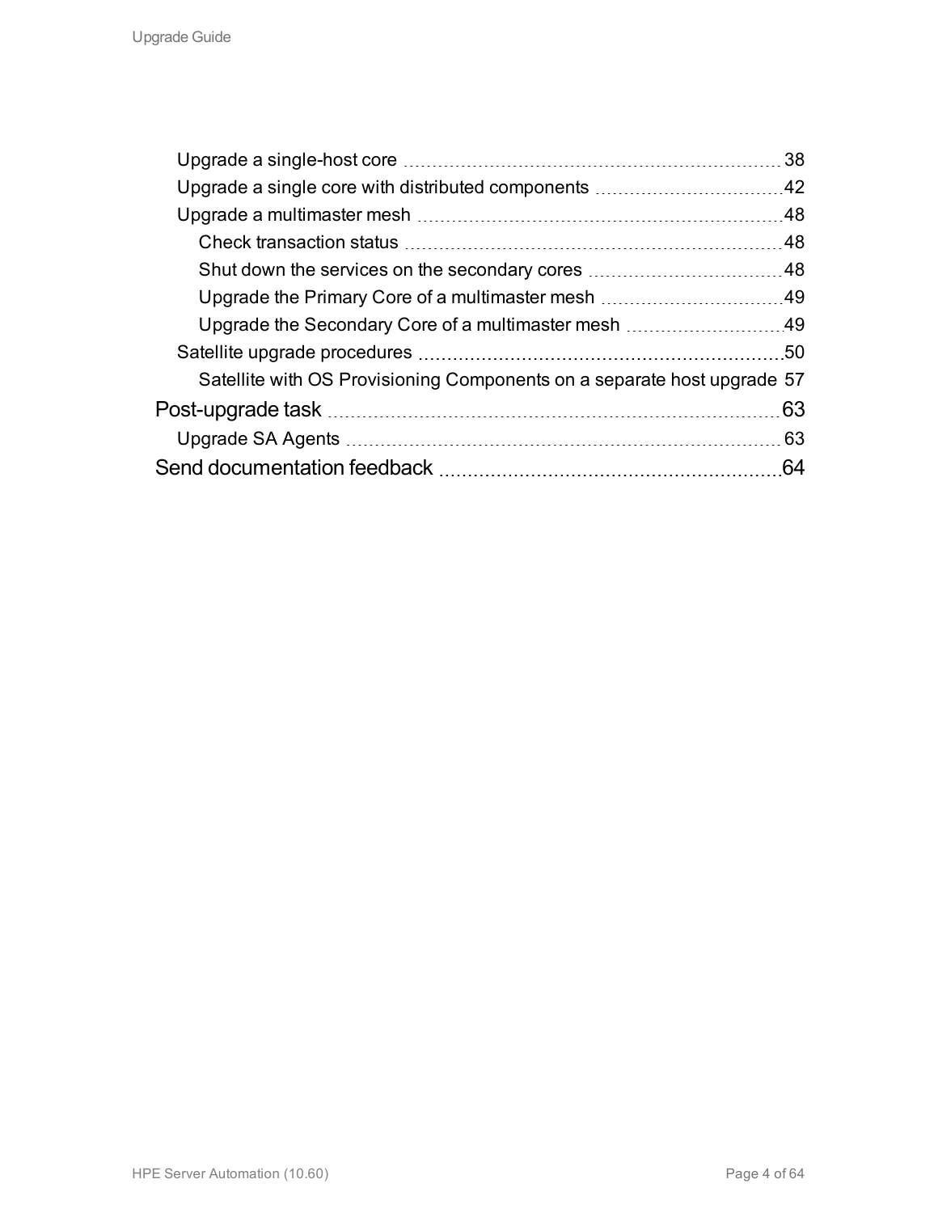- Upgrade a single-host core ..... 38
- Upgrade a single core with distributed components ..... 42
- Upgrade a multimaster mesh ..... 48
  - Check transaction status ..... 48
  - Shut down the services on the secondary cores ..... 48
  - Upgrade the Primary Core of a multimaster mesh ..... 49
  - Upgrade the Secondary Core of a multimaster mesh ..... 49
- Satellite upgrade procedures ..... 50
  - Satellite with OS Provisioning Components on a separate host upgrade ..... 57

Post-upgrade task ..... 63

- Upgrade SA Agents ..... 63

Send documentation feedback ..... 64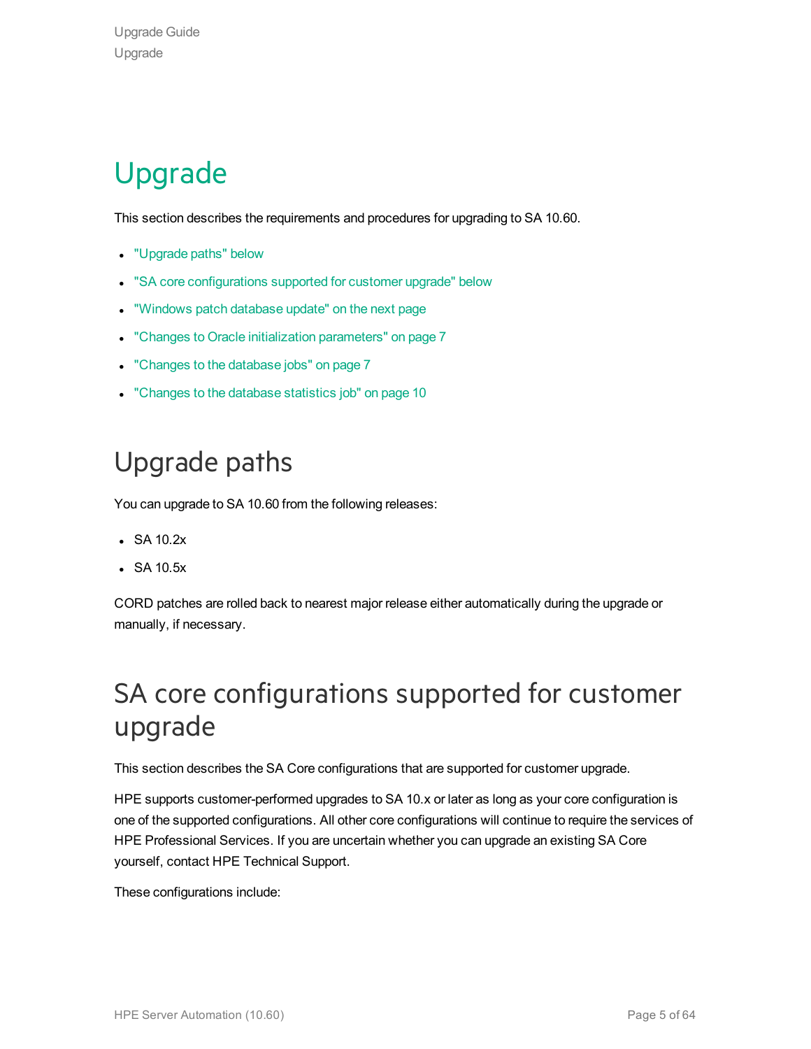# Upgrade

This section describes the requirements and procedures for upgrading to SA 10.60.

- "Upgrade paths" below
- "SA core configurations supported for customer upgrade" below
- "Windows patch database update" on the next page
- "Changes to Oracle initialization parameters" on page 7
- "Changes to the database jobs" on page 7
- "Changes to the database statistics job" on page 10

## Upgrade paths

You can upgrade to SA 10.60 from the following releases:

- SA 10.2x
- SA 10.5x

CORD patches are rolled back to nearest major release either automatically during the upgrade or manually, if necessary.

## SA core configurations supported for customer upgrade

This section describes the SA Core configurations that are supported for customer upgrade.

HPE supports customer-performed upgrades to SA 10.x or later as long as your core configuration is one of the supported configurations. All other core configurations will continue to require the services of HPE Professional Services. If you are uncertain whether you can upgrade an existing SA Core yourself, contact HPE Technical Support.

These configurations include: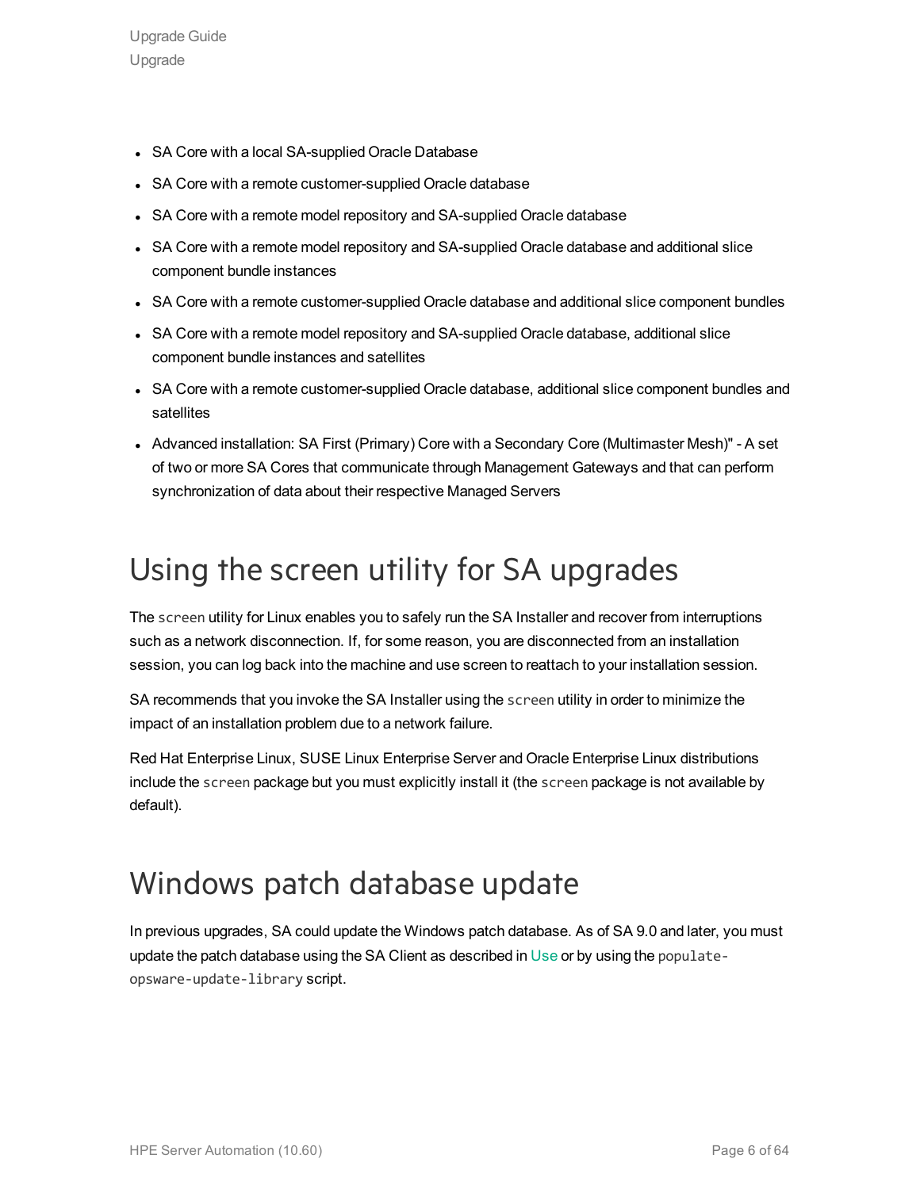- SA Core with a local SA-supplied Oracle Database
- SA Core with a remote customer-supplied Oracle database
- SA Core with a remote model repository and SA-supplied Oracle database
- SA Core with a remote model repository and SA-supplied Oracle database and additional slice component bundle instances
- SA Core with a remote customer-supplied Oracle database and additional slice component bundles
- SA Core with a remote model repository and SA-supplied Oracle database, additional slice component bundle instances and satellites
- SA Core with a remote customer-supplied Oracle database, additional slice component bundles and satellites
- Advanced installation: SA First (Primary) Core with a Secondary Core (Multimaster Mesh)" - A set of two or more SA Cores that communicate through Management Gateways and that can perform synchronization of data about their respective Managed Servers

# Using the screen utility for SA upgrades

The `screen` utility for Linux enables you to safely run the SA Installer and recover from interruptions such as a network disconnection. If, for some reason, you are disconnected from an installation session, you can log back into the machine and use screen to reattach to your installation session.

SA recommends that you invoke the SA Installer using the `screen` utility in order to minimize the impact of an installation problem due to a network failure.

Red Hat Enterprise Linux, SUSE Linux Enterprise Server and Oracle Enterprise Linux distributions include the `screen` package but you must explicitly install it (the `screen` package is not available by default).

# Windows patch database update

In previous upgrades, SA could update the Windows patch database. As of SA 9.0 and later, you must update the patch database using the SA Client as described in Use or by using the `populate-opsware-update-library` script.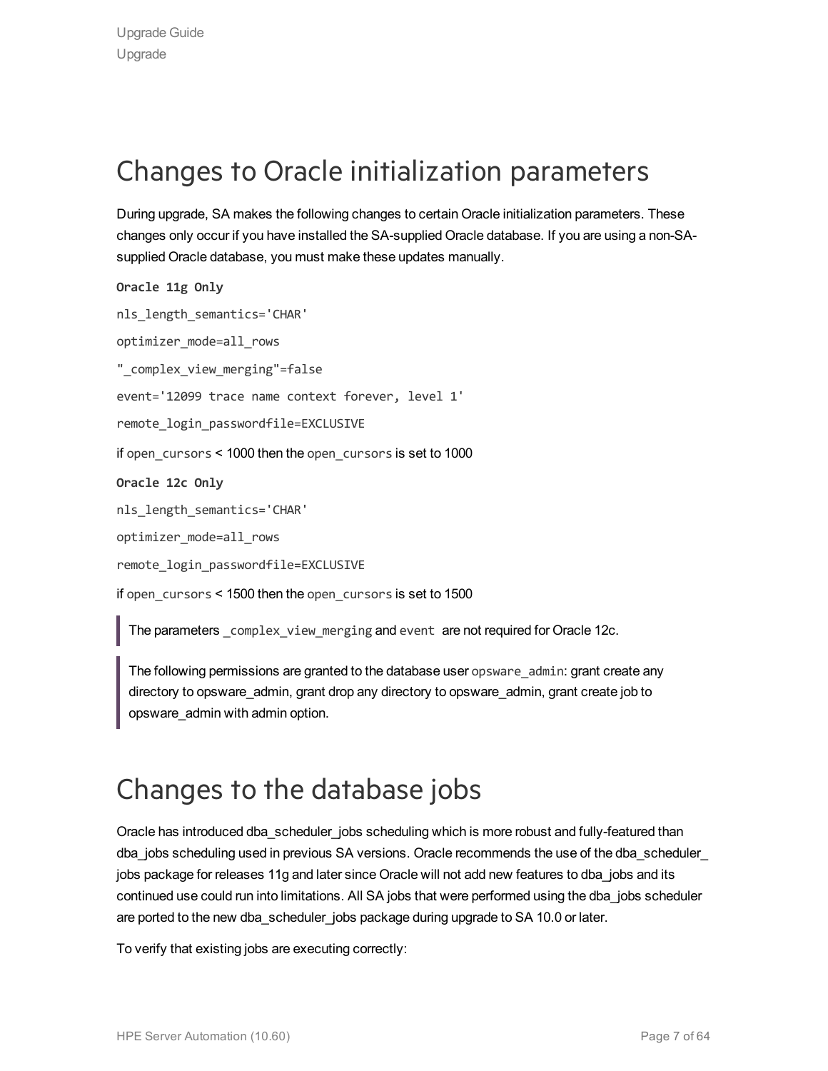# Changes to Oracle initialization parameters

During upgrade, SA makes the following changes to certain Oracle initialization parameters. These changes only occur if you have installed the SA-supplied Oracle database. If you are using a non-SA-supplied Oracle database, you must make these updates manually.

**Oracle 11g Only**

`nls_length_semantics='CHAR'`

`optimizer_mode=all_rows`

`"_complex_view_merging"=false`

`event='12099 trace name context forever, level 1'`

`remote_login_passwordfile=EXCLUSIVE`

if `open_cursors` < 1000 then the `open_cursors` is set to 1000

**Oracle 12c Only**

`nls_length_semantics='CHAR'`

`optimizer_mode=all_rows`

`remote_login_passwordfile=EXCLUSIVE`

if `open_cursors` < 1500 then the `open_cursors` is set to 1500

> The parameters `_complex_view_merging` and `event` are not required for Oracle 12c.

> The following permissions are granted to the database user `opsware_admin`: grant create any directory to opsware_admin, grant drop any directory to opsware_admin, grant create job to opsware_admin with admin option.

# Changes to the database jobs

Oracle has introduced dba_scheduler_jobs scheduling which is more robust and fully-featured than dba_jobs scheduling used in previous SA versions. Oracle recommends the use of the dba_scheduler_jobs package for releases 11g and later since Oracle will not add new features to dba_jobs and its continued use could run into limitations. All SA jobs that were performed using the dba_jobs scheduler are ported to the new dba_scheduler_jobs package during upgrade to SA 10.0 or later.

To verify that existing jobs are executing correctly: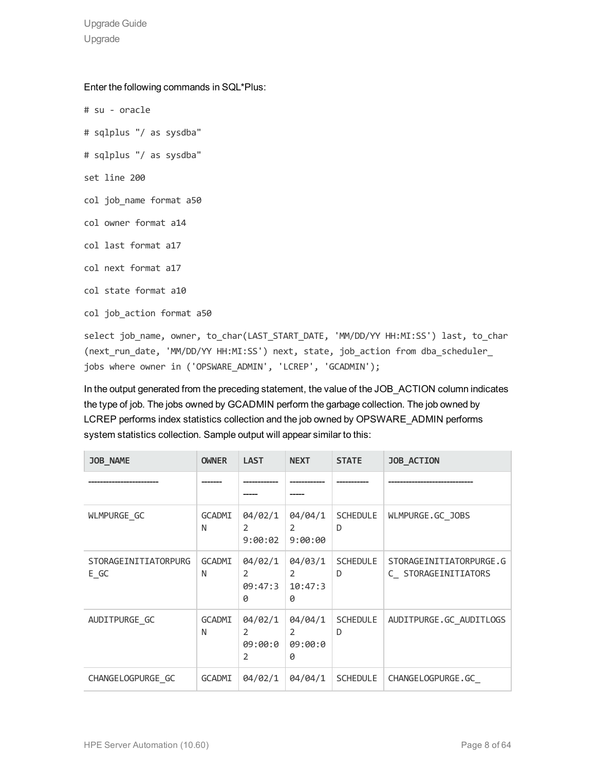Enter the following commands in SQL*Plus:

```
# su - oracle

# sqlplus "/ as sysdba"

# sqlplus "/ as sysdba"

set line 200

col job_name format a50

col owner format a14

col last format a17

col next format a17

col state format a10

col job_action format a50

select job_name, owner, to_char(LAST_START_DATE, 'MM/DD/YY HH:MI:SS') last, to_char
(next_run_date, 'MM/DD/YY HH:MI:SS') next, state, job_action from dba_scheduler_
jobs where owner in ('OPSWARE_ADMIN', 'LCREP', 'GCADMIN');
```

In the output generated from the preceding statement, the value of the JOB_ACTION column indicates the type of job. The jobs owned by GCADMIN perform the garbage collection. The job owned by LCREP performs index statistics collection and the job owned by OPSWARE_ADMIN performs system statistics collection. Sample output will appear similar to this:

| JOB_NAME | OWNER | LAST | NEXT | STATE | JOB_ACTION |
|---|---|---|---|---|---|
| ------------------------ | ------- | --------------- | --------------- | ----------- | ---------------------------- |
| WLMPURGE_GC | GCADMIN | 04/02/12 9:00:02 | 04/04/12 9:00:00 | SCHEDULED | WLMPURGE.GC_JOBS |
| STORAGEINITIATORPURGE_GC | GCADMIN | 04/02/12 09:47:30 | 04/03/12 10:47:30 | SCHEDULED | STORAGEINITIATORPURGE.GC_ STORAGEINITIATORS |
| AUDITPURGE_GC | GCADMIN | 04/02/12 09:00:02 | 04/04/12 09:00:00 | SCHEDULED | AUDITPURGE.GC_AUDITLOGS |
| CHANGELOGPURGE_GC | GCADMI | 04/02/1 | 04/04/1 | SCHEDULE | CHANGELOGPURGE.GC_ |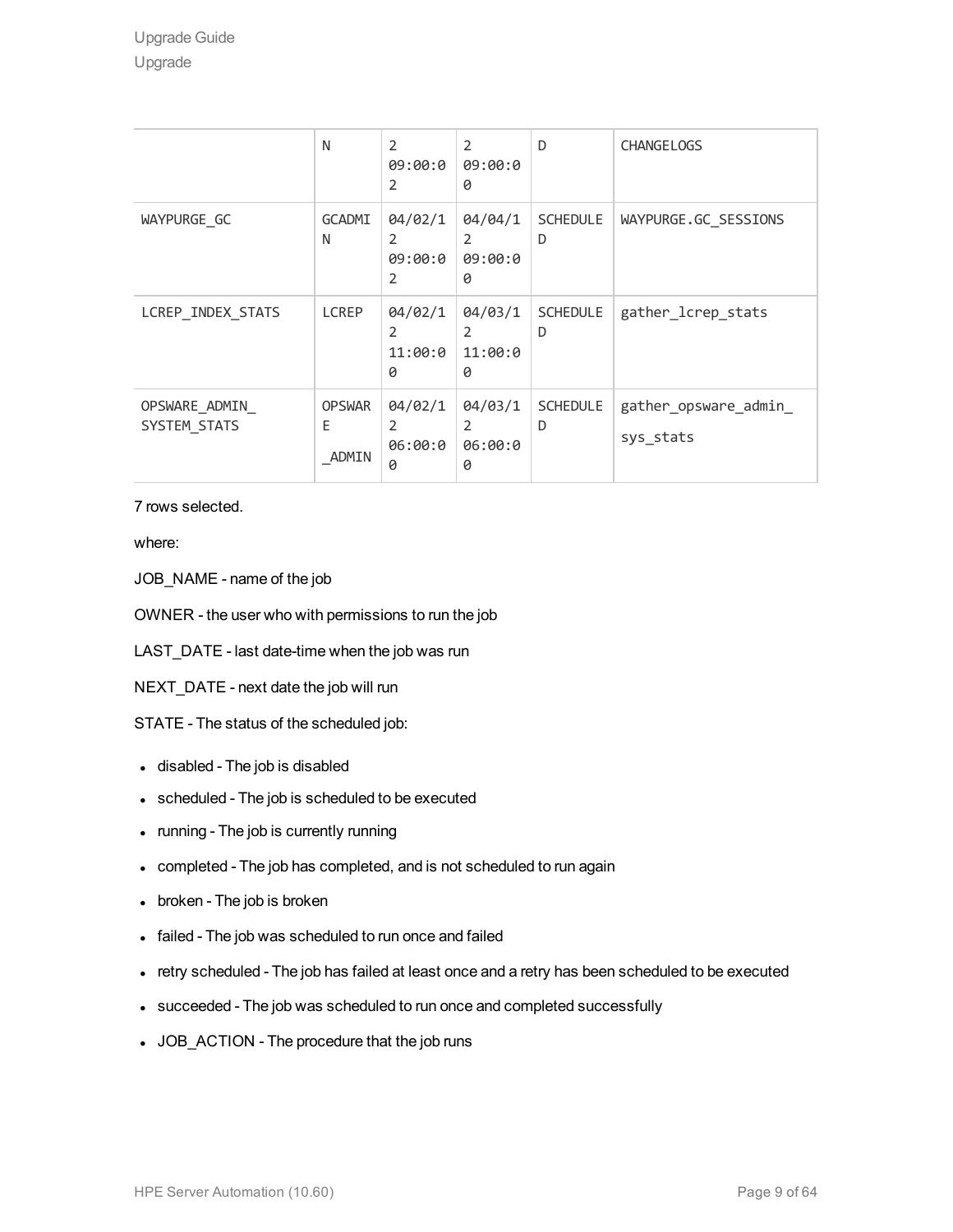| | N | 2 09:00:02 | 2 09:00:00 | D | CHANGELOGS |
|---|---|---|---|---|---|
| WAYPURGE_GC | GCADMIN | 04/02/12 09:00:02 | 04/04/12 09:00:00 | SCHEDULED | WAYPURGE.GC_SESSIONS |
| LCREP_INDEX_STATS | LCREP | 04/02/12 11:00:00 | 04/03/12 11:00:00 | SCHEDULED | gather_lcrep_stats |
| OPSWARE_ADMIN_SYSTEM_STATS | OPSWARE_ADMIN | 04/02/12 06:00:00 | 04/03/12 06:00:00 | SCHEDULED | gather_opsware_admin_sys_stats |

7 rows selected.

where:

JOB_NAME - name of the job

OWNER - the user who with permissions to run the job

LAST_DATE - last date-time when the job was run

NEXT_DATE - next date the job will run

STATE - The status of the scheduled job:

- disabled - The job is disabled
- scheduled - The job is scheduled to be executed
- running - The job is currently running
- completed - The job has completed, and is not scheduled to run again
- broken - The job is broken
- failed - The job was scheduled to run once and failed
- retry scheduled - The job has failed at least once and a retry has been scheduled to be executed
- succeeded - The job was scheduled to run once and completed successfully
- JOB_ACTION - The procedure that the job runs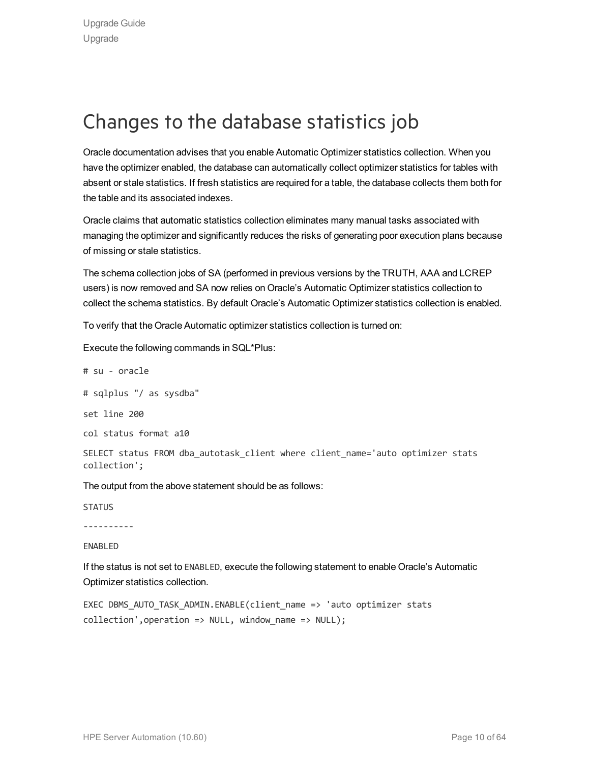# Changes to the database statistics job

Oracle documentation advises that you enable Automatic Optimizer statistics collection. When you have the optimizer enabled, the database can automatically collect optimizer statistics for tables with absent or stale statistics. If fresh statistics are required for a table, the database collects them both for the table and its associated indexes.

Oracle claims that automatic statistics collection eliminates many manual tasks associated with managing the optimizer and significantly reduces the risks of generating poor execution plans because of missing or stale statistics.

The schema collection jobs of SA (performed in previous versions by the TRUTH, AAA and LCREP users) is now removed and SA now relies on Oracle's Automatic Optimizer statistics collection to collect the schema statistics. By default Oracle's Automatic Optimizer statistics collection is enabled.

To verify that the Oracle Automatic optimizer statistics collection is turned on:

Execute the following commands in SQL*Plus:

```
# su - oracle

# sqlplus "/ as sysdba"

set line 200

col status format a10

SELECT status FROM dba_autotask_client where client_name='auto optimizer stats collection';
```

The output from the above statement should be as follows:

```
STATUS

----------

ENABLED
```

If the status is not set to `ENABLED`, execute the following statement to enable Oracle's Automatic Optimizer statistics collection.

```
EXEC DBMS_AUTO_TASK_ADMIN.ENABLE(client_name => 'auto optimizer stats
collection',operation => NULL, window_name => NULL);
```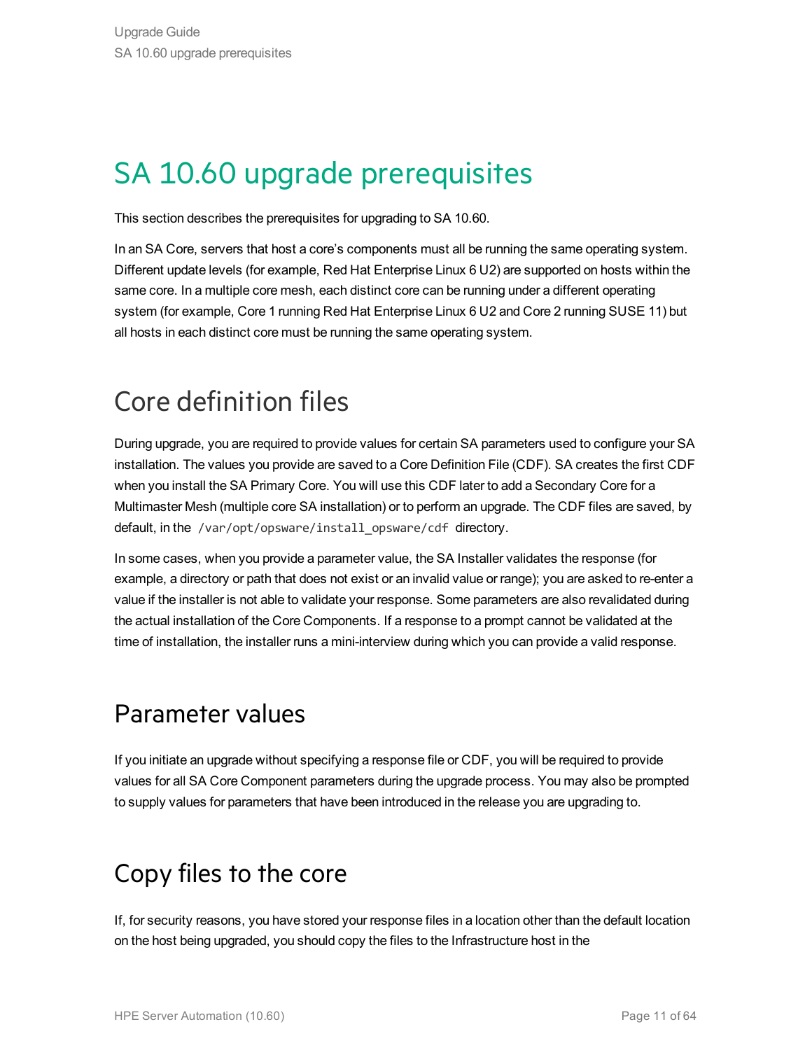# SA 10.60 upgrade prerequisites

This section describes the prerequisites for upgrading to SA 10.60.

In an SA Core, servers that host a core's components must all be running the same operating system. Different update levels (for example, Red Hat Enterprise Linux 6 U2) are supported on hosts within the same core. In a multiple core mesh, each distinct core can be running under a different operating system (for example, Core 1 running Red Hat Enterprise Linux 6 U2 and Core 2 running SUSE 11) but all hosts in each distinct core must be running the same operating system.

## Core definition files

During upgrade, you are required to provide values for certain SA parameters used to configure your SA installation. The values you provide are saved to a Core Definition File (CDF). SA creates the first CDF when you install the SA Primary Core. You will use this CDF later to add a Secondary Core for a Multimaster Mesh (multiple core SA installation) or to perform an upgrade. The CDF files are saved, by default, in the `/var/opt/opsware/install_opsware/cdf` directory.

In some cases, when you provide a parameter value, the SA Installer validates the response (for example, a directory or path that does not exist or an invalid value or range); you are asked to re-enter a value if the installer is not able to validate your response. Some parameters are also revalidated during the actual installation of the Core Components. If a response to a prompt cannot be validated at the time of installation, the installer runs a mini-interview during which you can provide a valid response.

## Parameter values

If you initiate an upgrade without specifying a response file or CDF, you will be required to provide values for all SA Core Component parameters during the upgrade process. You may also be prompted to supply values for parameters that have been introduced in the release you are upgrading to.

## Copy files to the core

If, for security reasons, you have stored your response files in a location other than the default location on the host being upgraded, you should copy the files to the Infrastructure host in the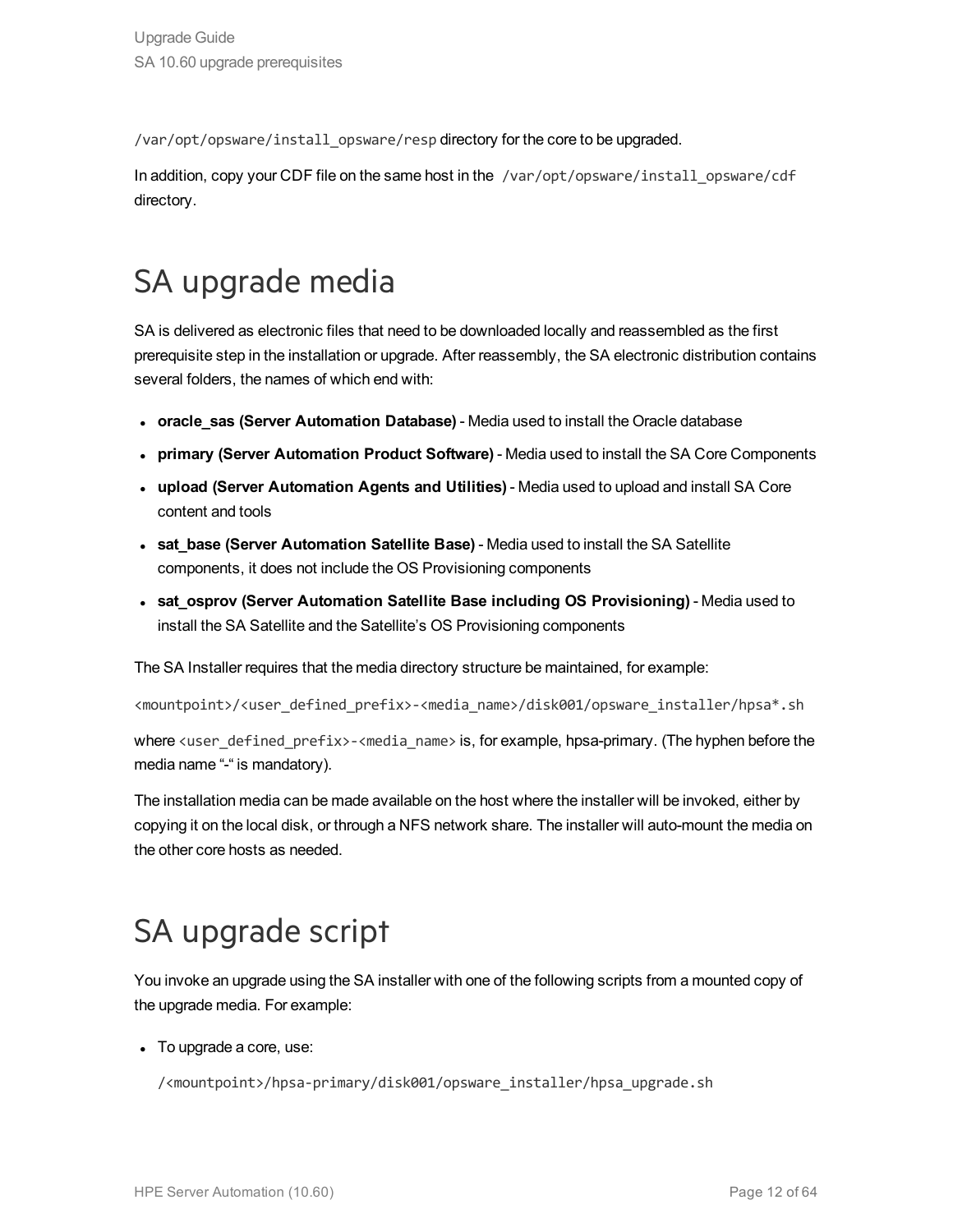`/var/opt/opsware/install_opsware/resp` directory for the core to be upgraded.

In addition, copy your CDF file on the same host in the `/var/opt/opsware/install_opsware/cdf` directory.

# SA upgrade media

SA is delivered as electronic files that need to be downloaded locally and reassembled as the first prerequisite step in the installation or upgrade. After reassembly, the SA electronic distribution contains several folders, the names of which end with:

- **oracle_sas (Server Automation Database)** - Media used to install the Oracle database
- **primary (Server Automation Product Software)** - Media used to install the SA Core Components
- **upload (Server Automation Agents and Utilities)** - Media used to upload and install SA Core content and tools
- **sat_base (Server Automation Satellite Base)** - Media used to install the SA Satellite components, it does not include the OS Provisioning components
- **sat_osprov (Server Automation Satellite Base including OS Provisioning)** - Media used to install the SA Satellite and the Satellite's OS Provisioning components

The SA Installer requires that the media directory structure be maintained, for example:

```
<mountpoint>/<user_defined_prefix>-<media_name>/disk001/opsware_installer/hpsa*.sh
```

where `<user_defined_prefix>-<media_name>` is, for example, hpsa-primary. (The hyphen before the media name "-" is mandatory).

The installation media can be made available on the host where the installer will be invoked, either by copying it on the local disk, or through a NFS network share. The installer will auto-mount the media on the other core hosts as needed.

# SA upgrade script

You invoke an upgrade using the SA installer with one of the following scripts from a mounted copy of the upgrade media. For example:

- To upgrade a core, use:

  ```
  /<mountpoint>/hpsa-primary/disk001/opsware_installer/hpsa_upgrade.sh
  ```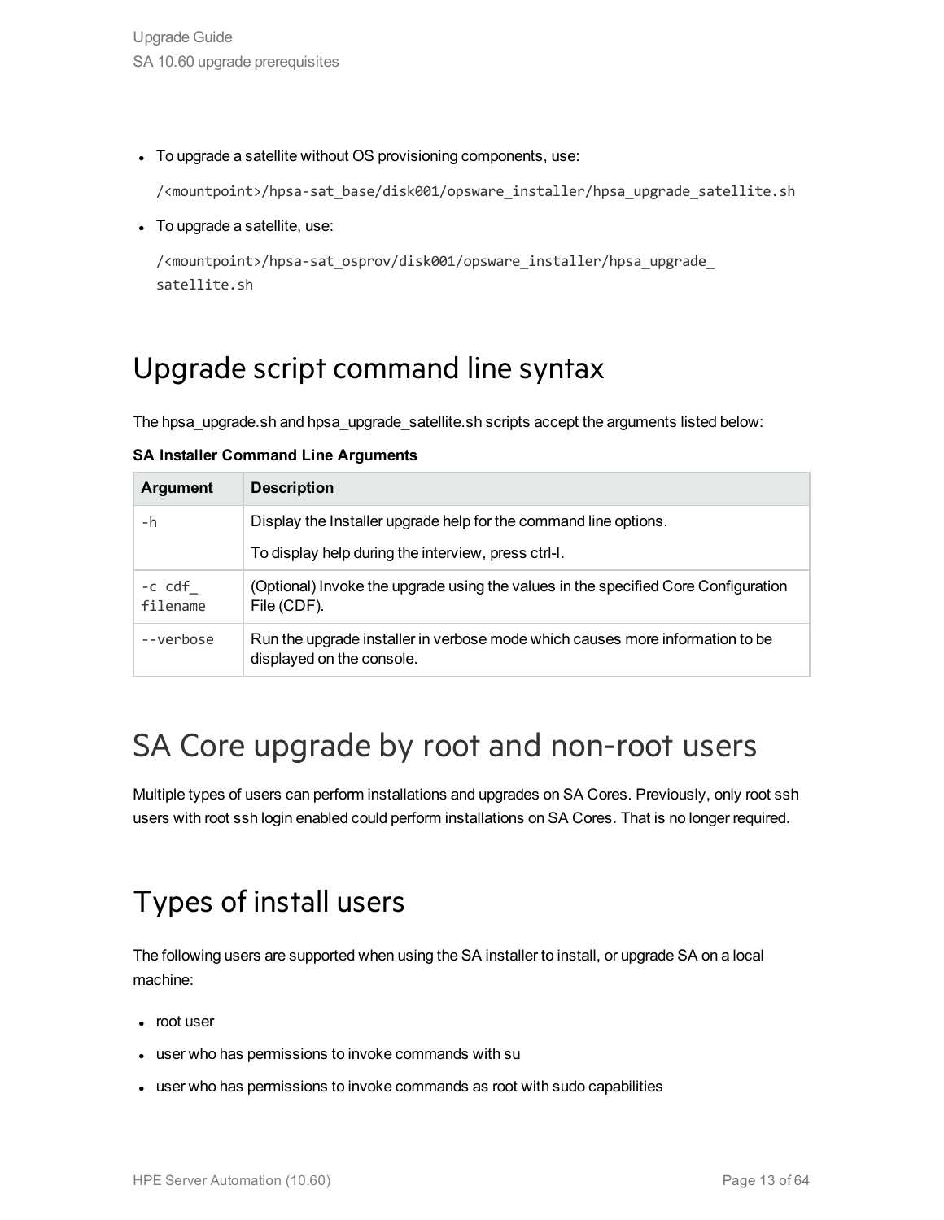- To upgrade a satellite without OS provisioning components, use:

  ```
  /<mountpoint>/hpsa-sat_base/disk001/opsware_installer/hpsa_upgrade_satellite.sh
  ```

- To upgrade a satellite, use:

  ```
  /<mountpoint>/hpsa-sat_osprov/disk001/opsware_installer/hpsa_upgrade_satellite.sh
  ```

# Upgrade script command line syntax

The hpsa_upgrade.sh and hpsa_upgrade_satellite.sh scripts accept the arguments listed below:

**SA Installer Command Line Arguments**

| Argument | Description |
| --- | --- |
| `-h` | Display the Installer upgrade help for the command line options.<br><br>To display help during the interview, press ctrl-I. |
| `-c cdf_filename` | (Optional) Invoke the upgrade using the values in the specified Core Configuration File (CDF). |
| `--verbose` | Run the upgrade installer in verbose mode which causes more information to be displayed on the console. |

# SA Core upgrade by root and non-root users

Multiple types of users can perform installations and upgrades on SA Cores. Previously, only root ssh users with root ssh login enabled could perform installations on SA Cores. That is no longer required.

# Types of install users

The following users are supported when using the SA installer to install, or upgrade SA on a local machine:

- root user
- user who has permissions to invoke commands with su
- user who has permissions to invoke commands as root with sudo capabilities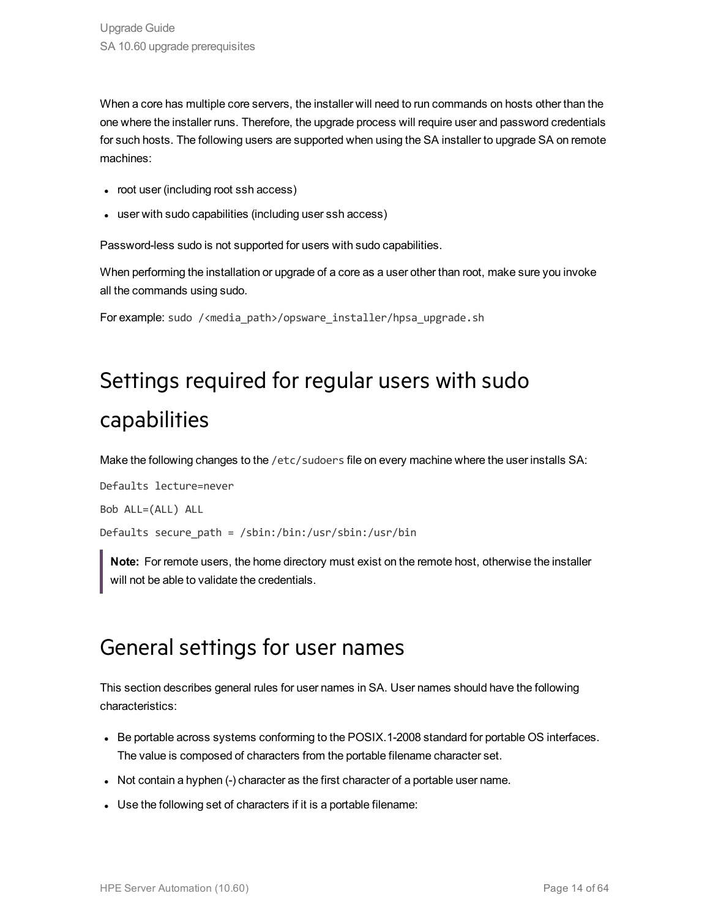When a core has multiple core servers, the installer will need to run commands on hosts other than the one where the installer runs. Therefore, the upgrade process will require user and password credentials for such hosts. The following users are supported when using the SA installer to upgrade SA on remote machines:

- root user (including root ssh access)
- user with sudo capabilities (including user ssh access)

Password-less sudo is not supported for users with sudo capabilities.

When performing the installation or upgrade of a core as a user other than root, make sure you invoke all the commands using sudo.

For example: `sudo /<media_path>/opsware_installer/hpsa_upgrade.sh`

## Settings required for regular users with sudo capabilities

Make the following changes to the `/etc/sudoers` file on every machine where the user installs SA:

```
Defaults lecture=never
Bob ALL=(ALL) ALL
Defaults secure_path = /sbin:/bin:/usr/sbin:/usr/bin
```

> **Note:** For remote users, the home directory must exist on the remote host, otherwise the installer will not be able to validate the credentials.

## General settings for user names

This section describes general rules for user names in SA. User names should have the following characteristics:

- Be portable across systems conforming to the POSIX.1-2008 standard for portable OS interfaces. The value is composed of characters from the portable filename character set.
- Not contain a hyphen (-) character as the first character of a portable user name.
- Use the following set of characters if it is a portable filename: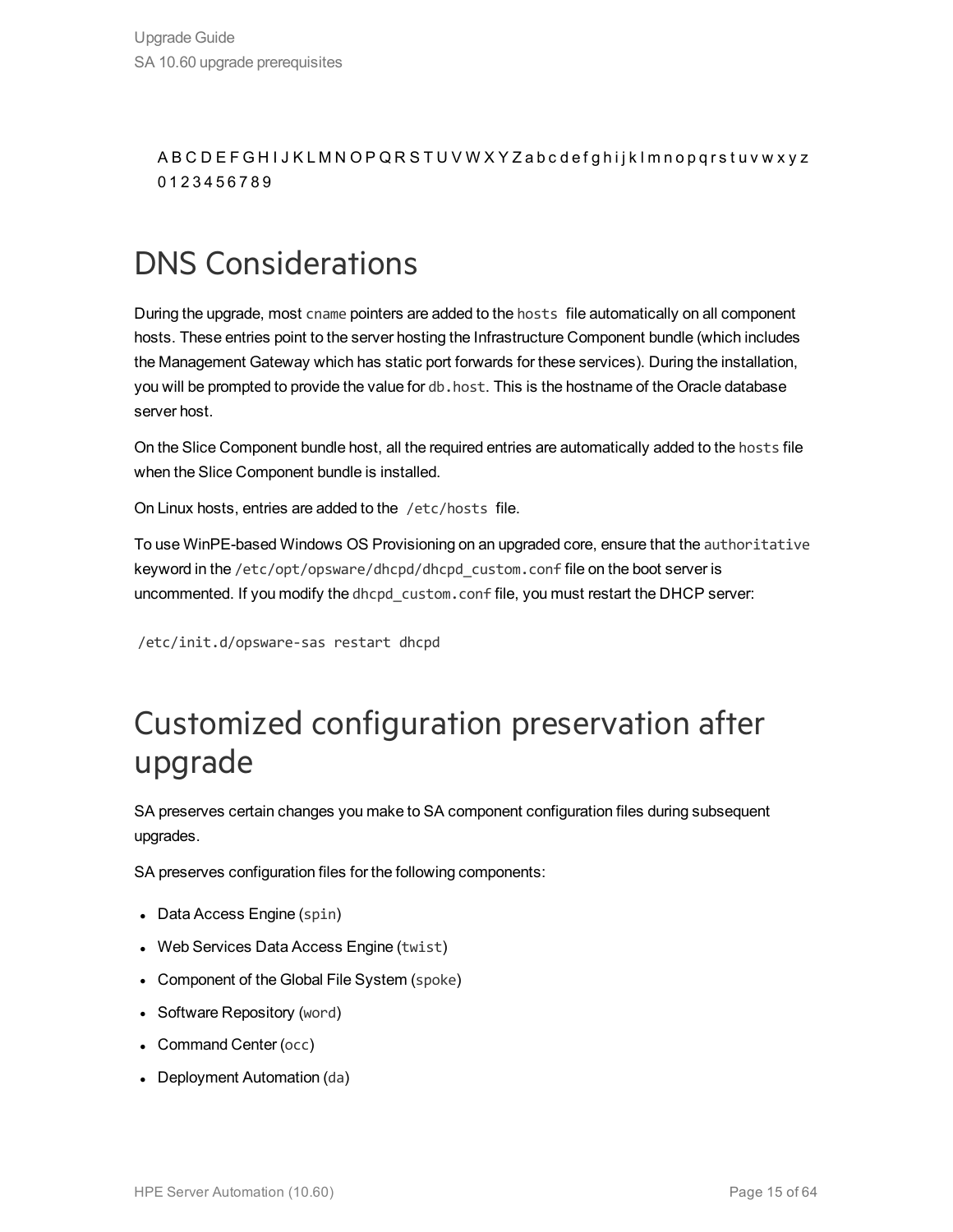A B C D E F G H I J K L M N O P Q R S T U V W X Y Z a b c d e f g h i j k l m n o p q r s t u v w x y z
0 1 2 3 4 5 6 7 8 9

# DNS Considerations

During the upgrade, most `cname` pointers are added to the `hosts` file automatically on all component hosts. These entries point to the server hosting the Infrastructure Component bundle (which includes the Management Gateway which has static port forwards for these services). During the installation, you will be prompted to provide the value for `db.host`. This is the hostname of the Oracle database server host.

On the Slice Component bundle host, all the required entries are automatically added to the `hosts` file when the Slice Component bundle is installed.

On Linux hosts, entries are added to the `/etc/hosts` file.

To use WinPE-based Windows OS Provisioning on an upgraded core, ensure that the `authoritative` keyword in the `/etc/opt/opsware/dhcpd/dhcpd_custom.conf` file on the boot server is uncommented. If you modify the `dhcpd_custom.conf` file, you must restart the DHCP server:

```
/etc/init.d/opsware-sas restart dhcpd
```

# Customized configuration preservation after upgrade

SA preserves certain changes you make to SA component configuration files during subsequent upgrades.

SA preserves configuration files for the following components:

- Data Access Engine (`spin`)
- Web Services Data Access Engine (`twist`)
- Component of the Global File System (`spoke`)
- Software Repository (`word`)
- Command Center (`occ`)
- Deployment Automation (`da`)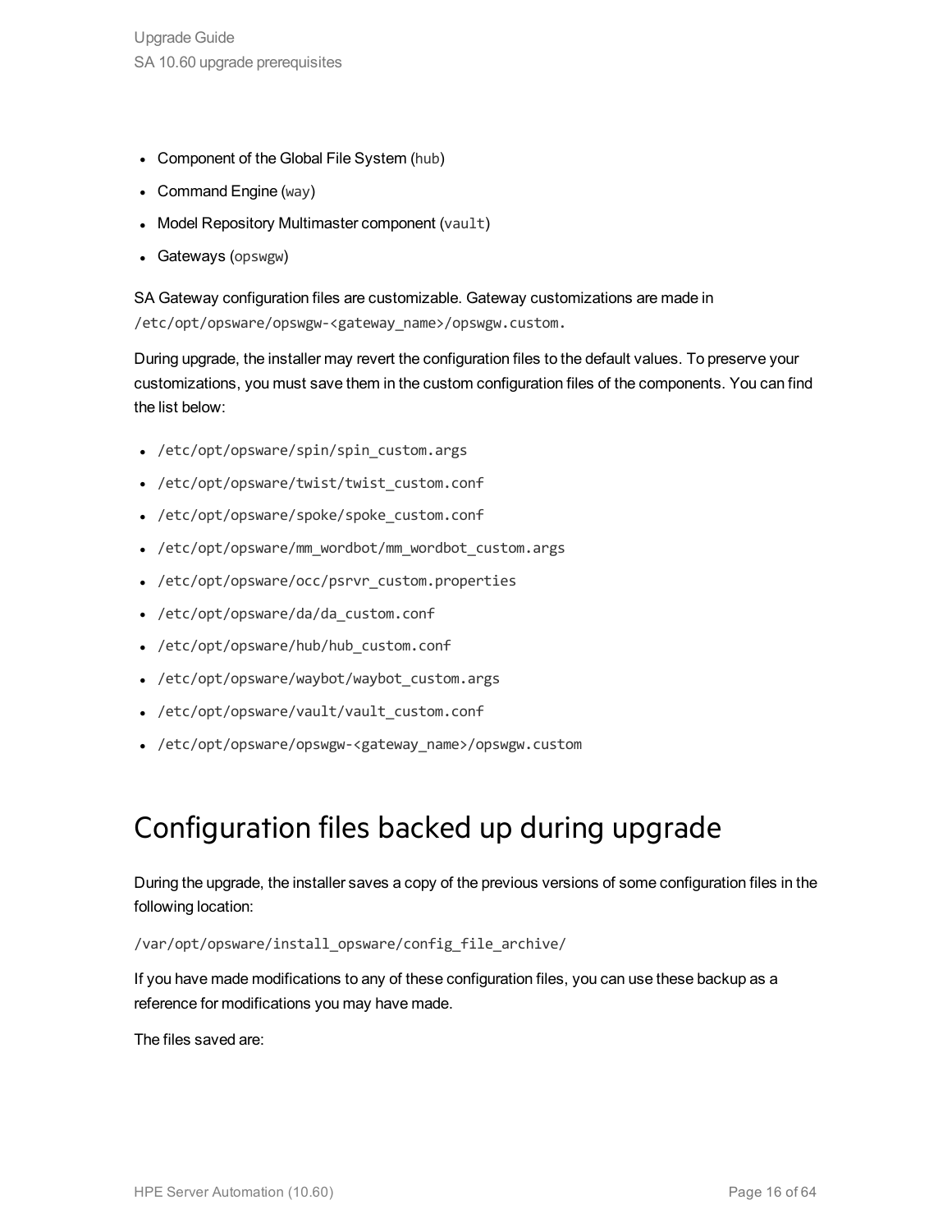- Component of the Global File System (`hub`)
- Command Engine (`way`)
- Model Repository Multimaster component (`vault`)
- Gateways (`opswgw`)

SA Gateway configuration files are customizable. Gateway customizations are made in `/etc/opt/opsware/opswgw-<gateway_name>/opswgw.custom.`

During upgrade, the installer may revert the configuration files to the default values. To preserve your customizations, you must save them in the custom configuration files of the components. You can find the list below:

- `/etc/opt/opsware/spin/spin_custom.args`
- `/etc/opt/opsware/twist/twist_custom.conf`
- `/etc/opt/opsware/spoke/spoke_custom.conf`
- `/etc/opt/opsware/mm_wordbot/mm_wordbot_custom.args`
- `/etc/opt/opsware/occ/psrvr_custom.properties`
- `/etc/opt/opsware/da/da_custom.conf`
- `/etc/opt/opsware/hub/hub_custom.conf`
- `/etc/opt/opsware/waybot/waybot_custom.args`
- `/etc/opt/opsware/vault/vault_custom.conf`
- `/etc/opt/opsware/opswgw-<gateway_name>/opswgw.custom`

# Configuration files backed up during upgrade

During the upgrade, the installer saves a copy of the previous versions of some configuration files in the following location:

`/var/opt/opsware/install_opsware/config_file_archive/`

If you have made modifications to any of these configuration files, you can use these backup as a reference for modifications you may have made.

The files saved are: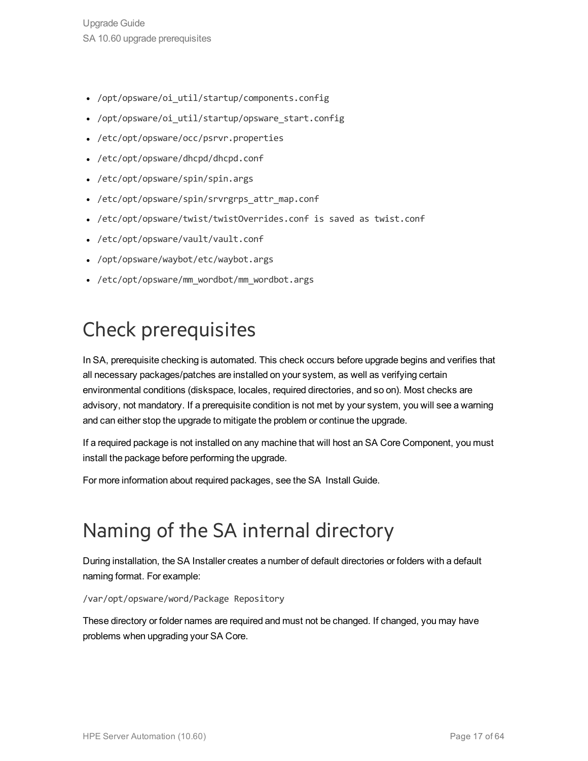- /opt/opsware/oi_util/startup/components.config
- /opt/opsware/oi_util/startup/opsware_start.config
- /etc/opt/opsware/occ/psrvr.properties
- /etc/opt/opsware/dhcpd/dhcpd.conf
- /etc/opt/opsware/spin/spin.args
- /etc/opt/opsware/spin/srvrgrps_attr_map.conf
- /etc/opt/opsware/twist/twistOverrides.conf is saved as twist.conf
- /etc/opt/opsware/vault/vault.conf
- /opt/opsware/waybot/etc/waybot.args
- /etc/opt/opsware/mm_wordbot/mm_wordbot.args

# Check prerequisites

In SA, prerequisite checking is automated. This check occurs before upgrade begins and verifies that all necessary packages/patches are installed on your system, as well as verifying certain environmental conditions (diskspace, locales, required directories, and so on). Most checks are advisory, not mandatory. If a prerequisite condition is not met by your system, you will see a warning and can either stop the upgrade to mitigate the problem or continue the upgrade.

If a required package is not installed on any machine that will host an SA Core Component, you must install the package before performing the upgrade.

For more information about required packages, see the SA Install Guide.

# Naming of the SA internal directory

During installation, the SA Installer creates a number of default directories or folders with a default naming format. For example:

```
/var/opt/opsware/word/Package Repository
```

These directory or folder names are required and must not be changed. If changed, you may have problems when upgrading your SA Core.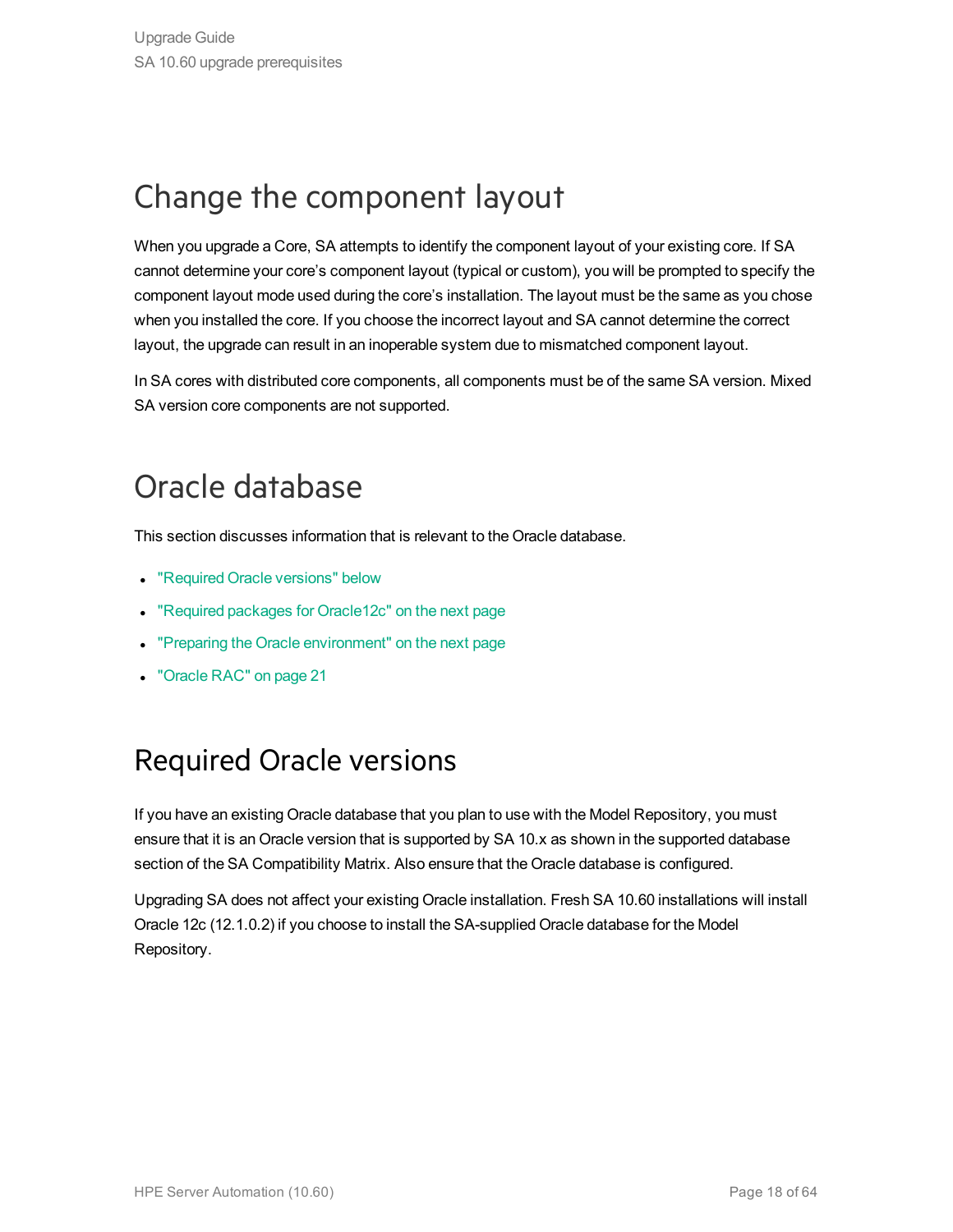# Change the component layout

When you upgrade a Core, SA attempts to identify the component layout of your existing core. If SA cannot determine your core's component layout (typical or custom), you will be prompted to specify the component layout mode used during the core's installation. The layout must be the same as you chose when you installed the core. If you choose the incorrect layout and SA cannot determine the correct layout, the upgrade can result in an inoperable system due to mismatched component layout.

In SA cores with distributed core components, all components must be of the same SA version. Mixed SA version core components are not supported.

# Oracle database

This section discusses information that is relevant to the Oracle database.

- "Required Oracle versions" below
- "Required packages for Oracle12c" on the next page
- "Preparing the Oracle environment" on the next page
- "Oracle RAC" on page 21

## Required Oracle versions

If you have an existing Oracle database that you plan to use with the Model Repository, you must ensure that it is an Oracle version that is supported by SA 10.x as shown in the supported database section of the SA Compatibility Matrix. Also ensure that the Oracle database is configured.

Upgrading SA does not affect your existing Oracle installation. Fresh SA 10.60 installations will install Oracle 12c (12.1.0.2) if you choose to install the SA-supplied Oracle database for the Model Repository.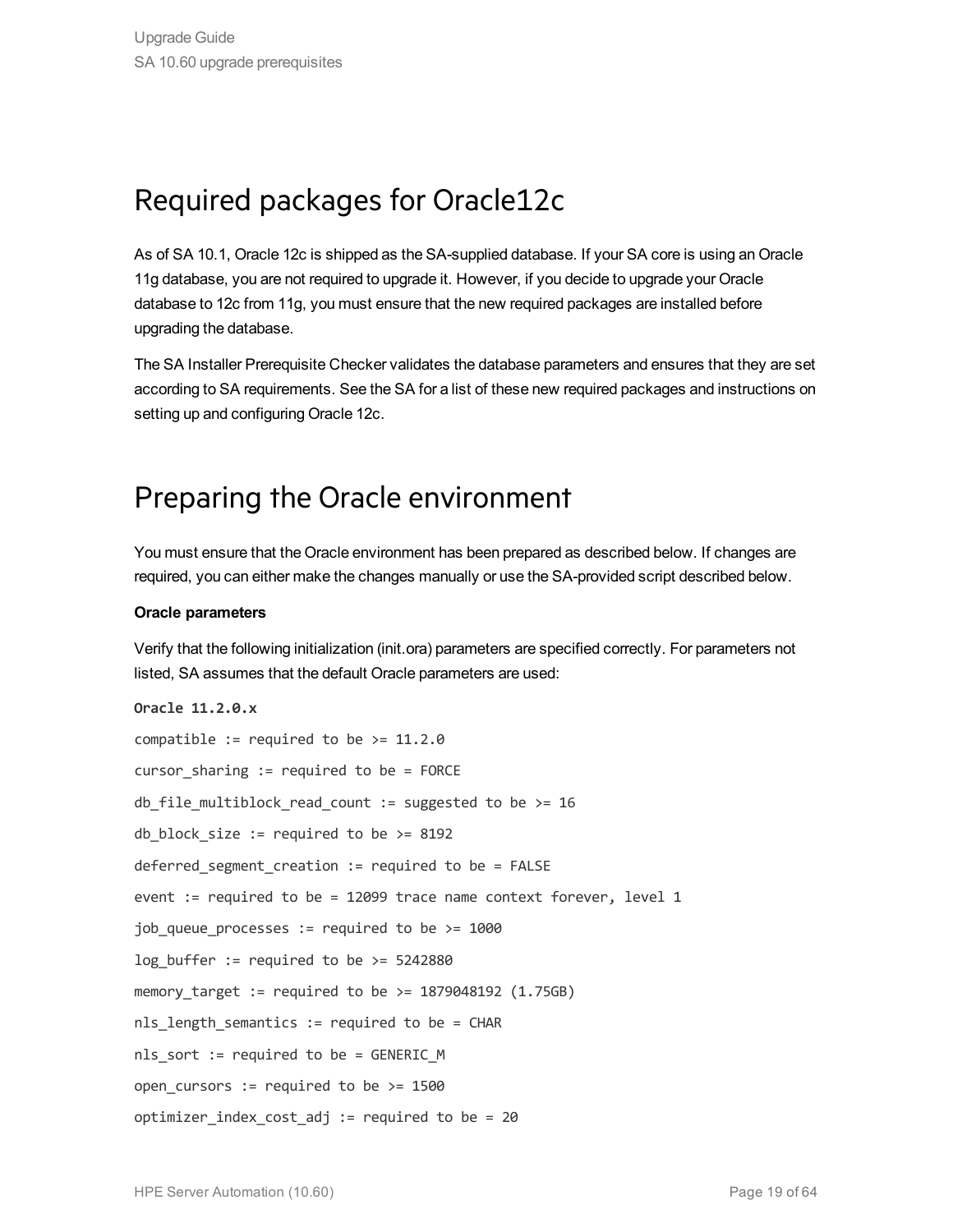# Required packages for Oracle12c

As of SA 10.1, Oracle 12c is shipped as the SA-supplied database. If your SA core is using an Oracle 11g database, you are not required to upgrade it. However, if you decide to upgrade your Oracle database to 12c from 11g, you must ensure that the new required packages are installed before upgrading the database.

The SA Installer Prerequisite Checker validates the database parameters and ensures that they are set according to SA requirements. See the SA for a list of these new required packages and instructions on setting up and configuring Oracle 12c.

# Preparing the Oracle environment

You must ensure that the Oracle environment has been prepared as described below. If changes are required, you can either make the changes manually or use the SA-provided script described below.

**Oracle parameters**

Verify that the following initialization (init.ora) parameters are specified correctly. For parameters not listed, SA assumes that the default Oracle parameters are used:

```
Oracle 11.2.0.x

compatible := required to be >= 11.2.0

cursor_sharing := required to be = FORCE

db_file_multiblock_read_count := suggested to be >= 16

db_block_size := required to be >= 8192

deferred_segment_creation := required to be = FALSE

event := required to be = 12099 trace name context forever, level 1

job_queue_processes := required to be >= 1000

log_buffer := required to be >= 5242880

memory_target := required to be >= 1879048192 (1.75GB)

nls_length_semantics := required to be = CHAR

nls_sort := required to be = GENERIC_M

open_cursors := required to be >= 1500

optimizer_index_cost_adj := required to be = 20
```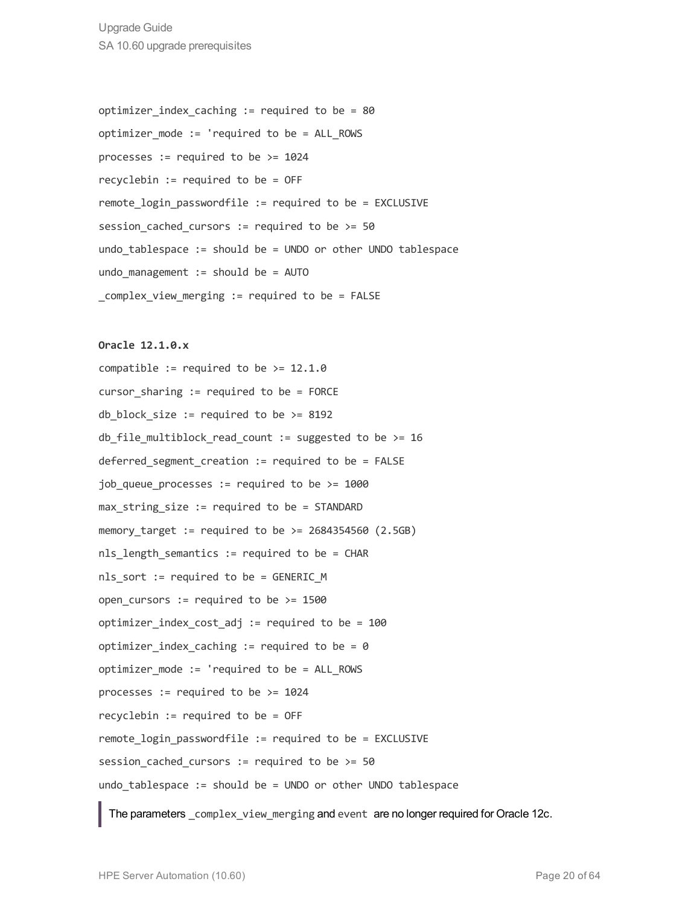```
optimizer_index_caching := required to be = 80
optimizer_mode := 'required to be = ALL_ROWS
processes := required to be >= 1024
recyclebin := required to be = OFF
remote_login_passwordfile := required to be = EXCLUSIVE
session_cached_cursors := required to be >= 50
undo_tablespace := should be = UNDO or other UNDO tablespace
undo_management := should be = AUTO
_complex_view_merging := required to be = FALSE
```

**Oracle 12.1.0.x**

```
compatible := required to be >= 12.1.0
cursor_sharing := required to be = FORCE
db_block_size := required to be >= 8192
db_file_multiblock_read_count := suggested to be >= 16
deferred_segment_creation := required to be = FALSE
job_queue_processes := required to be >= 1000
max_string_size := required to be = STANDARD
memory_target := required to be >= 2684354560 (2.5GB)
nls_length_semantics := required to be = CHAR
nls_sort := required to be = GENERIC_M
open_cursors := required to be >= 1500
optimizer_index_cost_adj := required to be = 100
optimizer_index_caching := required to be = 0
optimizer_mode := 'required to be = ALL_ROWS
processes := required to be >= 1024
recyclebin := required to be = OFF
remote_login_passwordfile := required to be = EXCLUSIVE
session_cached_cursors := required to be >= 50
undo_tablespace := should be = UNDO or other UNDO tablespace
```

> The parameters `_complex_view_merging` and `event` are no longer required for Oracle 12c.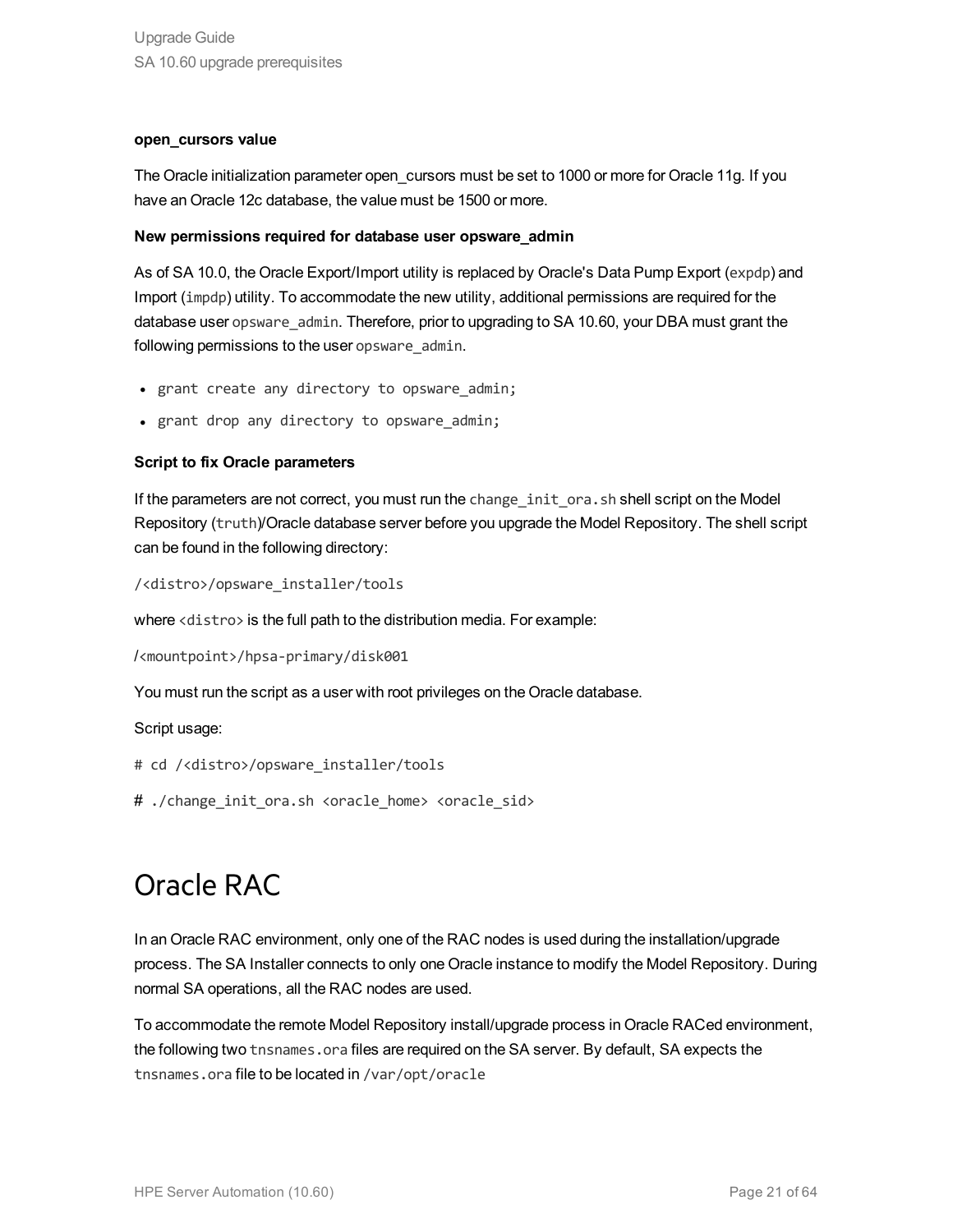**open_cursors value**

The Oracle initialization parameter open_cursors must be set to 1000 or more for Oracle 11g. If you have an Oracle 12c database, the value must be 1500 or more.

**New permissions required for database user opsware_admin**

As of SA 10.0, the Oracle Export/Import utility is replaced by Oracle's Data Pump Export (`expdp`) and Import (`impdp`) utility. To accommodate the new utility, additional permissions are required for the database user `opsware_admin`. Therefore, prior to upgrading to SA 10.60, your DBA must grant the following permissions to the user `opsware_admin`.

- `grant create any directory to opsware_admin;`
- `grant drop any directory to opsware_admin;`

**Script to fix Oracle parameters**

If the parameters are not correct, you must run the `change_init_ora.sh` shell script on the Model Repository (`truth`)/Oracle database server before you upgrade the Model Repository. The shell script can be found in the following directory:

```
/<distro>/opsware_installer/tools
```

where `<distro>` is the full path to the distribution media. For example:

```
/<mountpoint>/hpsa-primary/disk001
```

You must run the script as a user with root privileges on the Oracle database.

Script usage:

```
# cd /<distro>/opsware_installer/tools
# ./change_init_ora.sh <oracle_home> <oracle_sid>
```

# Oracle RAC

In an Oracle RAC environment, only one of the RAC nodes is used during the installation/upgrade process. The SA Installer connects to only one Oracle instance to modify the Model Repository. During normal SA operations, all the RAC nodes are used.

To accommodate the remote Model Repository install/upgrade process in Oracle RACed environment, the following two `tnsnames.ora` files are required on the SA server. By default, SA expects the `tnsnames.ora` file to be located in `/var/opt/oracle`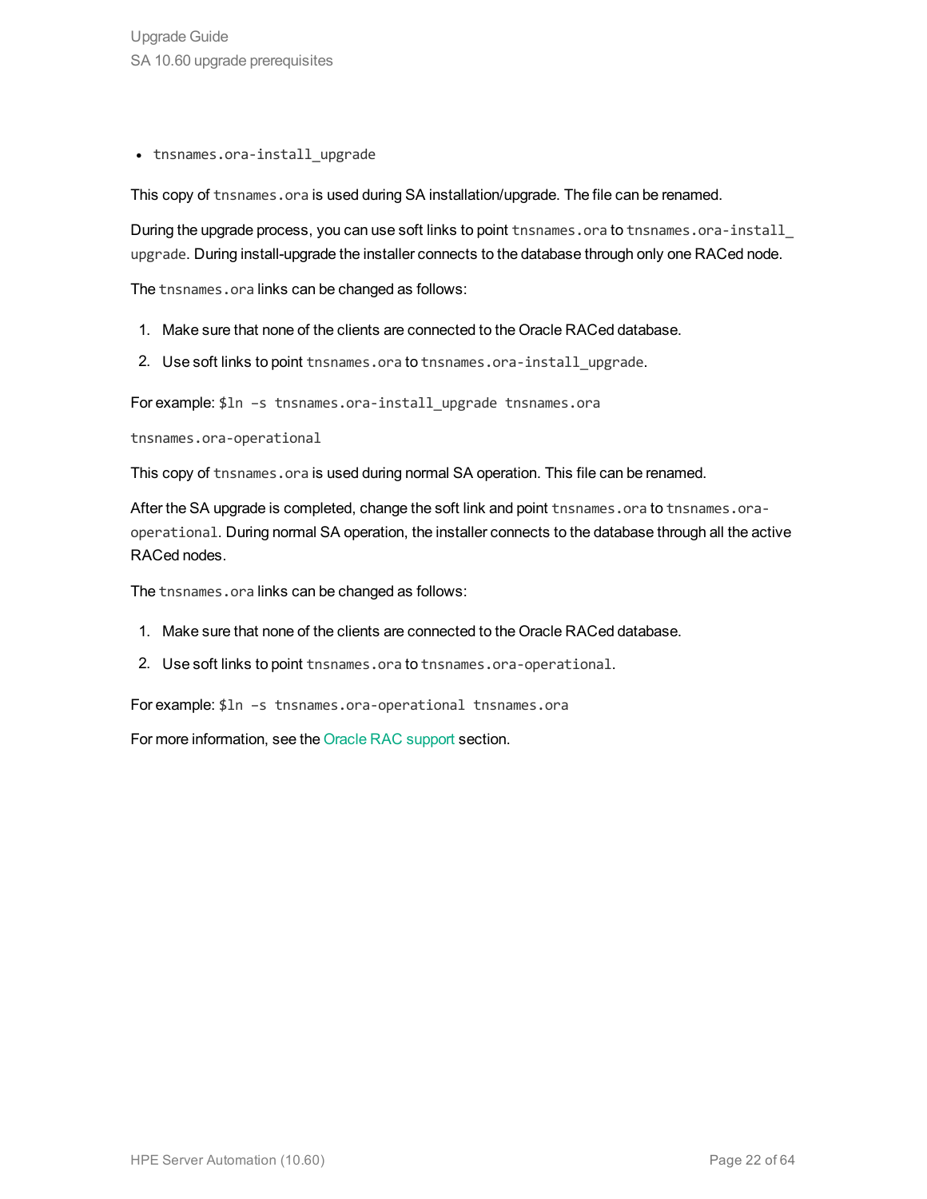- `tnsnames.ora-install_upgrade`

This copy of `tnsnames.ora` is used during SA installation/upgrade. The file can be renamed.

During the upgrade process, you can use soft links to point `tnsnames.ora` to `tnsnames.ora-install_upgrade`. During install-upgrade the installer connects to the database through only one RACed node.

The `tnsnames.ora` links can be changed as follows:

1. Make sure that none of the clients are connected to the Oracle RACed database.
2. Use soft links to point `tnsnames.ora` to `tnsnames.ora-install_upgrade`.

For example: `$ln –s tnsnames.ora-install_upgrade tnsnames.ora`

`tnsnames.ora-operational`

This copy of `tnsnames.ora` is used during normal SA operation. This file can be renamed.

After the SA upgrade is completed, change the soft link and point `tnsnames.ora` to `tnsnames.ora-operational`. During normal SA operation, the installer connects to the database through all the active RACed nodes.

The `tnsnames.ora` links can be changed as follows:

1. Make sure that none of the clients are connected to the Oracle RACed database.
2. Use soft links to point `tnsnames.ora` to `tnsnames.ora-operational`.

For example: `$ln –s tnsnames.ora-operational tnsnames.ora`

For more information, see the Oracle RAC support section.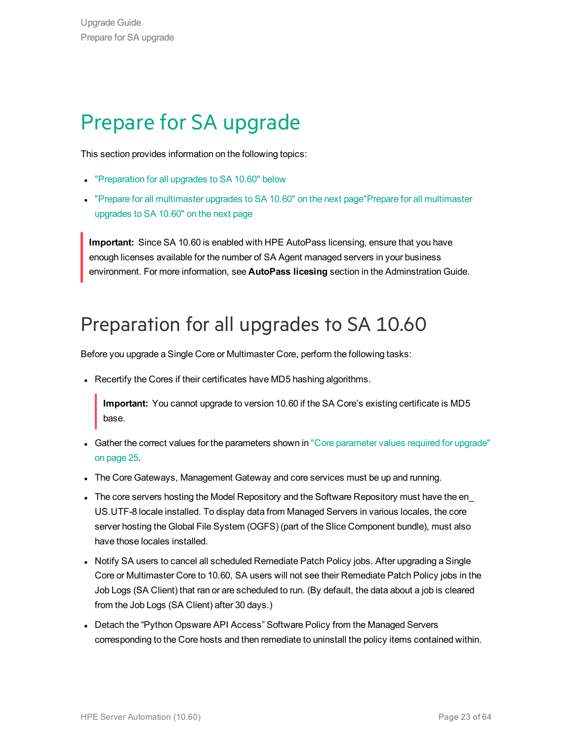# Prepare for SA upgrade

This section provides information on the following topics:

- "Preparation for all upgrades to SA 10.60" below
- "Prepare for all multimaster upgrades to SA 10.60" on the next page"Prepare for all multimaster upgrades to SA 10.60" on the next page

> **Important:** Since SA 10.60 is enabled with HPE AutoPass licensing, ensure that you have enough licenses available for the number of SA Agent managed servers in your business environment. For more information, see **AutoPass licesing** section in the Adminstration Guide.

## Preparation for all upgrades to SA 10.60

Before you upgrade a Single Core or Multimaster Core, perform the following tasks:

- Recertify the Cores if their certificates have MD5 hashing algorithms.

  > **Important:** You cannot upgrade to version 10.60 if the SA Core's existing certificate is MD5 base.

- Gather the correct values for the parameters shown in "Core parameter values required for upgrade" on page 25.
- The Core Gateways, Management Gateway and core services must be up and running.
- The core servers hosting the Model Repository and the Software Repository must have the en_US.UTF-8 locale installed. To display data from Managed Servers in various locales, the core server hosting the Global File System (OGFS) (part of the Slice Component bundle), must also have those locales installed.
- Notify SA users to cancel all scheduled Remediate Patch Policy jobs. After upgrading a Single Core or Multimaster Core to 10.60, SA users will not see their Remediate Patch Policy jobs in the Job Logs (SA Client) that ran or are scheduled to run. (By default, the data about a job is cleared from the Job Logs (SA Client) after 30 days.)
- Detach the "Python Opsware API Access" Software Policy from the Managed Servers corresponding to the Core hosts and then remediate to uninstall the policy items contained within.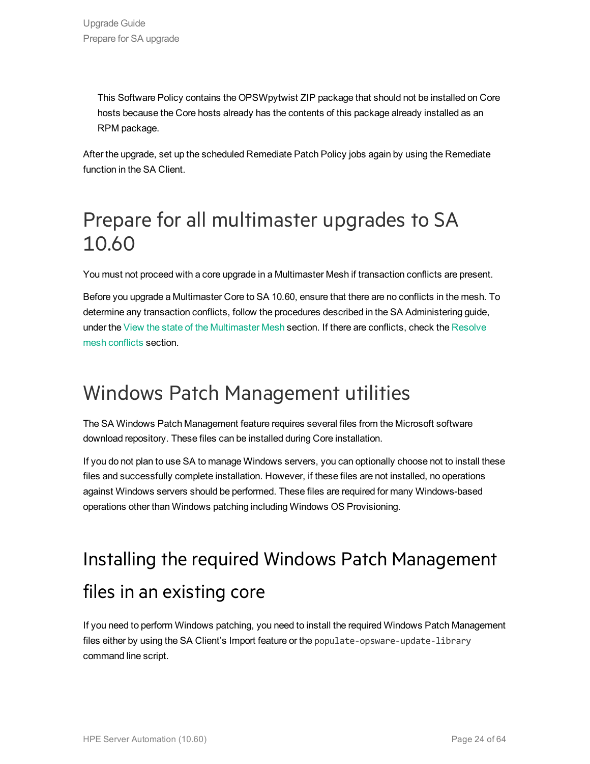This Software Policy contains the OPSWpytwist ZIP package that should not be installed on Core hosts because the Core hosts already has the contents of this package already installed as an RPM package.

After the upgrade, set up the scheduled Remediate Patch Policy jobs again by using the Remediate function in the SA Client.

# Prepare for all multimaster upgrades to SA 10.60

You must not proceed with a core upgrade in a Multimaster Mesh if transaction conflicts are present.

Before you upgrade a Multimaster Core to SA 10.60, ensure that there are no conflicts in the mesh. To determine any transaction conflicts, follow the procedures described in the SA Administering guide, under the View the state of the Multimaster Mesh section. If there are conflicts, check the Resolve mesh conflicts section.

# Windows Patch Management utilities

The SA Windows Patch Management feature requires several files from the Microsoft software download repository. These files can be installed during Core installation.

If you do not plan to use SA to manage Windows servers, you can optionally choose not to install these files and successfully complete installation. However, if these files are not installed, no operations against Windows servers should be performed. These files are required for many Windows-based operations other than Windows patching including Windows OS Provisioning.

# Installing the required Windows Patch Management files in an existing core

If you need to perform Windows patching, you need to install the required Windows Patch Management files either by using the SA Client's Import feature or the `populate-opsware-update-library` command line script.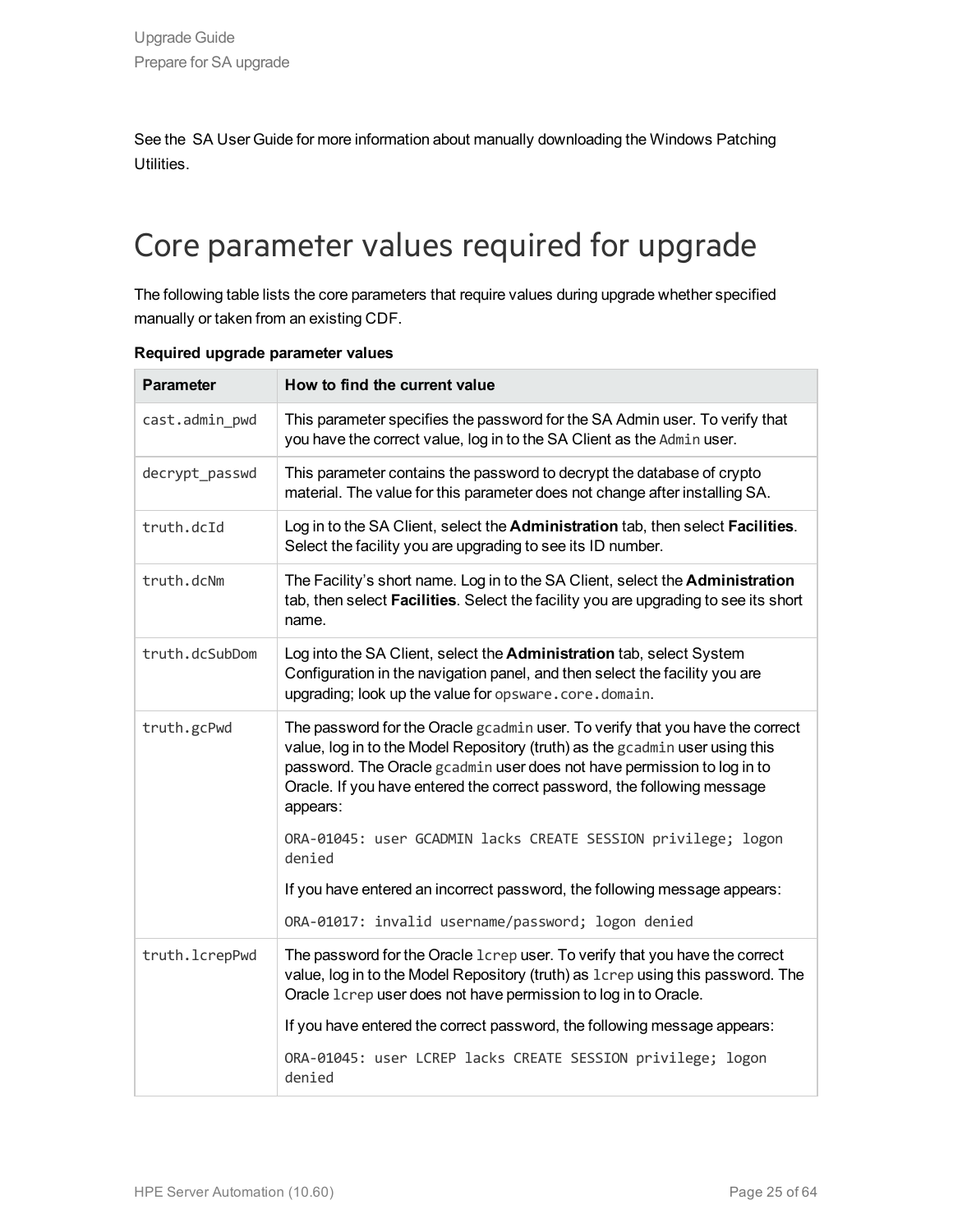See the SA User Guide for more information about manually downloading the Windows Patching Utilities.

# Core parameter values required for upgrade

The following table lists the core parameters that require values during upgrade whether specified manually or taken from an existing CDF.

**Required upgrade parameter values**

| Parameter | How to find the current value |
| --- | --- |
| `cast.admin_pwd` | This parameter specifies the password for the SA Admin user. To verify that you have the correct value, log in to the SA Client as the `Admin` user. |
| `decrypt_passwd` | This parameter contains the password to decrypt the database of crypto material. The value for this parameter does not change after installing SA. |
| `truth.dcId` | Log in to the SA Client, select the **Administration** tab, then select **Facilities**. Select the facility you are upgrading to see its ID number. |
| `truth.dcNm` | The Facility's short name. Log in to the SA Client, select the **Administration** tab, then select **Facilities**. Select the facility you are upgrading to see its short name. |
| `truth.dcSubDom` | Log into the SA Client, select the **Administration** tab, select System Configuration in the navigation panel, and then select the facility you are upgrading; look up the value for `opsware.core.domain`. |
| `truth.gcPwd` | The password for the Oracle `gcadmin` user. To verify that you have the correct value, log in to the Model Repository (truth) as the `gcadmin` user using this password. The Oracle `gcadmin` user does not have permission to log in to Oracle. If you have entered the correct password, the following message appears:<br><br>`ORA-01045: user GCADMIN lacks CREATE SESSION privilege; logon denied`<br><br>If you have entered an incorrect password, the following message appears:<br><br>`ORA-01017: invalid username/password; logon denied` |
| `truth.lcrepPwd` | The password for the Oracle `lcrep` user. To verify that you have the correct value, log in to the Model Repository (truth) as `lcrep` using this password. The Oracle `lcrep` user does not have permission to log in to Oracle.<br><br>If you have entered the correct password, the following message appears:<br><br>`ORA-01045: user LCREP lacks CREATE SESSION privilege; logon denied` |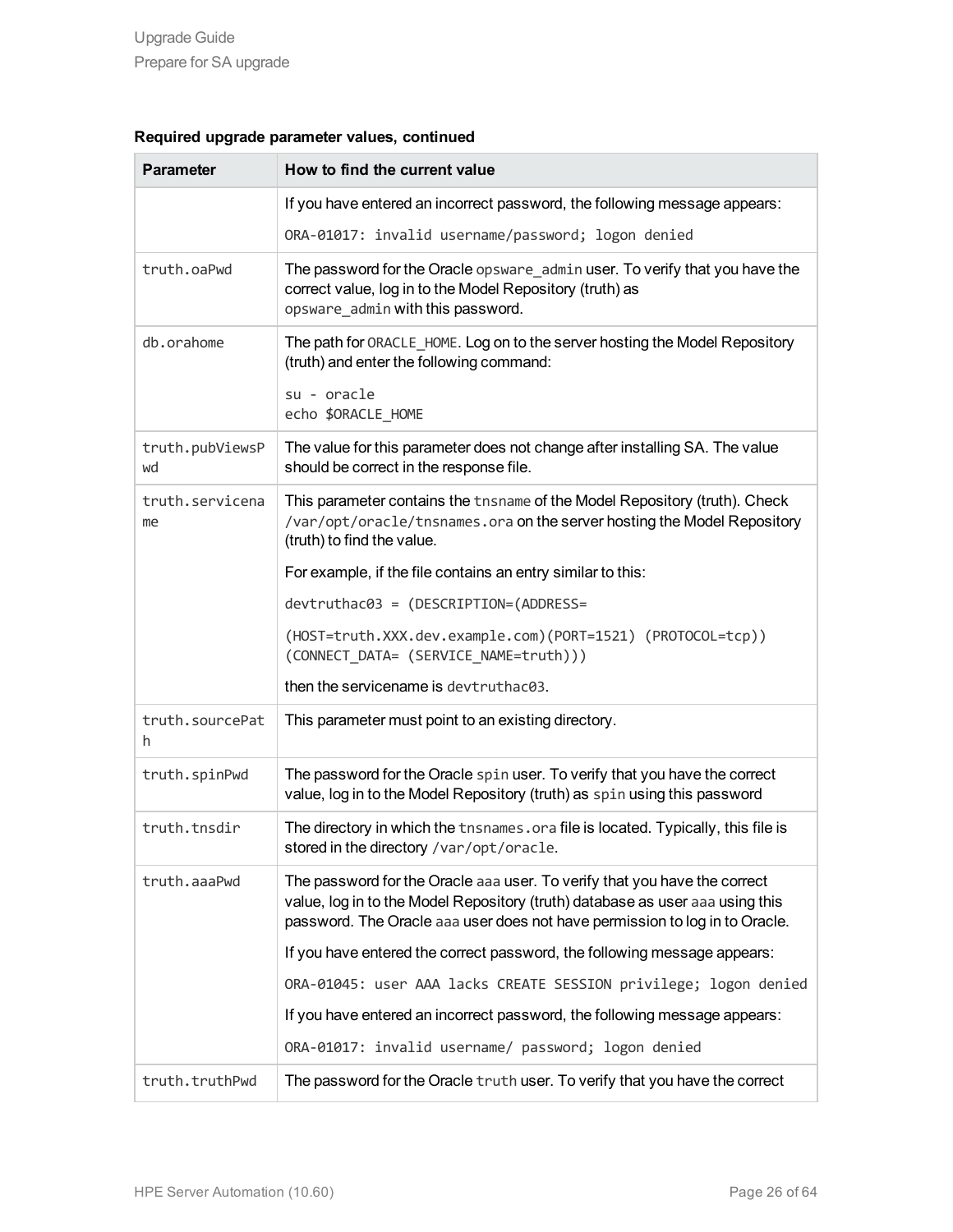**Required upgrade parameter values, continued**

| Parameter | How to find the current value |
| --- | --- |
| | If you have entered an incorrect password, the following message appears:<br><br>`ORA-01017: invalid username/password; logon denied` |
| truth.oaPwd | The password for the Oracle `opsware_admin` user. To verify that you have the correct value, log in to the Model Repository (truth) as `opsware_admin` with this password. |
| db.orahome | The path for `ORACLE_HOME`. Log on to the server hosting the Model Repository (truth) and enter the following command:<br><br>`su - oracle`<br>`echo $ORACLE_HOME` |
| truth.pubViewsPwd | The value for this parameter does not change after installing SA. The value should be correct in the response file. |
| truth.servicename | This parameter contains the `tnsname` of the Model Repository (truth). Check `/var/opt/oracle/tnsnames.ora` on the server hosting the Model Repository (truth) to find the value.<br><br>For example, if the file contains an entry similar to this:<br><br>`devtruthac03 = (DESCRIPTION=(ADDRESS=`<br><br>`(HOST=truth.XXX.dev.example.com)(PORT=1521) (PROTOCOL=tcp)) (CONNECT_DATA= (SERVICE_NAME=truth)))`<br><br>then the servicename is `devtruthac03`. |
| truth.sourcePath | This parameter must point to an existing directory. |
| truth.spinPwd | The password for the Oracle `spin` user. To verify that you have the correct value, log in to the Model Repository (truth) as `spin` using this password |
| truth.tnsdir | The directory in which the `tnsnames.ora` file is located. Typically, this file is stored in the directory `/var/opt/oracle`. |
| truth.aaaPwd | The password for the Oracle `aaa` user. To verify that you have the correct value, log in to the Model Repository (truth) database as user `aaa` using this password. The Oracle `aaa` user does not have permission to log in to Oracle.<br><br>If you have entered the correct password, the following message appears:<br><br>`ORA-01045: user AAA lacks CREATE SESSION privilege; logon denied`<br><br>If you have entered an incorrect password, the following message appears:<br><br>`ORA-01017: invalid username/ password; logon denied` |
| truth.truthPwd | The password for the Oracle `truth` user. To verify that you have the correct |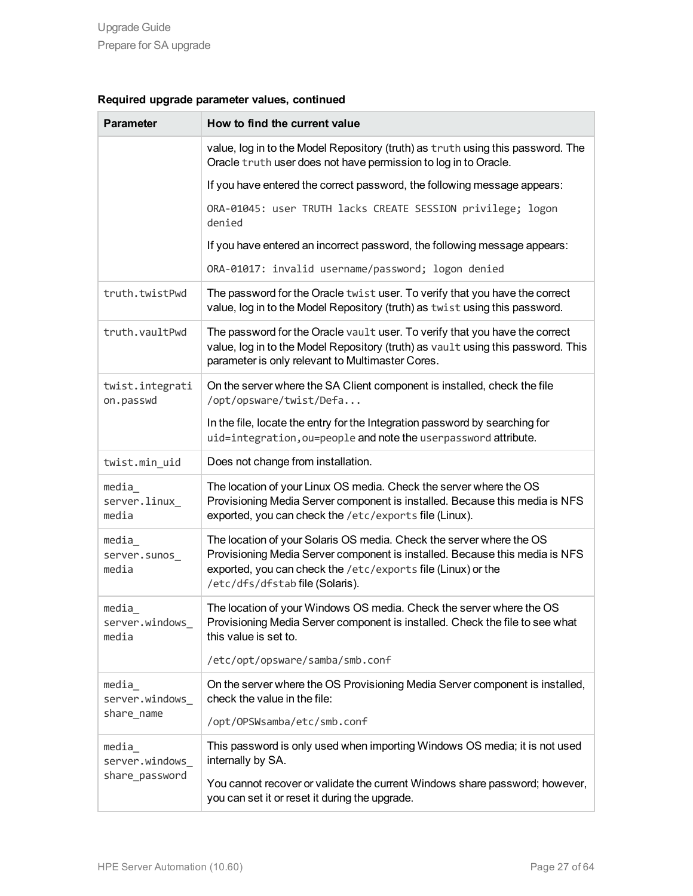**Required upgrade parameter values, continued**

| Parameter | How to find the current value |
| --- | --- |
| | value, log in to the Model Repository (truth) as `truth` using this password. The Oracle `truth` user does not have permission to log in to Oracle.<br><br>If you have entered the correct password, the following message appears:<br><br>`ORA-01045: user TRUTH lacks CREATE SESSION privilege; logon denied`<br><br>If you have entered an incorrect password, the following message appears:<br><br>`ORA-01017: invalid username/password; logon denied` |
| `truth.twistPwd` | The password for the Oracle `twist` user. To verify that you have the correct value, log in to the Model Repository (truth) as `twist` using this password. |
| `truth.vaultPwd` | The password for the Oracle `vault` user. To verify that you have the correct value, log in to the Model Repository (truth) as `vault` using this password. This parameter is only relevant to Multimaster Cores. |
| `twist.integration.passwd` | On the server where the SA Client component is installed, check the file `/opt/opsware/twist/Defa...`<br><br>In the file, locate the entry for the Integration password by searching for `uid=integration,ou=people` and note the `userpassword` attribute. |
| `twist.min_uid` | Does not change from installation. |
| `media_server.linux_media` | The location of your Linux OS media. Check the server where the OS Provisioning Media Server component is installed. Because this media is NFS exported, you can check the `/etc/exports` file (Linux). |
| `media_server.sunos_media` | The location of your Solaris OS media. Check the server where the OS Provisioning Media Server component is installed. Because this media is NFS exported, you can check the `/etc/exports` file (Linux) or the `/etc/dfs/dfstab` file (Solaris). |
| `media_server.windows_media` | The location of your Windows OS media. Check the server where the OS Provisioning Media Server component is installed. Check the file to see what this value is set to.<br><br>`/etc/opt/opsware/samba/smb.conf` |
| `media_server.windows_share_name` | On the server where the OS Provisioning Media Server component is installed, check the value in the file:<br><br>`/opt/OPSWsamba/etc/smb.conf` |
| `media_server.windows_share_password` | This password is only used when importing Windows OS media; it is not used internally by SA.<br><br>You cannot recover or validate the current Windows share password; however, you can set it or reset it during the upgrade. |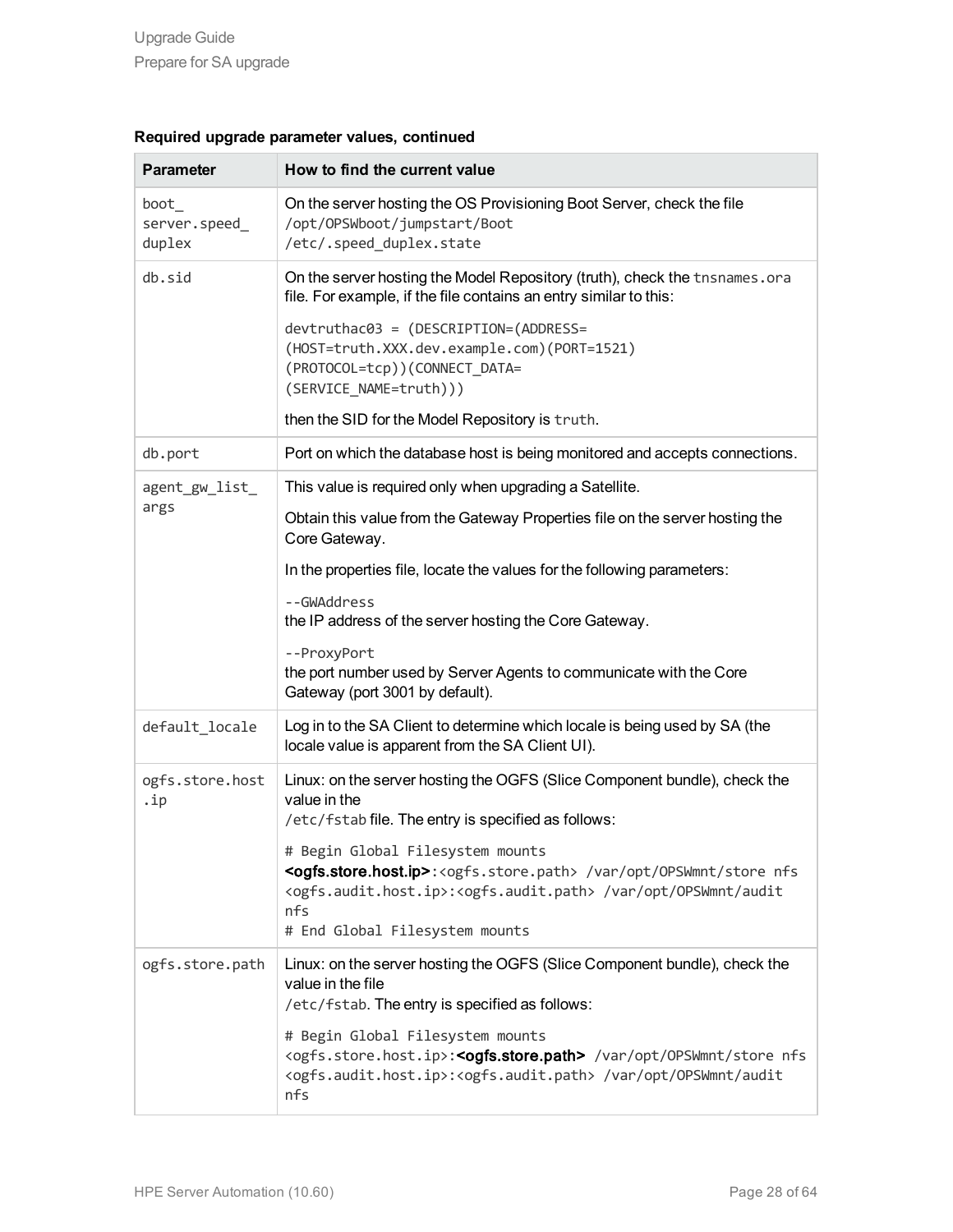**Required upgrade parameter values, continued**

| Parameter | How to find the current value |
| --- | --- |
| `boot_server.speed_duplex` | On the server hosting the OS Provisioning Boot Server, check the file `/opt/OPSWboot/jumpstart/Boot/etc/.speed_duplex.state` |
| `db.sid` | On the server hosting the Model Repository (truth), check the `tnsnames.ora` file. For example, if the file contains an entry similar to this:<br>`devtruthac03 = (DESCRIPTION=(ADDRESS=(HOST=truth.XXX.dev.example.com)(PORT=1521)(PROTOCOL=tcp))(CONNECT_DATA=(SERVICE_NAME=truth)))`<br>then the SID for the Model Repository is `truth`. |
| `db.port` | Port on which the database host is being monitored and accepts connections. |
| `agent_gw_list_args` | This value is required only when upgrading a Satellite.<br>Obtain this value from the Gateway Properties file on the server hosting the Core Gateway.<br>In the properties file, locate the values for the following parameters:<br>`--GWAddress`<br>the IP address of the server hosting the Core Gateway.<br>`--ProxyPort`<br>the port number used by Server Agents to communicate with the Core Gateway (port 3001 by default). |
| `default_locale` | Log in to the SA Client to determine which locale is being used by SA (the locale value is apparent from the SA Client UI). |
| `ogfs.store.host.ip` | Linux: on the server hosting the OGFS (Slice Component bundle), check the value in the `/etc/fstab` file. The entry is specified as follows:<br>`# Begin Global Filesystem mounts`<br>**`<ogfs.store.host.ip>`**`:<ogfs.store.path> /var/opt/OPSWmnt/store nfs`<br>`<ogfs.audit.host.ip>:<ogfs.audit.path> /var/opt/OPSWmnt/audit nfs`<br>`# End Global Filesystem mounts` |
| `ogfs.store.path` | Linux: on the server hosting the OGFS (Slice Component bundle), check the value in the file `/etc/fstab`. The entry is specified as follows:<br>`# Begin Global Filesystem mounts`<br>`<ogfs.store.host.ip>:`**`<ogfs.store.path>`**` /var/opt/OPSWmnt/store nfs`<br>`<ogfs.audit.host.ip>:<ogfs.audit.path> /var/opt/OPSWmnt/audit nfs` |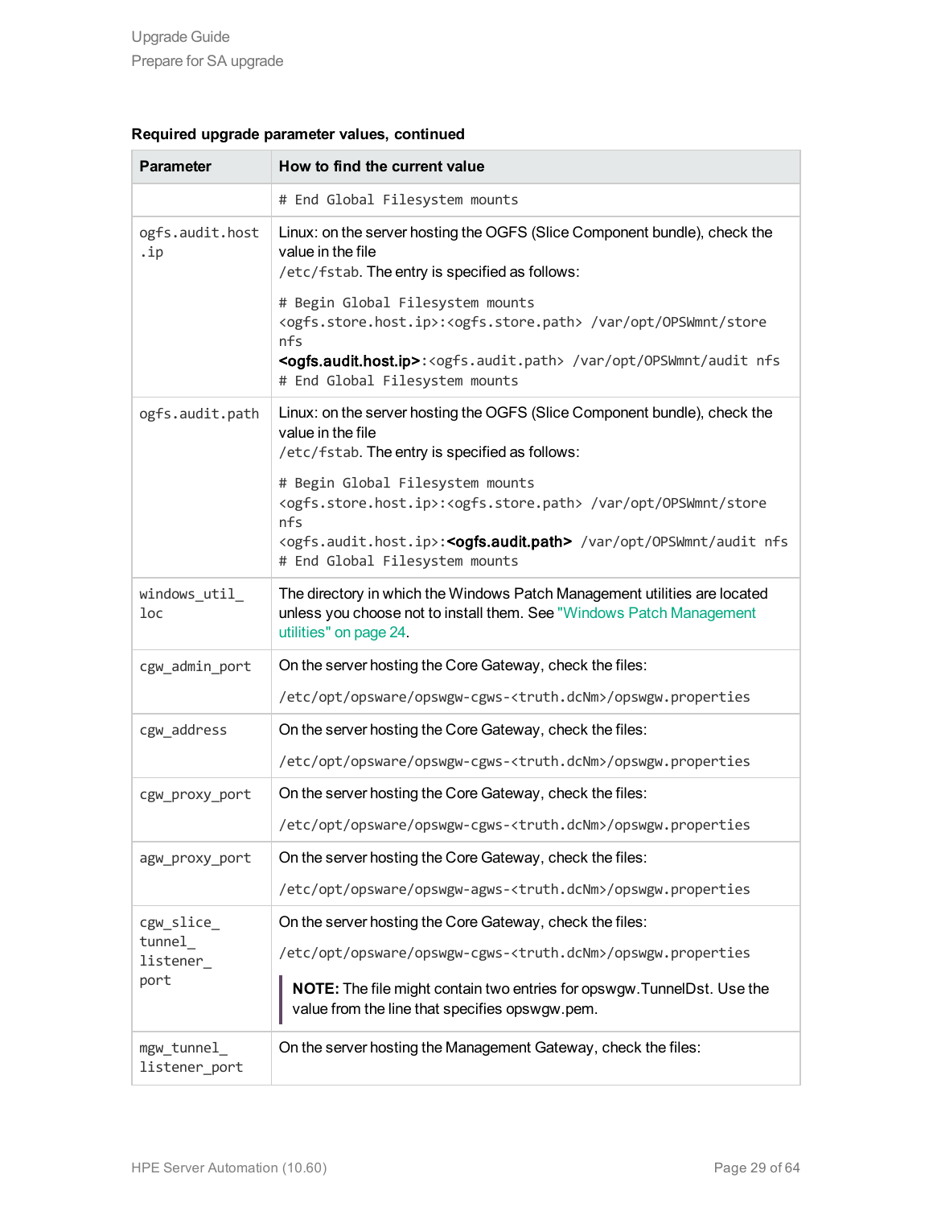**Required upgrade parameter values, continued**

| Parameter | How to find the current value |
|---|---|
| | `# End Global Filesystem mounts` |
| `ogfs.audit.host.ip` | Linux: on the server hosting the OGFS (Slice Component bundle), check the value in the file `/etc/fstab`. The entry is specified as follows:<br><br>`# Begin Global Filesystem mounts`<br>`<ogfs.store.host.ip>:<ogfs.store.path> /var/opt/OPSWmnt/store nfs`<br>**<ogfs.audit.host.ip>**`:<ogfs.audit.path> /var/opt/OPSWmnt/audit nfs`<br>`# End Global Filesystem mounts` |
| `ogfs.audit.path` | Linux: on the server hosting the OGFS (Slice Component bundle), check the value in the file `/etc/fstab`. The entry is specified as follows:<br><br>`# Begin Global Filesystem mounts`<br>`<ogfs.store.host.ip>:<ogfs.store.path> /var/opt/OPSWmnt/store nfs`<br>`<ogfs.audit.host.ip>:`**<ogfs.audit.path>**` /var/opt/OPSWmnt/audit nfs`<br>`# End Global Filesystem mounts` |
| `windows_util_loc` | The directory in which the Windows Patch Management utilities are located unless you choose not to install them. See "Windows Patch Management utilities" on page 24. |
| `cgw_admin_port` | On the server hosting the Core Gateway, check the files:<br><br>`/etc/opt/opsware/opswgw-cgws-<truth.dcNm>/opswgw.properties` |
| `cgw_address` | On the server hosting the Core Gateway, check the files:<br><br>`/etc/opt/opsware/opswgw-cgws-<truth.dcNm>/opswgw.properties` |
| `cgw_proxy_port` | On the server hosting the Core Gateway, check the files:<br><br>`/etc/opt/opsware/opswgw-cgws-<truth.dcNm>/opswgw.properties` |
| `agw_proxy_port` | On the server hosting the Core Gateway, check the files:<br><br>`/etc/opt/opsware/opswgw-agws-<truth.dcNm>/opswgw.properties` |
| `cgw_slice_tunnel_listener_port` | On the server hosting the Core Gateway, check the files:<br><br>`/etc/opt/opsware/opswgw-cgws-<truth.dcNm>/opswgw.properties`<br><br>**NOTE:** The file might contain two entries for opswgw.TunnelDst. Use the value from the line that specifies opswgw.pem. |
| `mgw_tunnel_listener_port` | On the server hosting the Management Gateway, check the files: |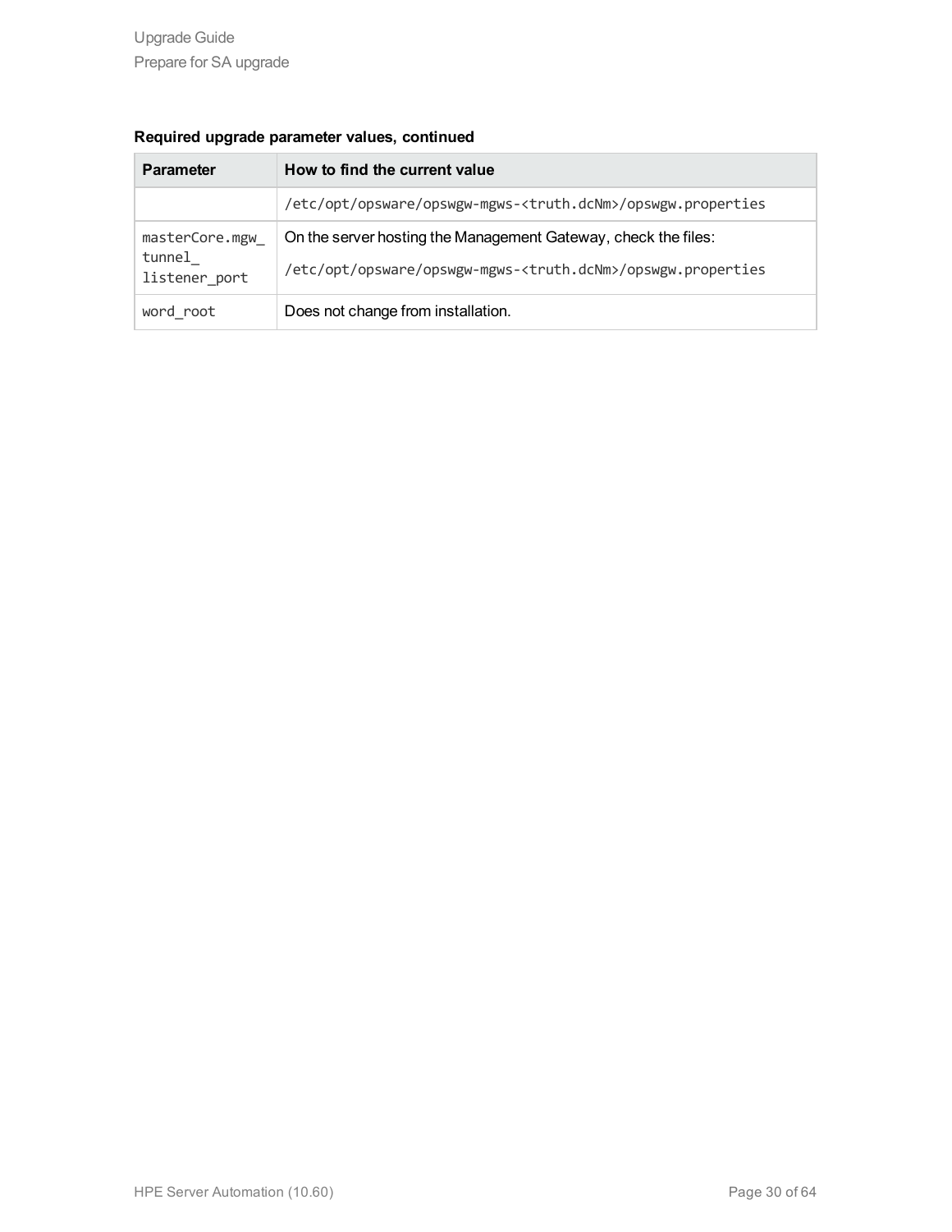**Required upgrade parameter values, continued**

| Parameter | How to find the current value |
| --- | --- |
| | /etc/opt/opsware/opswgw-mgws-<truth.dcNm>/opswgw.properties |
| masterCore.mgw_tunnel_listener_port | On the server hosting the Management Gateway, check the files:<br>/etc/opt/opsware/opswgw-mgws-<truth.dcNm>/opswgw.properties |
| word_root | Does not change from installation. |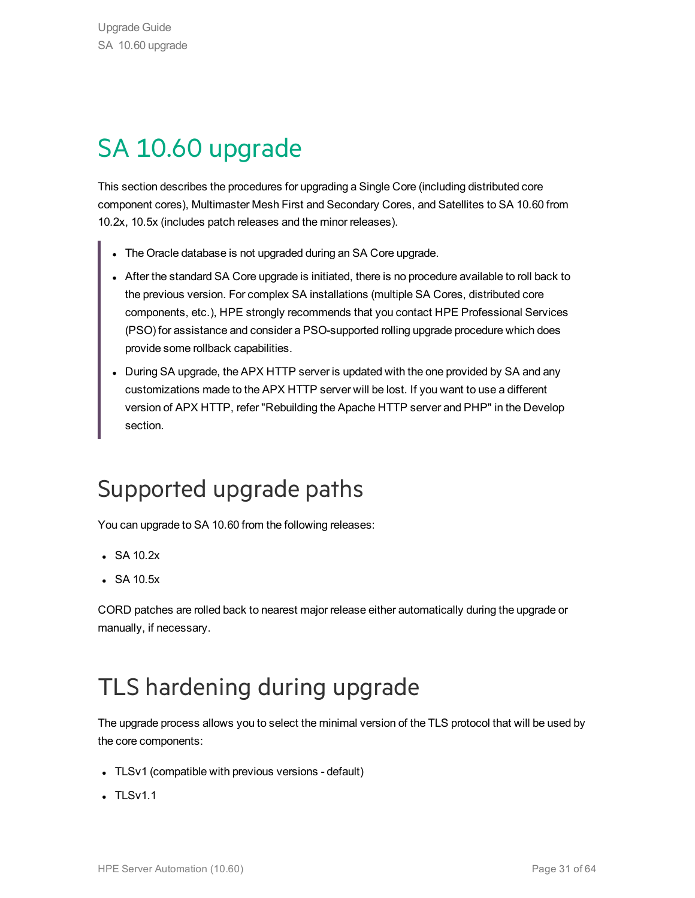# SA 10.60 upgrade

This section describes the procedures for upgrading a Single Core (including distributed core component cores), Multimaster Mesh First and Secondary Cores, and Satellites to SA 10.60 from 10.2x, 10.5x (includes patch releases and the minor releases).

> - The Oracle database is not upgraded during an SA Core upgrade.
> - After the standard SA Core upgrade is initiated, there is no procedure available to roll back to the previous version. For complex SA installations (multiple SA Cores, distributed core components, etc.), HPE strongly recommends that you contact HPE Professional Services (PSO) for assistance and consider a PSO-supported rolling upgrade procedure which does provide some rollback capabilities.
> - During SA upgrade, the APX HTTP server is updated with the one provided by SA and any customizations made to the APX HTTP server will be lost. If you want to use a different version of APX HTTP, refer "Rebuilding the Apache HTTP server and PHP" in the Develop section.

## Supported upgrade paths

You can upgrade to SA 10.60 from the following releases:

- SA 10.2x
- SA 10.5x

CORD patches are rolled back to nearest major release either automatically during the upgrade or manually, if necessary.

## TLS hardening during upgrade

The upgrade process allows you to select the minimal version of the TLS protocol that will be used by the core components:

- TLSv1 (compatible with previous versions - default)
- TLSv1.1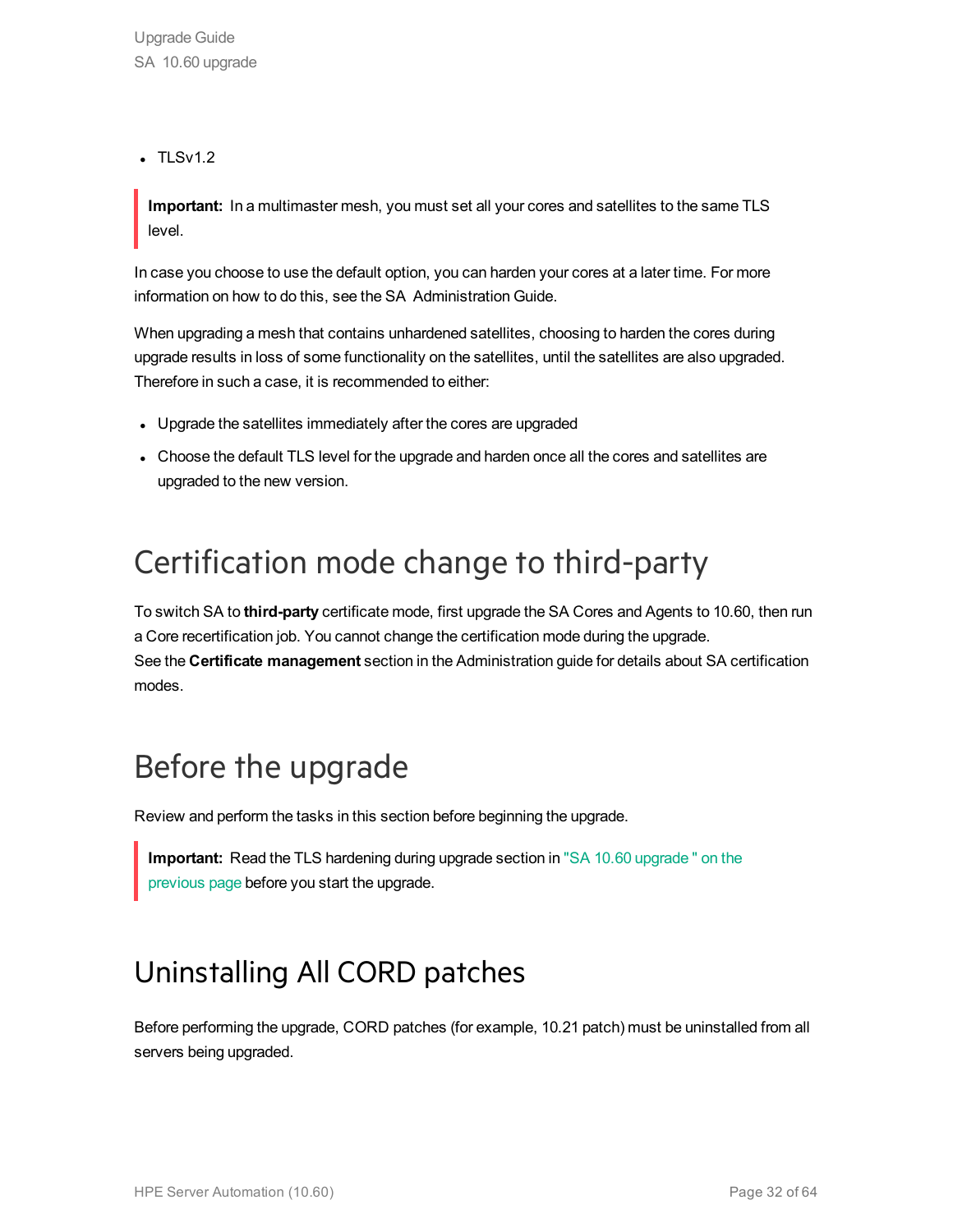- TLSv1.2

> **Important:** In a multimaster mesh, you must set all your cores and satellites to the same TLS level.

In case you choose to use the default option, you can harden your cores at a later time. For more information on how to do this, see the SA Administration Guide.

When upgrading a mesh that contains unhardened satellites, choosing to harden the cores during upgrade results in loss of some functionality on the satellites, until the satellites are also upgraded. Therefore in such a case, it is recommended to either:

- Upgrade the satellites immediately after the cores are upgraded
- Choose the default TLS level for the upgrade and harden once all the cores and satellites are upgraded to the new version.

## Certification mode change to third-party

To switch SA to **third-party** certificate mode, first upgrade the SA Cores and Agents to 10.60, then run a Core recertification job. You cannot change the certification mode during the upgrade.
See the **Certificate management** section in the Administration guide for details about SA certification modes.

## Before the upgrade

Review and perform the tasks in this section before beginning the upgrade.

> **Important:** Read the TLS hardening during upgrade section in "SA 10.60 upgrade " on the previous page before you start the upgrade.

## Uninstalling All CORD patches

Before performing the upgrade, CORD patches (for example, 10.21 patch) must be uninstalled from all servers being upgraded.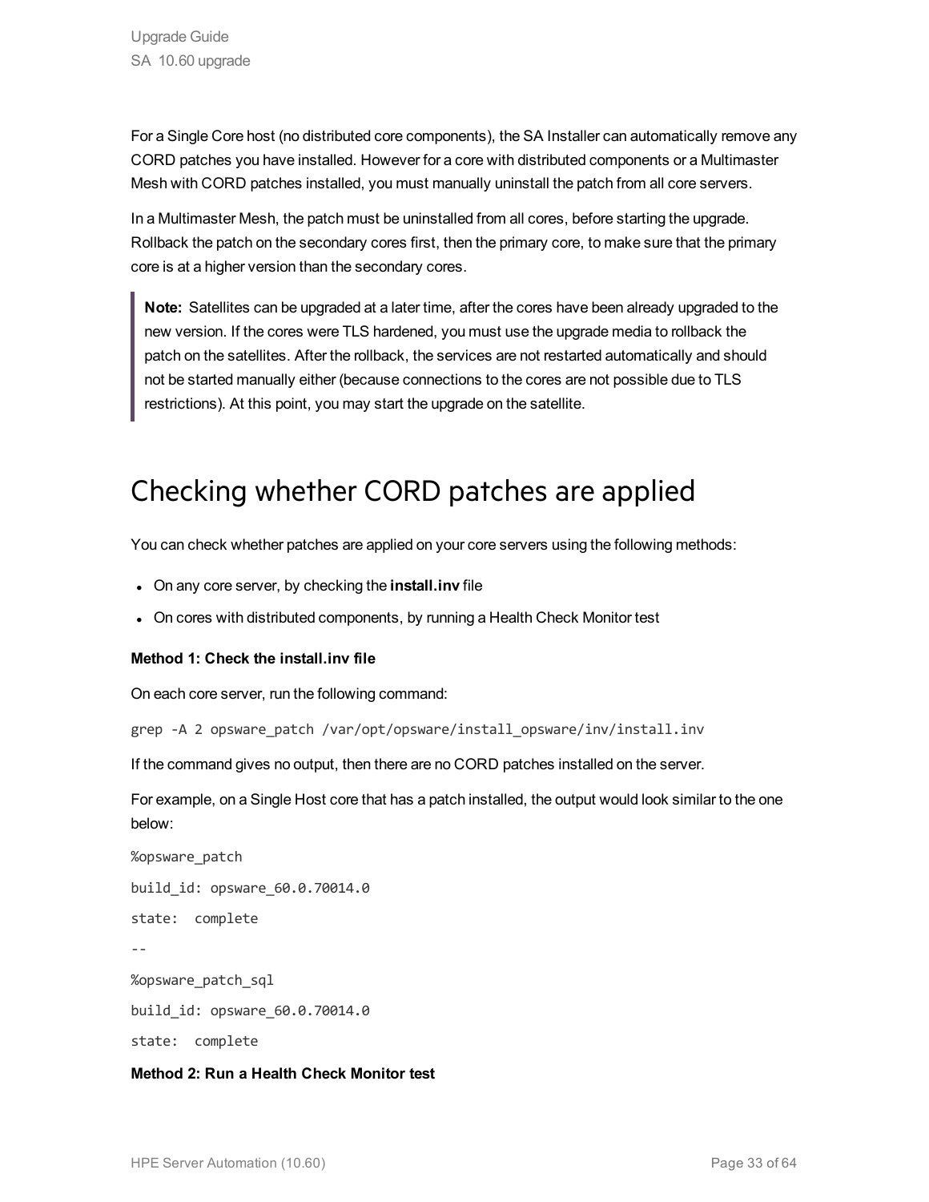For a Single Core host (no distributed core components), the SA Installer can automatically remove any CORD patches you have installed. However for a core with distributed components or a Multimaster Mesh with CORD patches installed, you must manually uninstall the patch from all core servers.

In a Multimaster Mesh, the patch must be uninstalled from all cores, before starting the upgrade. Rollback the patch on the secondary cores first, then the primary core, to make sure that the primary core is at a higher version than the secondary cores.

> **Note:** Satellites can be upgraded at a later time, after the cores have been already upgraded to the new version. If the cores were TLS hardened, you must use the upgrade media to rollback the patch on the satellites. After the rollback, the services are not restarted automatically and should not be started manually either (because connections to the cores are not possible due to TLS restrictions). At this point, you may start the upgrade on the satellite.

# Checking whether CORD patches are applied

You can check whether patches are applied on your core servers using the following methods:

- On any core server, by checking the **install.inv** file
- On cores with distributed components, by running a Health Check Monitor test

**Method 1: Check the install.inv file**

On each core server, run the following command:

```
grep -A 2 opsware_patch /var/opt/opsware/install_opsware/inv/install.inv
```

If the command gives no output, then there are no CORD patches installed on the server.

For example, on a Single Host core that has a patch installed, the output would look similar to the one below:

```
%opsware_patch

build_id: opsware_60.0.70014.0

state:  complete

--

%opsware_patch_sql

build_id: opsware_60.0.70014.0

state:  complete
```

**Method 2: Run a Health Check Monitor test**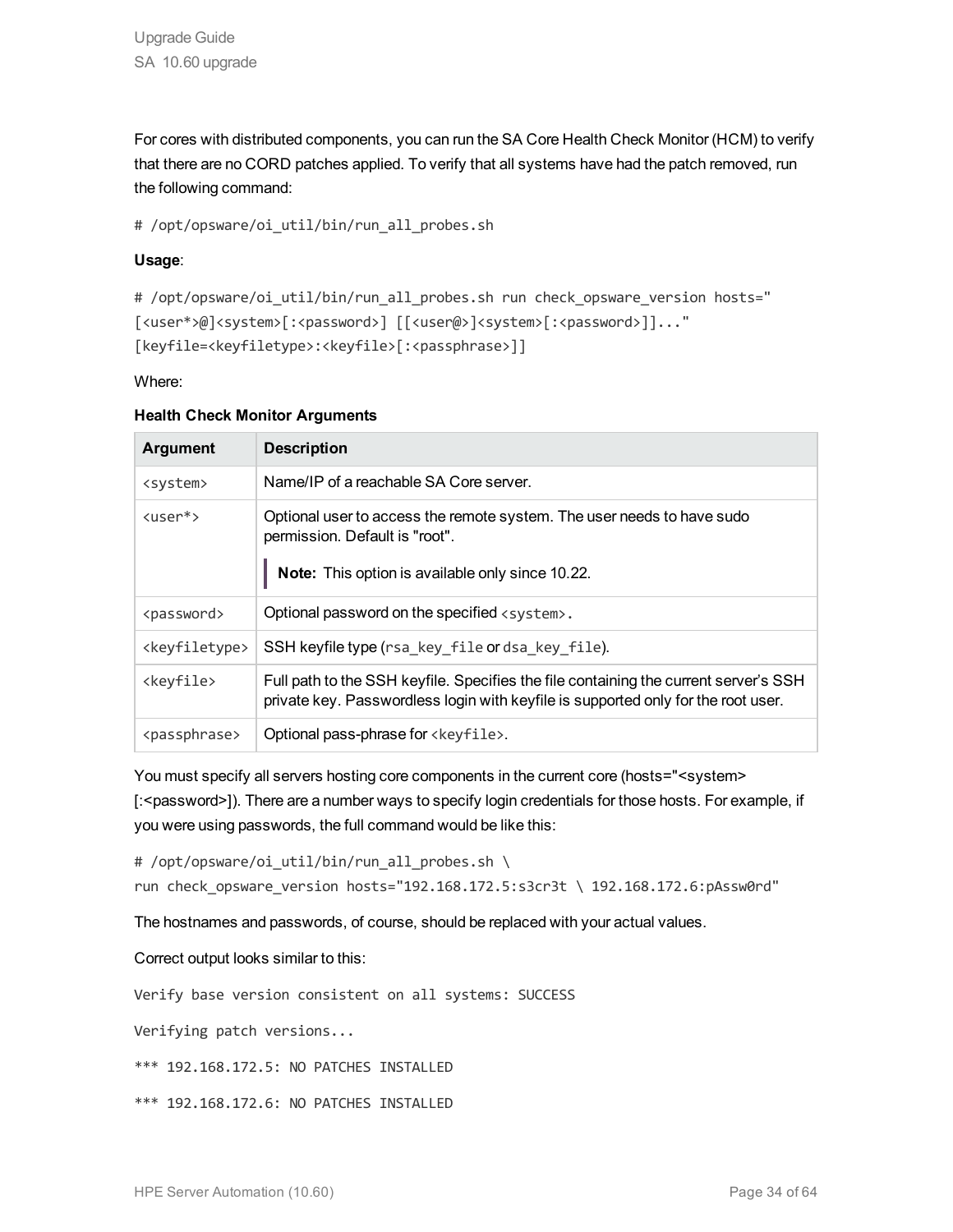For cores with distributed components, you can run the SA Core Health Check Monitor (HCM) to verify that there are no CORD patches applied. To verify that all systems have had the patch removed, run the following command:

```
# /opt/opsware/oi_util/bin/run_all_probes.sh
```

**Usage**:

```
# /opt/opsware/oi_util/bin/run_all_probes.sh run check_opsware_version hosts="
[<user*>@]<system>[:<password>] [[<user@>]<system>[:<password>]]..."
[keyfile=<keyfiletype>:<keyfile>[:<passphrase>]]
```

Where:

**Health Check Monitor Arguments**

| Argument | Description |
|---|---|
| `<system>` | Name/IP of a reachable SA Core server. |
| `<user*>` | Optional user to access the remote system. The user needs to have sudo permission. Default is "root". **Note:** This option is available only since 10.22. |
| `<password>` | Optional password on the specified `<system>`. |
| `<keyfiletype>` | SSH keyfile type (`rsa_key_file` or `dsa_key_file`). |
| `<keyfile>` | Full path to the SSH keyfile. Specifies the file containing the current server's SSH private key. Passwordless login with keyfile is supported only for the root user. |
| `<passphrase>` | Optional pass-phrase for `<keyfile>`. |

You must specify all servers hosting core components in the current core (hosts="<system>[:<password>]). There are a number ways to specify login credentials for those hosts. For example, if you were using passwords, the full command would be like this:

```
# /opt/opsware/oi_util/bin/run_all_probes.sh \
run check_opsware_version hosts="192.168.172.5:s3cr3t \ 192.168.172.6:pAssw0rd"
```

The hostnames and passwords, of course, should be replaced with your actual values.

Correct output looks similar to this:

```
Verify base version consistent on all systems: SUCCESS

Verifying patch versions...

*** 192.168.172.5: NO PATCHES INSTALLED

*** 192.168.172.6: NO PATCHES INSTALLED
```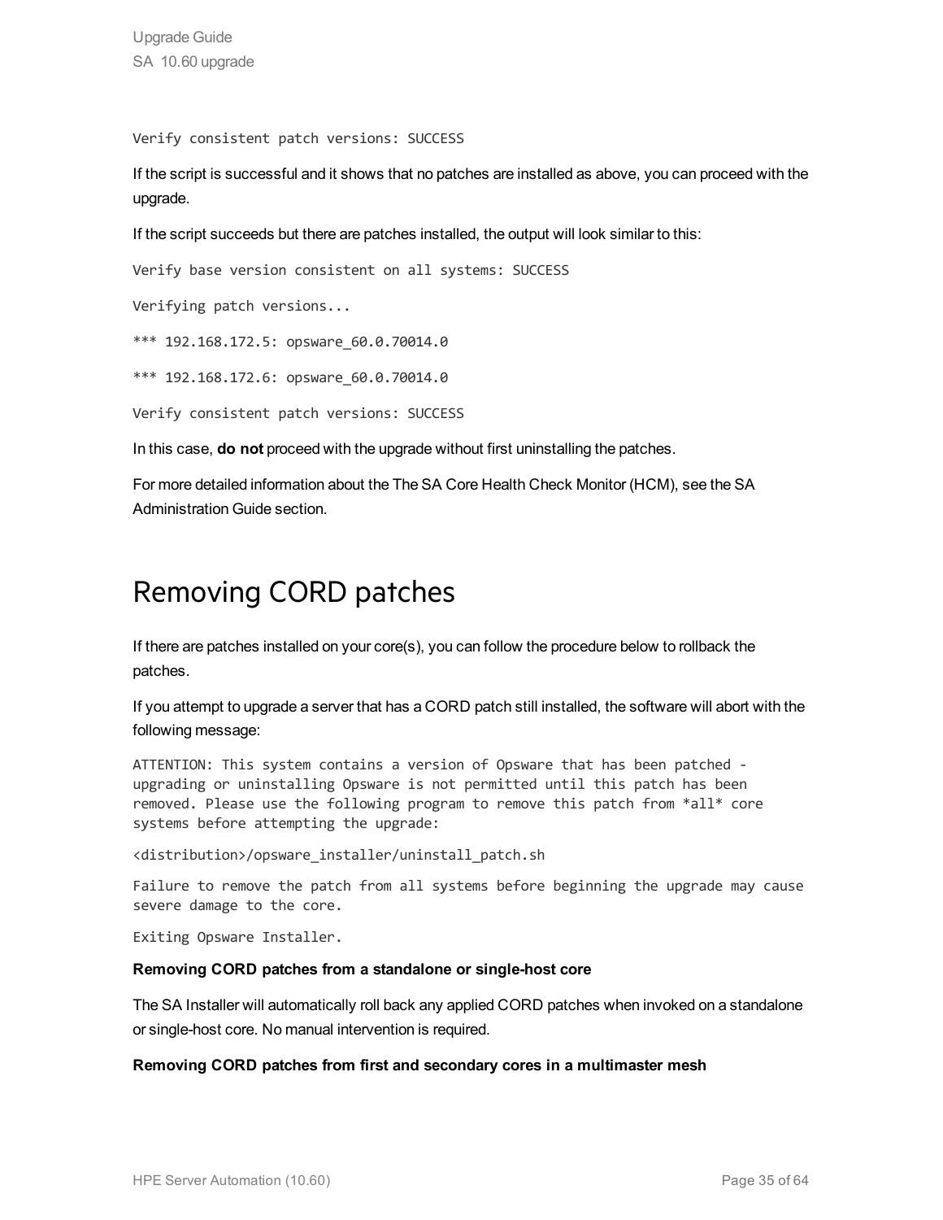```
Verify consistent patch versions: SUCCESS
```

If the script is successful and it shows that no patches are installed as above, you can proceed with the upgrade.

If the script succeeds but there are patches installed, the output will look similar to this:

```
Verify base version consistent on all systems: SUCCESS

Verifying patch versions...

*** 192.168.172.5: opsware_60.0.70014.0

*** 192.168.172.6: opsware_60.0.70014.0

Verify consistent patch versions: SUCCESS
```

In this case, **do not** proceed with the upgrade without first uninstalling the patches.

For more detailed information about the The SA Core Health Check Monitor (HCM), see the SA Administration Guide section.

# Removing CORD patches

If there are patches installed on your core(s), you can follow the procedure below to rollback the patches.

If you attempt to upgrade a server that has a CORD patch still installed, the software will abort with the following message:

```
ATTENTION: This system contains a version of Opsware that has been patched -
upgrading or uninstalling Opsware is not permitted until this patch has been
removed. Please use the following program to remove this patch from *all* core
systems before attempting the upgrade:

<distribution>/opsware_installer/uninstall_patch.sh

Failure to remove the patch from all systems before beginning the upgrade may cause
severe damage to the core.

Exiting Opsware Installer.
```

**Removing CORD patches from a standalone or single-host core**

The SA Installer will automatically roll back any applied CORD patches when invoked on a standalone or single-host core. No manual intervention is required.

**Removing CORD patches from first and secondary cores in a multimaster mesh**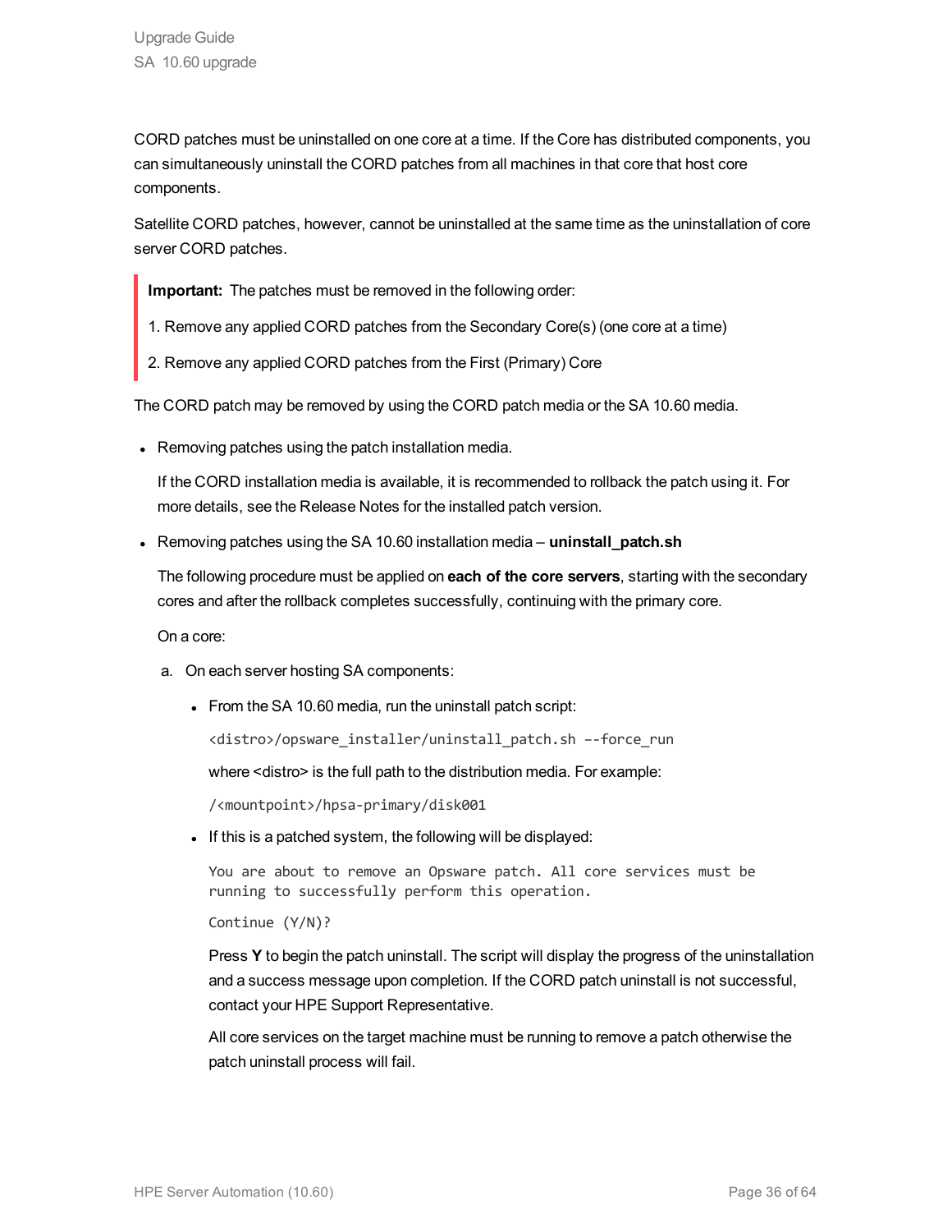CORD patches must be uninstalled on one core at a time. If the Core has distributed components, you can simultaneously uninstall the CORD patches from all machines in that core that host core components.

Satellite CORD patches, however, cannot be uninstalled at the same time as the uninstallation of core server CORD patches.

> **Important:** The patches must be removed in the following order:
>
> 1. Remove any applied CORD patches from the Secondary Core(s) (one core at a time)
>
> 2. Remove any applied CORD patches from the First (Primary) Core

The CORD patch may be removed by using the CORD patch media or the SA 10.60 media.

- Removing patches using the patch installation media.

  If the CORD installation media is available, it is recommended to rollback the patch using it. For more details, see the Release Notes for the installed patch version.

- Removing patches using the SA 10.60 installation media – **uninstall_patch.sh**

  The following procedure must be applied on **each of the core servers**, starting with the secondary cores and after the rollback completes successfully, continuing with the primary core.

  On a core:

  a. On each server hosting SA components:

     - From the SA 10.60 media, run the uninstall patch script:

       ```
       <distro>/opsware_installer/uninstall_patch.sh –-force_run
       ```

       where <distro> is the full path to the distribution media. For example:

       ```
       /<mountpoint>/hpsa-primary/disk001
       ```

     - If this is a patched system, the following will be displayed:

       ```
       You are about to remove an Opsware patch. All core services must be
       running to successfully perform this operation.
       ```

       ```
       Continue (Y/N)?
       ```

       Press **Y** to begin the patch uninstall. The script will display the progress of the uninstallation and a success message upon completion. If the CORD patch uninstall is not successful, contact your HPE Support Representative.

       All core services on the target machine must be running to remove a patch otherwise the patch uninstall process will fail.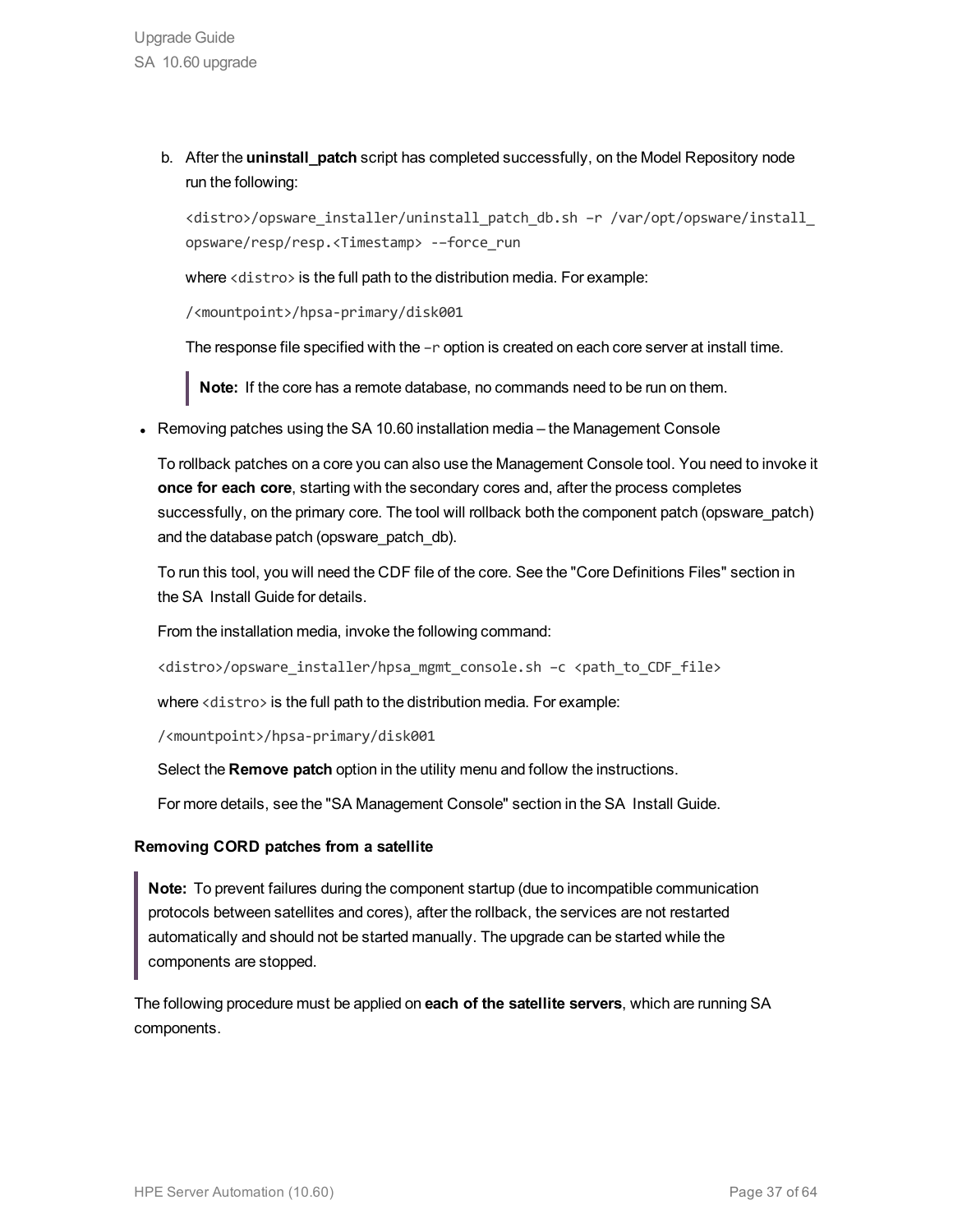b. After the **uninstall_patch** script has completed successfully, on the Model Repository node run the following:

   ```
   <distro>/opsware_installer/uninstall_patch_db.sh –r /var/opt/opsware/install_opsware/resp/resp.<Timestamp> -–force_run
   ```

   where `<distro>` is the full path to the distribution media. For example:

   ```
   /<mountpoint>/hpsa-primary/disk001
   ```

   The response file specified with the `–r` option is created on each core server at install time.

   > **Note:** If the core has a remote database, no commands need to be run on them.

- Removing patches using the SA 10.60 installation media – the Management Console

  To rollback patches on a core you can also use the Management Console tool. You need to invoke it **once for each core**, starting with the secondary cores and, after the process completes successfully, on the primary core. The tool will rollback both the component patch (opsware_patch) and the database patch (opsware_patch_db).

  To run this tool, you will need the CDF file of the core. See the "Core Definitions Files" section in the SA Install Guide for details.

  From the installation media, invoke the following command:

  ```
  <distro>/opsware_installer/hpsa_mgmt_console.sh –c <path_to_CDF_file>
  ```

  where `<distro>` is the full path to the distribution media. For example:

  ```
  /<mountpoint>/hpsa-primary/disk001
  ```

  Select the **Remove patch** option in the utility menu and follow the instructions.

  For more details, see the "SA Management Console" section in the SA Install Guide.

**Removing CORD patches from a satellite**

> **Note:** To prevent failures during the component startup (due to incompatible communication protocols between satellites and cores), after the rollback, the services are not restarted automatically and should not be started manually. The upgrade can be started while the components are stopped.

The following procedure must be applied on **each of the satellite servers**, which are running SA components.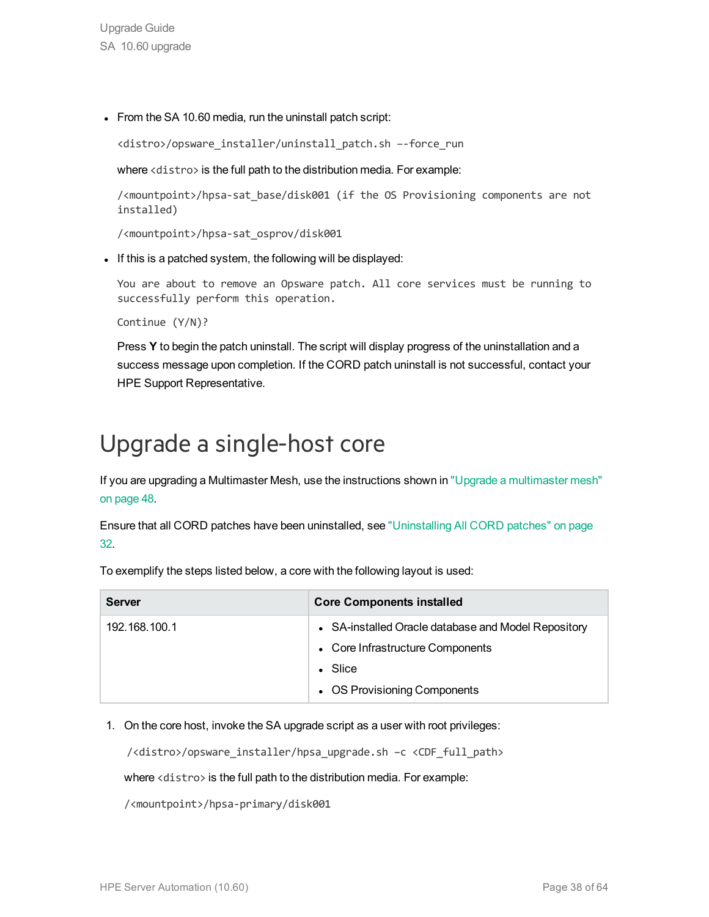- From the SA 10.60 media, run the uninstall patch script:

  ```
  <distro>/opsware_installer/uninstall_patch.sh --force_run
  ```

  where `<distro>` is the full path to the distribution media. For example:

  ```
  /<mountpoint>/hpsa-sat_base/disk001 (if the OS Provisioning components are not installed)
  ```

  ```
  /<mountpoint>/hpsa-sat_osprov/disk001
  ```

- If this is a patched system, the following will be displayed:

  ```
  You are about to remove an Opsware patch. All core services must be running to successfully perform this operation.
  ```

  ```
  Continue (Y/N)?
  ```

  Press **Y** to begin the patch uninstall. The script will display progress of the uninstallation and a success message upon completion. If the CORD patch uninstall is not successful, contact your HPE Support Representative.

# Upgrade a single-host core

If you are upgrading a Multimaster Mesh, use the instructions shown in "Upgrade a multimaster mesh" on page 48.

Ensure that all CORD patches have been uninstalled, see "Uninstalling All CORD patches" on page 32.

To exemplify the steps listed below, a core with the following layout is used:

| Server | Core Components installed |
|---|---|
| 192.168.100.1 | • SA-installed Oracle database and Model Repository<br>• Core Infrastructure Components<br>• Slice<br>• OS Provisioning Components |

1. On the core host, invoke the SA upgrade script as a user with root privileges:

   ```
   /<distro>/opsware_installer/hpsa_upgrade.sh –c <CDF_full_path>
   ```

   where `<distro>` is the full path to the distribution media. For example:

   ```
   /<mountpoint>/hpsa-primary/disk001
   ```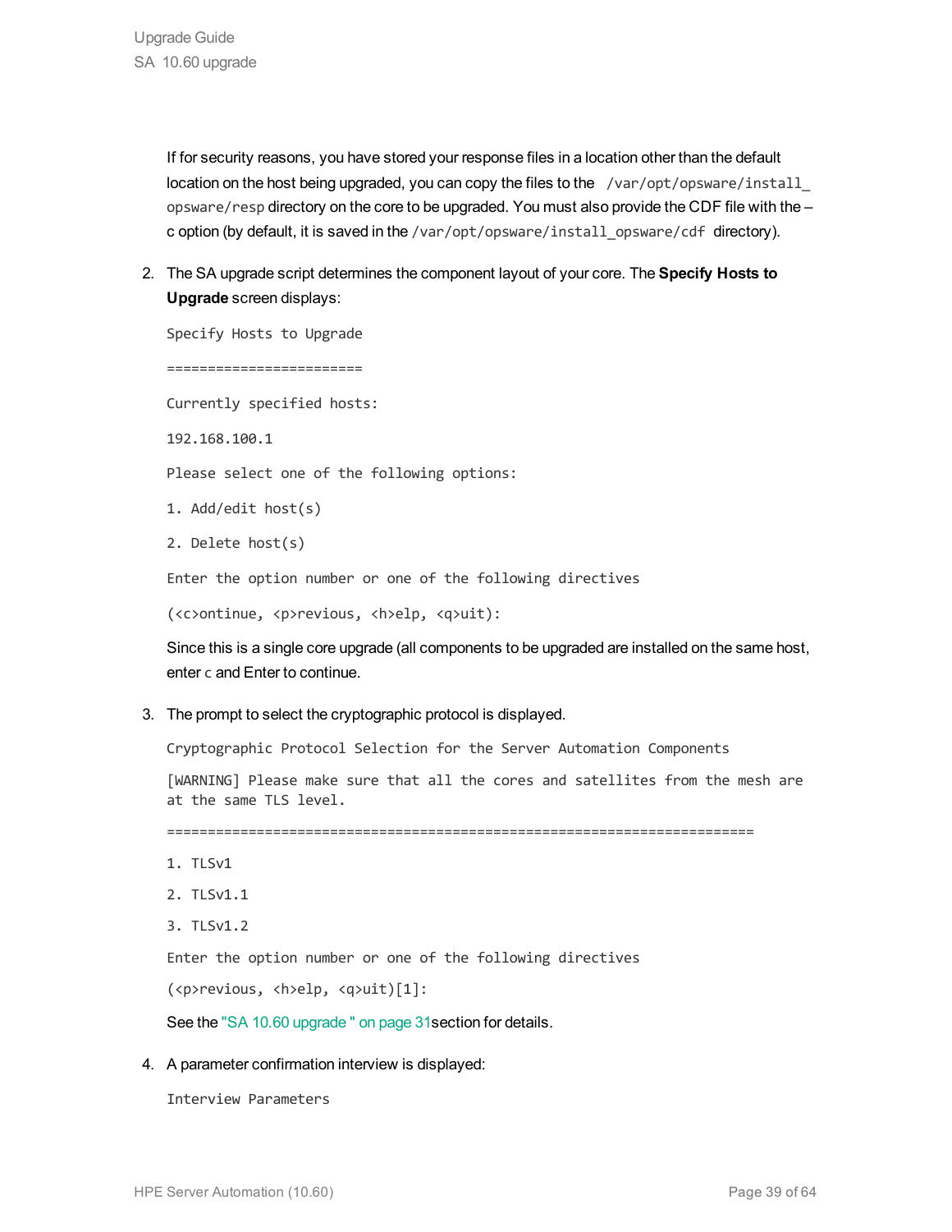If for security reasons, you have stored your response files in a location other than the default location on the host being upgraded, you can copy the files to the `/var/opt/opsware/install_opsware/resp` directory on the core to be upgraded. You must also provide the CDF file with the –c option (by default, it is saved in the `/var/opt/opsware/install_opsware/cdf` directory).

2. The SA upgrade script determines the component layout of your core. The **Specify Hosts to Upgrade** screen displays:

   ```
   Specify Hosts to Upgrade
   
   ========================
   
   Currently specified hosts:
   
   192.168.100.1
   
   Please select one of the following options:
   
   1. Add/edit host(s)
   
   2. Delete host(s)
   
   Enter the option number or one of the following directives
   
   (<c>ontinue, <p>revious, <h>elp, <q>uit):
   ```

   Since this is a single core upgrade (all components to be upgraded are installed on the same host, enter `c` and Enter to continue.

3. The prompt to select the cryptographic protocol is displayed.

   ```
   Cryptographic Protocol Selection for the Server Automation Components
   
   [WARNING] Please make sure that all the cores and satellites from the mesh are at the same TLS level.
   
   ========================================================================
   
   1. TLSv1
   
   2. TLSv1.1
   
   3. TLSv1.2
   
   Enter the option number or one of the following directives
   
   (<p>revious, <h>elp, <q>uit)[1]:
   ```

   See the "SA 10.60 upgrade " on page 31section for details.

4. A parameter confirmation interview is displayed:

   ```
   Interview Parameters
   ```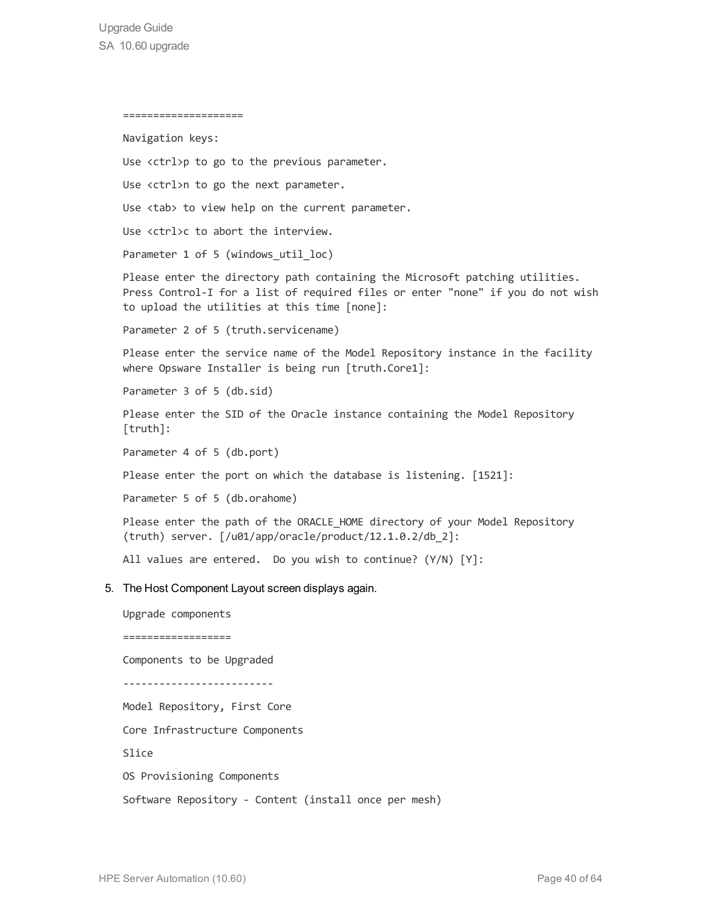```
===================

Navigation keys:

Use <ctrl>p to go to the previous parameter.

Use <ctrl>n to go the next parameter.

Use <tab> to view help on the current parameter.

Use <ctrl>c to abort the interview.

Parameter 1 of 5 (windows_util_loc)

Please enter the directory path containing the Microsoft patching utilities.
Press Control-I for a list of required files or enter "none" if you do not wish
to upload the utilities at this time [none]:

Parameter 2 of 5 (truth.servicename)

Please enter the service name of the Model Repository instance in the facility
where Opsware Installer is being run [truth.Core1]:

Parameter 3 of 5 (db.sid)

Please enter the SID of the Oracle instance containing the Model Repository
[truth]:

Parameter 4 of 5 (db.port)

Please enter the port on which the database is listening. [1521]:

Parameter 5 of 5 (db.orahome)

Please enter the path of the ORACLE_HOME directory of your Model Repository
(truth) server. [/u01/app/oracle/product/12.1.0.2/db_2]:

All values are entered.  Do you wish to continue? (Y/N) [Y]:
```

5. The Host Component Layout screen displays again.

```
Upgrade components

==================

Components to be Upgraded

-------------------------

Model Repository, First Core

Core Infrastructure Components

Slice

OS Provisioning Components

Software Repository - Content (install once per mesh)
```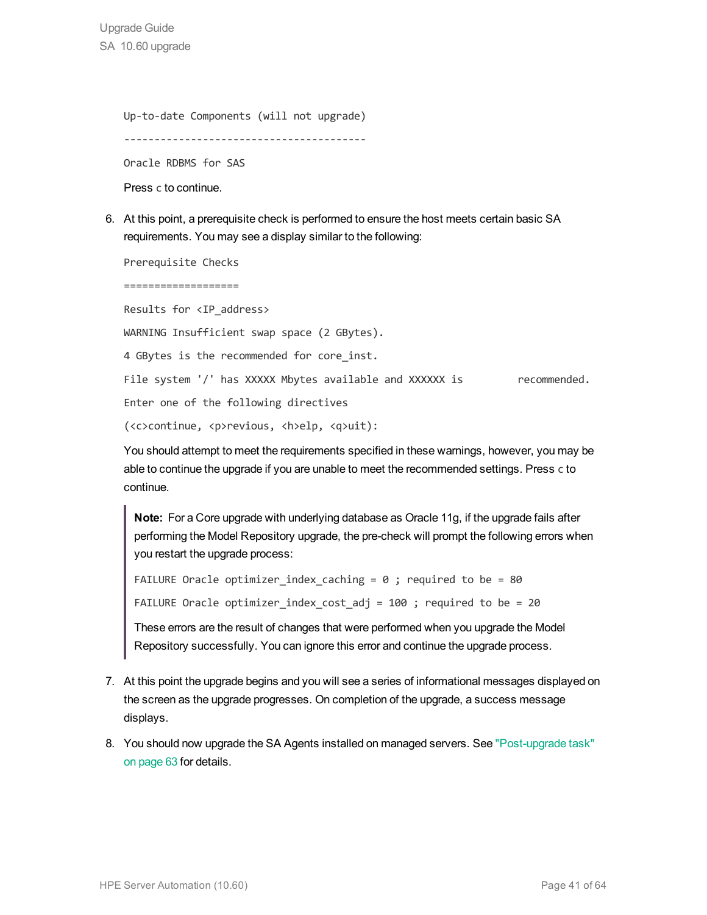```
Up-to-date Components (will not upgrade)
----------------------------------------
Oracle RDBMS for SAS
```

Press `c` to continue.

6. At this point, a prerequisite check is performed to ensure the host meets certain basic SA requirements. You may see a display similar to the following:

   ```
   Prerequisite Checks
   ===================
   Results for <IP_address>
   WARNING Insufficient swap space (2 GBytes).
   4 GBytes is the recommended for core_inst.
   File system '/' has XXXXX Mbytes available and XXXXXX is         recommended.
   Enter one of the following directives
   (<c>continue, <p>revious, <h>elp, <q>uit):
   ```

   You should attempt to meet the requirements specified in these warnings, however, you may be able to continue the upgrade if you are unable to meet the recommended settings. Press `c` to continue.

   > **Note:** For a Core upgrade with underlying database as Oracle 11g, if the upgrade fails after performing the Model Repository upgrade, the pre-check will prompt the following errors when you restart the upgrade process:
   >
   > ```
   > FAILURE Oracle optimizer_index_caching = 0 ; required to be = 80
   > FAILURE Oracle optimizer_index_cost_adj = 100 ; required to be = 20
   > ```
   >
   > These errors are the result of changes that were performed when you upgrade the Model Repository successfully. You can ignore this error and continue the upgrade process.

7. At this point the upgrade begins and you will see a series of informational messages displayed on the screen as the upgrade progresses. On completion of the upgrade, a success message displays.

8. You should now upgrade the SA Agents installed on managed servers. See "Post-upgrade task" on page 63 for details.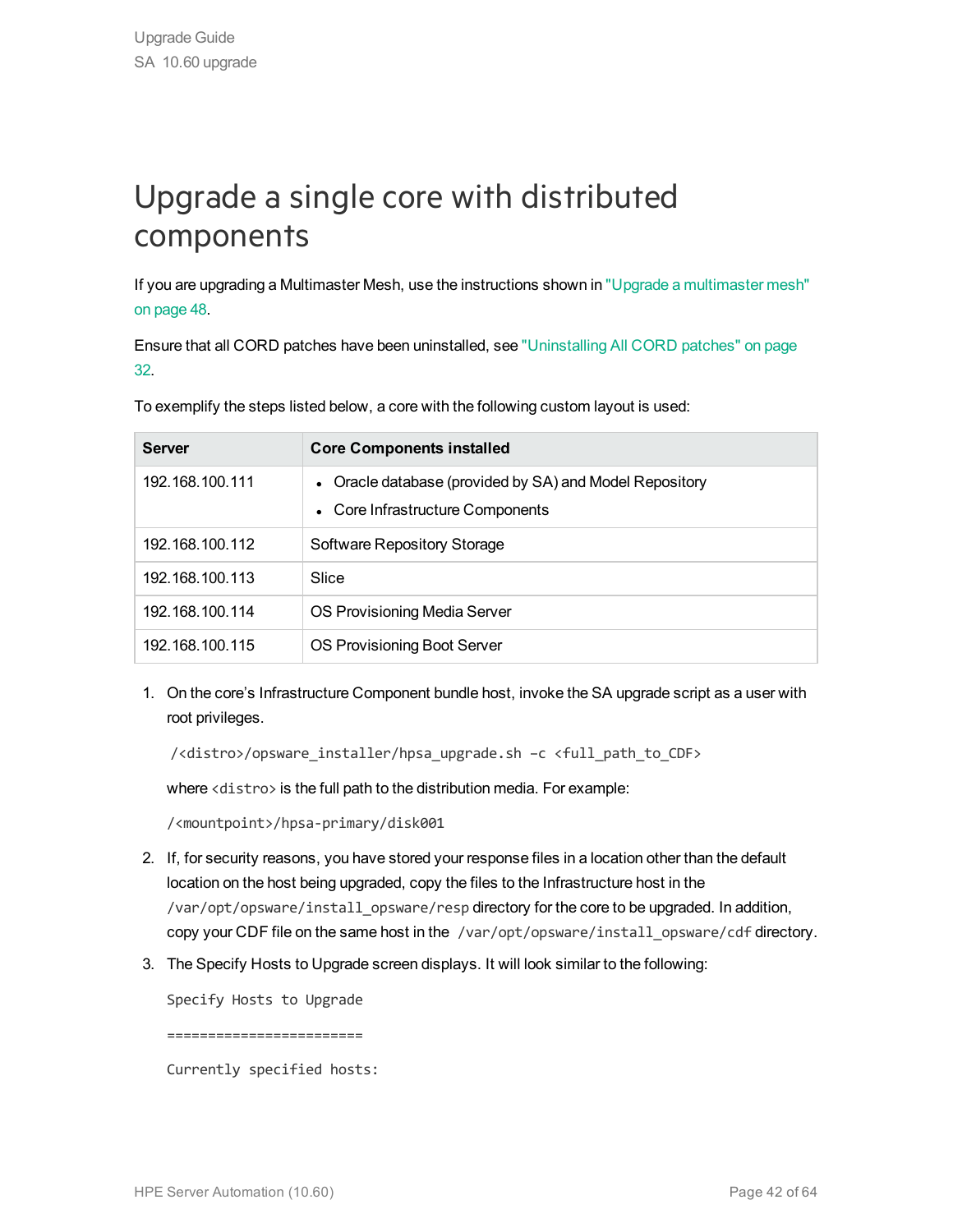# Upgrade a single core with distributed components

If you are upgrading a Multimaster Mesh, use the instructions shown in "Upgrade a multimaster mesh" on page 48.

Ensure that all CORD patches have been uninstalled, see "Uninstalling All CORD patches" on page 32.

To exemplify the steps listed below, a core with the following custom layout is used:

| Server | Core Components installed |
|---|---|
| 192.168.100.111 | • Oracle database (provided by SA) and Model Repository<br>• Core Infrastructure Components |
| 192.168.100.112 | Software Repository Storage |
| 192.168.100.113 | Slice |
| 192.168.100.114 | OS Provisioning Media Server |
| 192.168.100.115 | OS Provisioning Boot Server |

1. On the core's Infrastructure Component bundle host, invoke the SA upgrade script as a user with root privileges.

   ```
   /<distro>/opsware_installer/hpsa_upgrade.sh –c <full_path_to_CDF>
   ```

   where `<distro>` is the full path to the distribution media. For example:

   ```
   /<mountpoint>/hpsa-primary/disk001
   ```

2. If, for security reasons, you have stored your response files in a location other than the default location on the host being upgraded, copy the files to the Infrastructure host in the `/var/opt/opsware/install_opsware/resp` directory for the core to be upgraded. In addition, copy your CDF file on the same host in the `/var/opt/opsware/install_opsware/cdf` directory.

3. The Specify Hosts to Upgrade screen displays. It will look similar to the following:

   ```
   Specify Hosts to Upgrade

   ========================

   Currently specified hosts:
   ```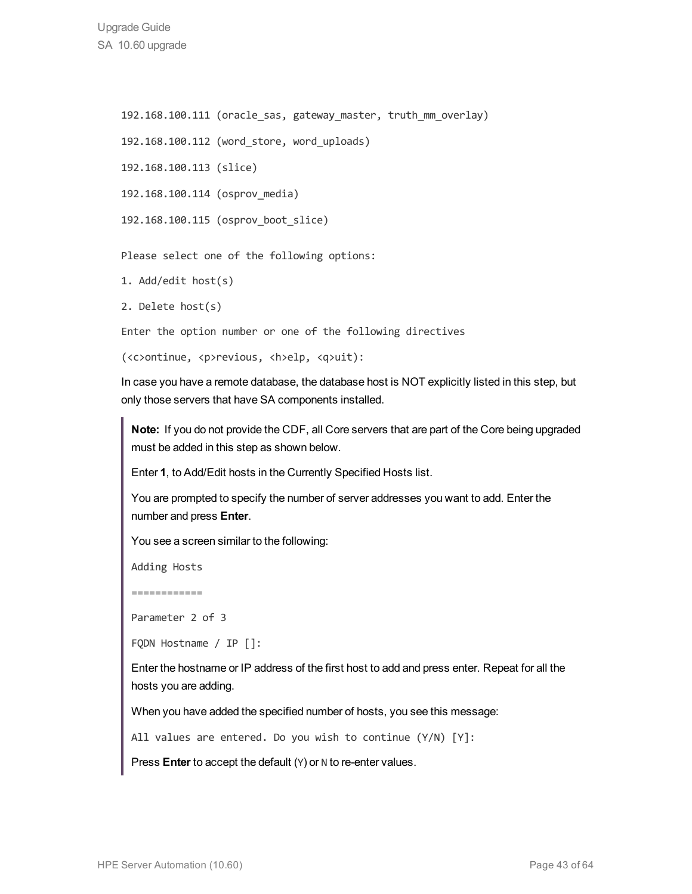```
192.168.100.111 (oracle_sas, gateway_master, truth_mm_overlay)

192.168.100.112 (word_store, word_uploads)

192.168.100.113 (slice)

192.168.100.114 (osprov_media)

192.168.100.115 (osprov_boot_slice)

Please select one of the following options:

1. Add/edit host(s)

2. Delete host(s)

Enter the option number or one of the following directives

(<c>ontinue, <p>revious, <h>elp, <q>uit):
```

In case you have a remote database, the database host is NOT explicitly listed in this step, but only those servers that have SA components installed.

> **Note:** If you do not provide the CDF, all Core servers that are part of the Core being upgraded must be added in this step as shown below.
>
> Enter **1**, to Add/Edit hosts in the Currently Specified Hosts list.
>
> You are prompted to specify the number of server addresses you want to add. Enter the number and press **Enter**.
>
> You see a screen similar to the following:
>
> ```
> Adding Hosts
>
> ============
>
> Parameter 2 of 3
>
> FQDN Hostname / IP []:
> ```
>
> Enter the hostname or IP address of the first host to add and press enter. Repeat for all the hosts you are adding.
>
> When you have added the specified number of hosts, you see this message:
>
> ```
> All values are entered. Do you wish to continue (Y/N) [Y]:
> ```
>
> Press **Enter** to accept the default (`Y`) or `N` to re-enter values.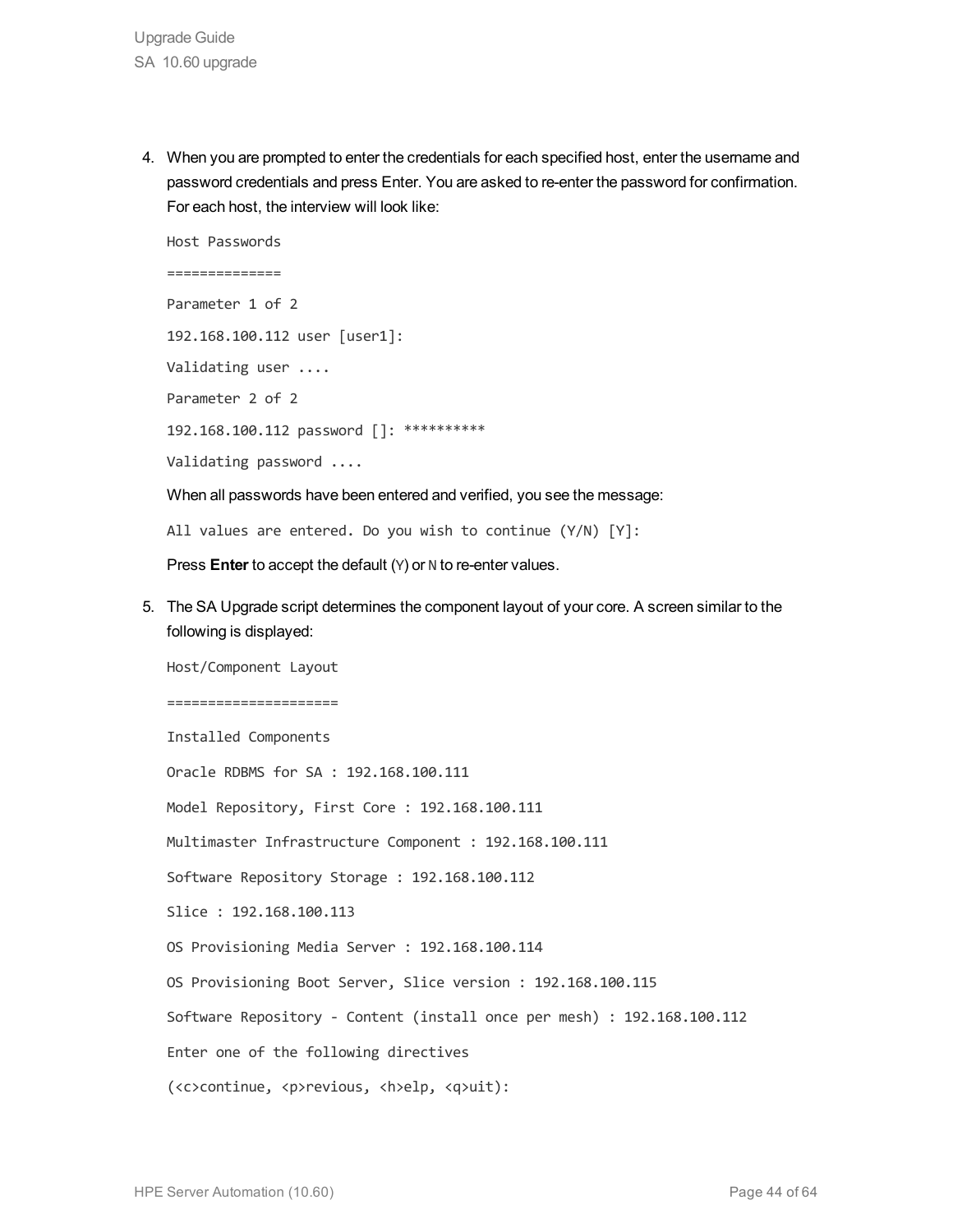4. When you are prompted to enter the credentials for each specified host, enter the username and password credentials and press Enter. You are asked to re-enter the password for confirmation. For each host, the interview will look like:

   ```
   Host Passwords
   ==============
   Parameter 1 of 2
   192.168.100.112 user [user1]:
   Validating user ....
   Parameter 2 of 2
   192.168.100.112 password []: **********
   Validating password ....
   ```

   When all passwords have been entered and verified, you see the message:

   ```
   All values are entered. Do you wish to continue (Y/N) [Y]:
   ```

   Press **Enter** to accept the default (`Y`) or `N` to re-enter values.

5. The SA Upgrade script determines the component layout of your core. A screen similar to the following is displayed:

   ```
   Host/Component Layout
   =====================
   Installed Components
   Oracle RDBMS for SA : 192.168.100.111
   Model Repository, First Core : 192.168.100.111
   Multimaster Infrastructure Component : 192.168.100.111
   Software Repository Storage : 192.168.100.112
   Slice : 192.168.100.113
   OS Provisioning Media Server : 192.168.100.114
   OS Provisioning Boot Server, Slice version : 192.168.100.115
   Software Repository - Content (install once per mesh) : 192.168.100.112
   Enter one of the following directives
   (<c>continue, <p>revious, <h>elp, <q>uit):
   ```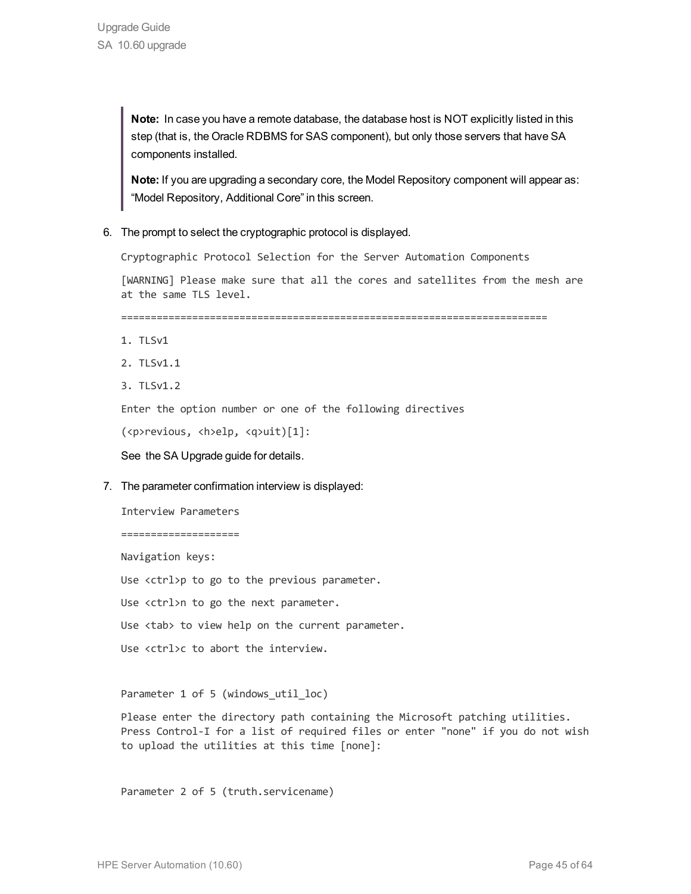> **Note:** In case you have a remote database, the database host is NOT explicitly listed in this step (that is, the Oracle RDBMS for SAS component), but only those servers that have SA components installed.
>
> **Note:** If you are upgrading a secondary core, the Model Repository component will appear as: “Model Repository, Additional Core” in this screen.

6. The prompt to select the cryptographic protocol is displayed.

   ```
   Cryptographic Protocol Selection for the Server Automation Components

   [WARNING] Please make sure that all the cores and satellites from the mesh are
   at the same TLS level.

   =======================================================================

   1. TLSv1

   2. TLSv1.1

   3. TLSv1.2

   Enter the option number or one of the following directives

   (<p>revious, <h>elp, <q>uit)[1]:
   ```

   See the SA Upgrade guide for details.

7. The parameter confirmation interview is displayed:

   ```
   Interview Parameters

   ====================

   Navigation keys:

   Use <ctrl>p to go to the previous parameter.

   Use <ctrl>n to go the next parameter.

   Use <tab> to view help on the current parameter.

   Use <ctrl>c to abort the interview.


   Parameter 1 of 5 (windows_util_loc)

   Please enter the directory path containing the Microsoft patching utilities.
   Press Control-I for a list of required files or enter "none" if you do not wish
   to upload the utilities at this time [none]:


   Parameter 2 of 5 (truth.servicename)
   ```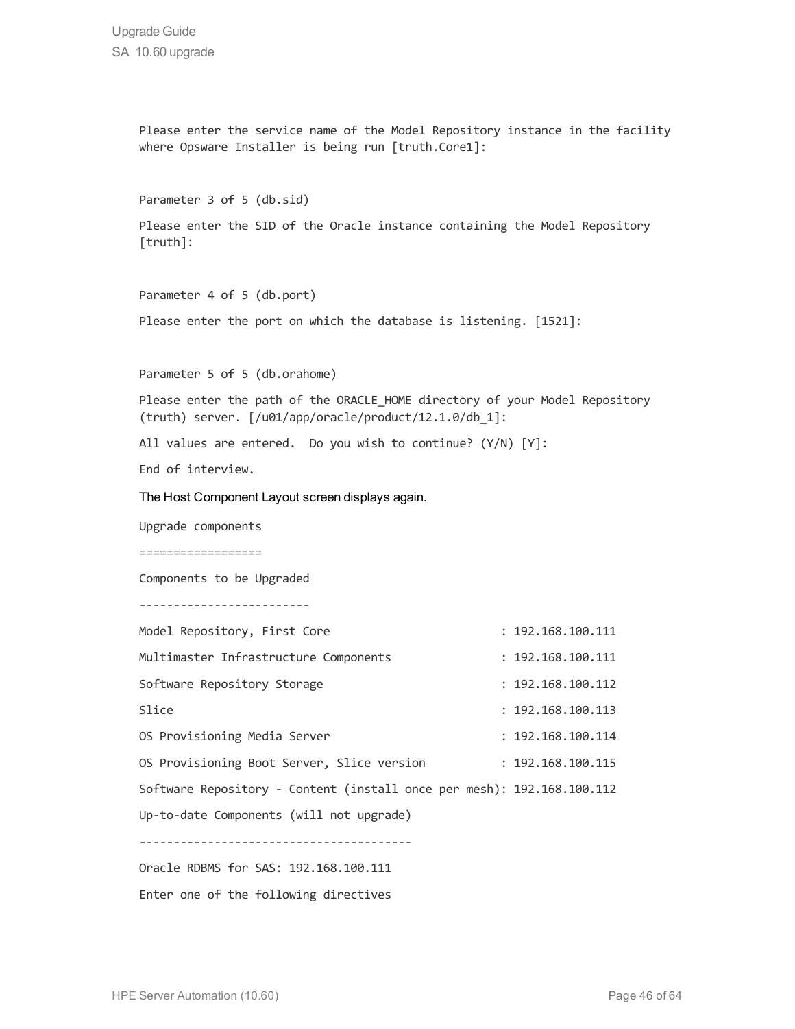```
Please enter the service name of the Model Repository instance in the facility
where Opsware Installer is being run [truth.Core1]:


Parameter 3 of 5 (db.sid)

Please enter the SID of the Oracle instance containing the Model Repository
[truth]:


Parameter 4 of 5 (db.port)

Please enter the port on which the database is listening. [1521]:


Parameter 5 of 5 (db.orahome)

Please enter the path of the ORACLE_HOME directory of your Model Repository
(truth) server. [/u01/app/oracle/product/12.1.0/db_1]:

All values are entered.  Do you wish to continue? (Y/N) [Y]:

End of interview.
```

The Host Component Layout screen displays again.

```
Upgrade components

==================

Components to be Upgraded

-------------------------

Model Repository, First Core                         : 192.168.100.111

Multimaster Infrastructure Components                : 192.168.100.111

Software Repository Storage                          : 192.168.100.112

Slice                                                : 192.168.100.113

OS Provisioning Media Server                         : 192.168.100.114

OS Provisioning Boot Server, Slice version           : 192.168.100.115

Software Repository - Content (install once per mesh): 192.168.100.112

Up-to-date Components (will not upgrade)

----------------------------------------

Oracle RDBMS for SAS: 192.168.100.111

Enter one of the following directives
```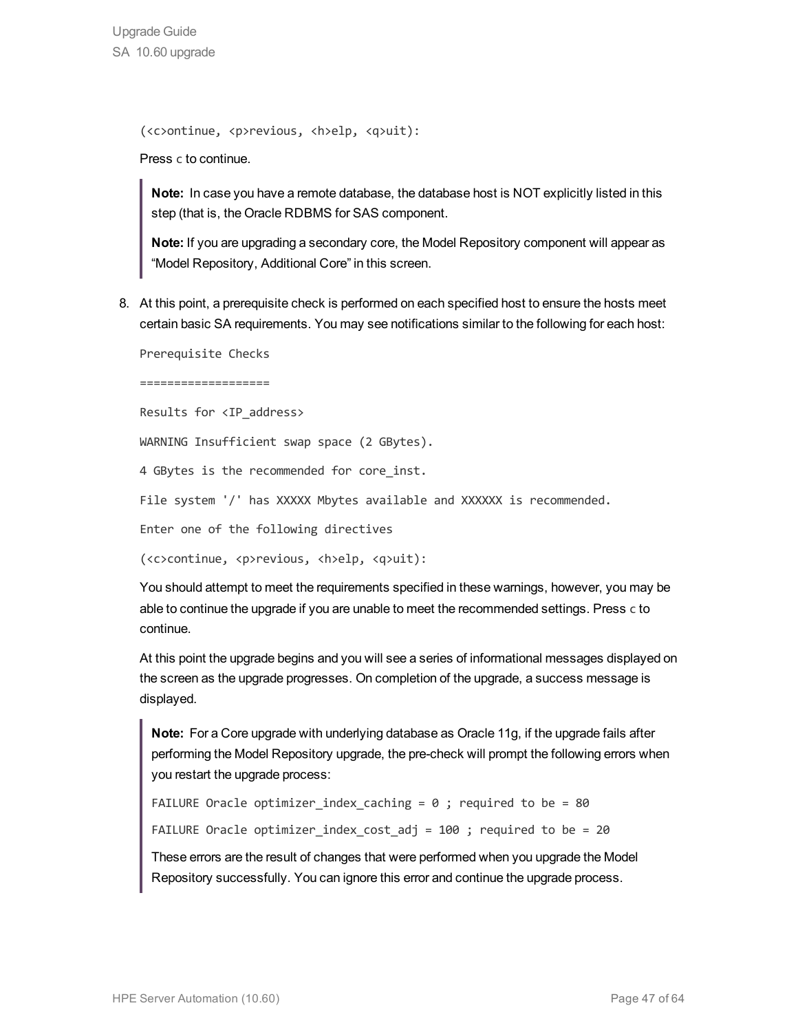```
(<c>ontinue, <p>revious, <h>elp, <q>uit):
```

Press c to continue.

> **Note:** In case you have a remote database, the database host is NOT explicitly listed in this step (that is, the Oracle RDBMS for SAS component.
>
> **Note:** If you are upgrading a secondary core, the Model Repository component will appear as "Model Repository, Additional Core" in this screen.

8. At this point, a prerequisite check is performed on each specified host to ensure the hosts meet certain basic SA requirements. You may see notifications similar to the following for each host:

   ```
   Prerequisite Checks

   ===================

   Results for <IP_address>

   WARNING Insufficient swap space (2 GBytes).

   4 GBytes is the recommended for core_inst.

   File system '/' has XXXXX Mbytes available and XXXXXX is recommended.

   Enter one of the following directives

   (<c>continue, <p>revious, <h>elp, <q>uit):
   ```

   You should attempt to meet the requirements specified in these warnings, however, you may be able to continue the upgrade if you are unable to meet the recommended settings. Press c to continue.

   At this point the upgrade begins and you will see a series of informational messages displayed on the screen as the upgrade progresses. On completion of the upgrade, a success message is displayed.

   > **Note:** For a Core upgrade with underlying database as Oracle 11g, if the upgrade fails after performing the Model Repository upgrade, the pre-check will prompt the following errors when you restart the upgrade process:
   >
   > ```
   > FAILURE Oracle optimizer_index_caching = 0 ; required to be = 80
   >
   > FAILURE Oracle optimizer_index_cost_adj = 100 ; required to be = 20
   > ```
   >
   > These errors are the result of changes that were performed when you upgrade the Model Repository successfully. You can ignore this error and continue the upgrade process.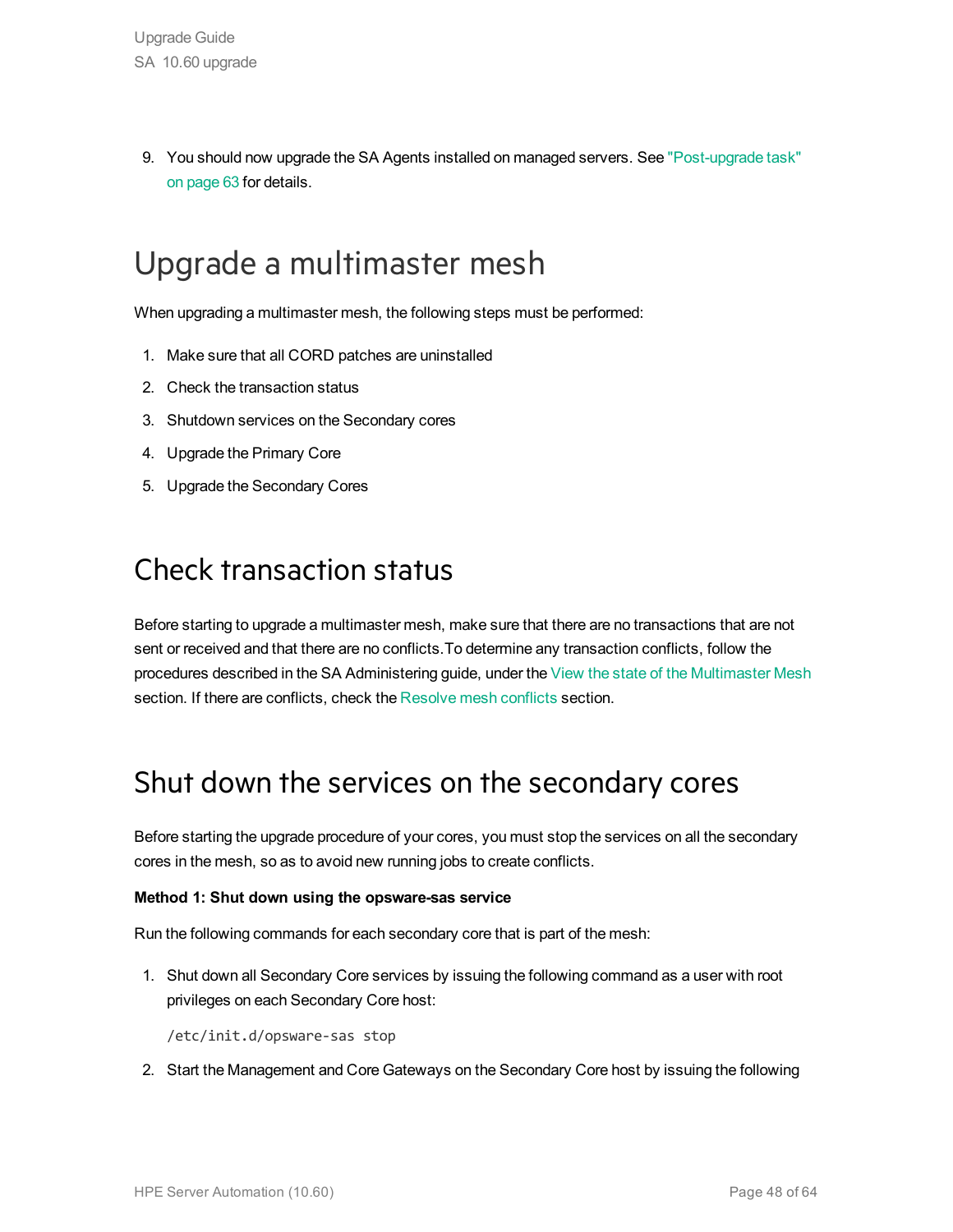9. You should now upgrade the SA Agents installed on managed servers. See "Post-upgrade task" on page 63 for details.

# Upgrade a multimaster mesh

When upgrading a multimaster mesh, the following steps must be performed:

1. Make sure that all CORD patches are uninstalled
2. Check the transaction status
3. Shutdown services on the Secondary cores
4. Upgrade the Primary Core
5. Upgrade the Secondary Cores

# Check transaction status

Before starting to upgrade a multimaster mesh, make sure that there are no transactions that are not sent or received and that there are no conflicts.To determine any transaction conflicts, follow the procedures described in the SA Administering guide, under the View the state of the Multimaster Mesh section. If there are conflicts, check the Resolve mesh conflicts section.

# Shut down the services on the secondary cores

Before starting the upgrade procedure of your cores, you must stop the services on all the secondary cores in the mesh, so as to avoid new running jobs to create conflicts.

**Method 1: Shut down using the opsware-sas service**

Run the following commands for each secondary core that is part of the mesh:

1. Shut down all Secondary Core services by issuing the following command as a user with root privileges on each Secondary Core host:

   ```
   /etc/init.d/opsware-sas stop
   ```

2. Start the Management and Core Gateways on the Secondary Core host by issuing the following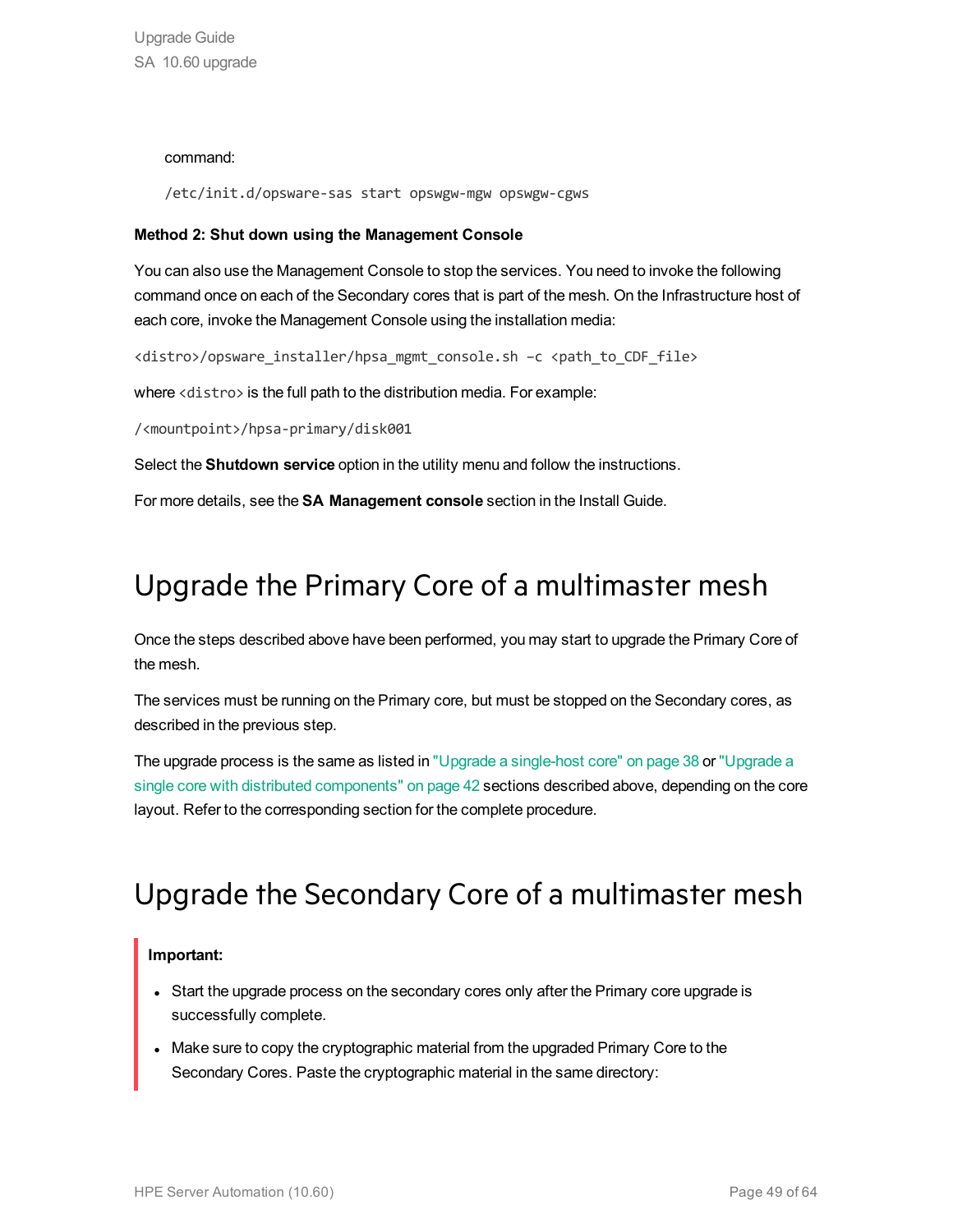command:

```
/etc/init.d/opsware-sas start opswgw-mgw opswgw-cgws
```

**Method 2: Shut down using the Management Console**

You can also use the Management Console to stop the services. You need to invoke the following command once on each of the Secondary cores that is part of the mesh. On the Infrastructure host of each core, invoke the Management Console using the installation media:

```
<distro>/opsware_installer/hpsa_mgmt_console.sh –c <path_to_CDF_file>
```

where `<distro>` is the full path to the distribution media. For example:

```
/<mountpoint>/hpsa-primary/disk001
```

Select the **Shutdown service** option in the utility menu and follow the instructions.

For more details, see the **SA Management console** section in the Install Guide.

## Upgrade the Primary Core of a multimaster mesh

Once the steps described above have been performed, you may start to upgrade the Primary Core of the mesh.

The services must be running on the Primary core, but must be stopped on the Secondary cores, as described in the previous step.

The upgrade process is the same as listed in "Upgrade a single-host core" on page 38 or "Upgrade a single core with distributed components" on page 42 sections described above, depending on the core layout. Refer to the corresponding section for the complete procedure.

## Upgrade the Secondary Core of a multimaster mesh

**Important:**

- Start the upgrade process on the secondary cores only after the Primary core upgrade is successfully complete.
- Make sure to copy the cryptographic material from the upgraded Primary Core to the Secondary Cores. Paste the cryptographic material in the same directory: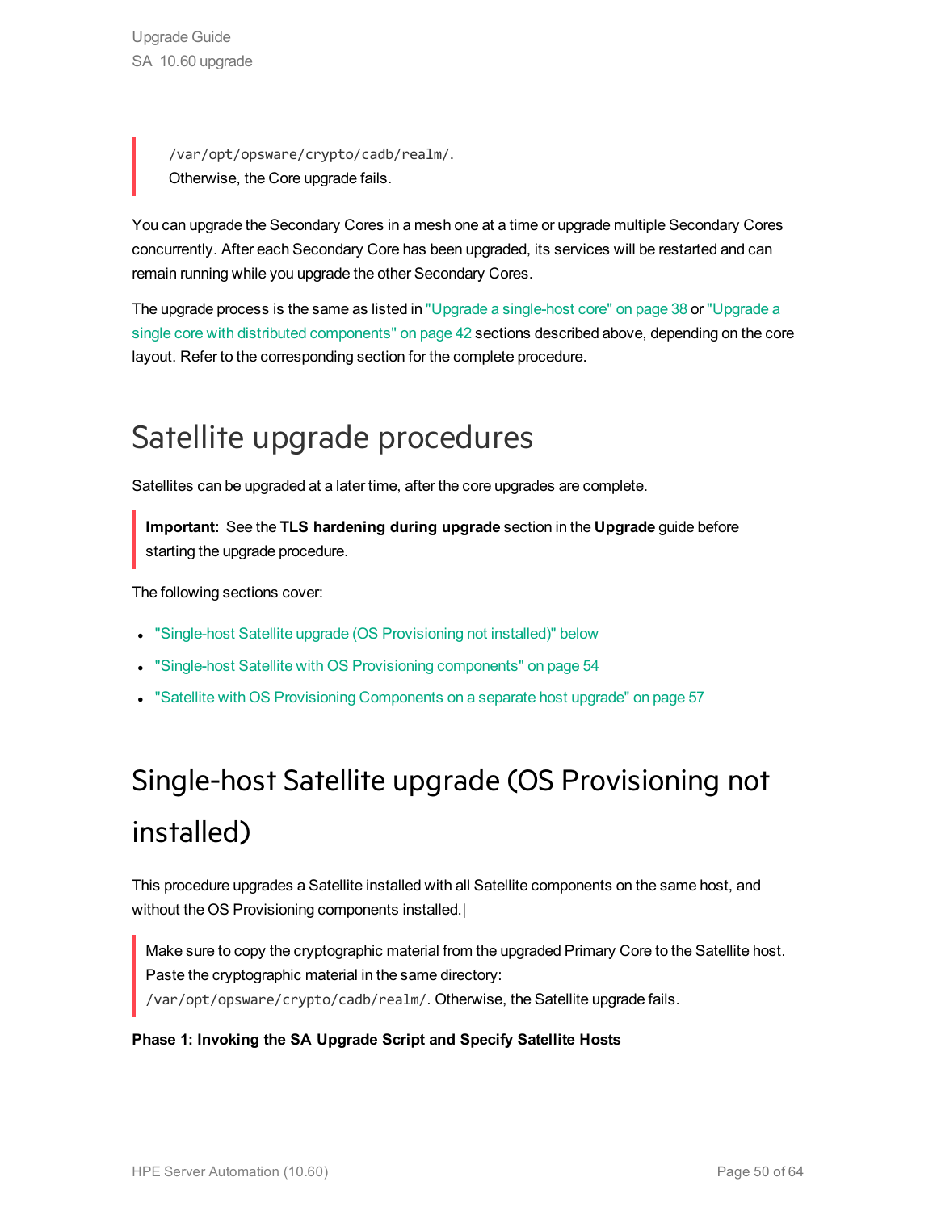> /var/opt/opsware/crypto/cadb/realm/.
> Otherwise, the Core upgrade fails.

You can upgrade the Secondary Cores in a mesh one at a time or upgrade multiple Secondary Cores concurrently. After each Secondary Core has been upgraded, its services will be restarted and can remain running while you upgrade the other Secondary Cores.

The upgrade process is the same as listed in "Upgrade a single-host core" on page 38 or "Upgrade a single core with distributed components" on page 42 sections described above, depending on the core layout. Refer to the corresponding section for the complete procedure.

# Satellite upgrade procedures

Satellites can be upgraded at a later time, after the core upgrades are complete.

> **Important:** See the **TLS hardening during upgrade** section in the **Upgrade** guide before starting the upgrade procedure.

The following sections cover:

- "Single-host Satellite upgrade (OS Provisioning not installed)" below
- "Single-host Satellite with OS Provisioning components" on page 54
- "Satellite with OS Provisioning Components on a separate host upgrade" on page 57

# Single-host Satellite upgrade (OS Provisioning not installed)

This procedure upgrades a Satellite installed with all Satellite components on the same host, and without the OS Provisioning components installed.|

> Make sure to copy the cryptographic material from the upgraded Primary Core to the Satellite host. Paste the cryptographic material in the same directory:
> /var/opt/opsware/crypto/cadb/realm/. Otherwise, the Satellite upgrade fails.

**Phase 1: Invoking the SA Upgrade Script and Specify Satellite Hosts**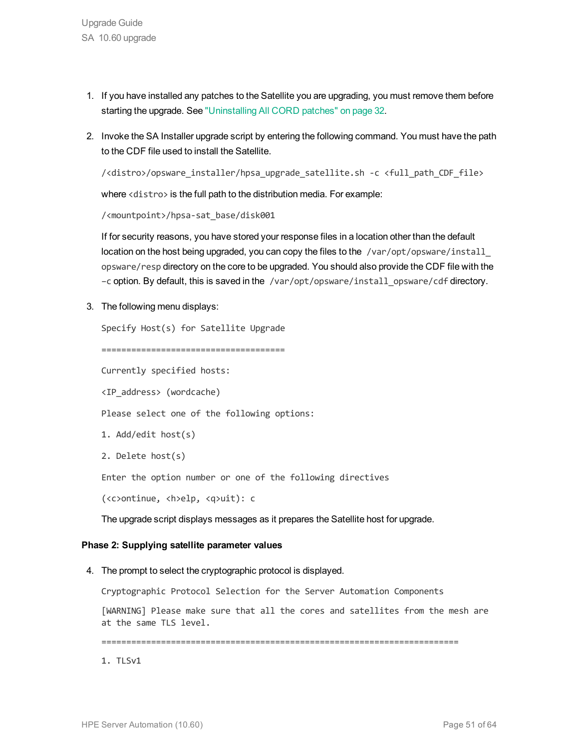1. If you have installed any patches to the Satellite you are upgrading, you must remove them before starting the upgrade. See "Uninstalling All CORD patches" on page 32.

2. Invoke the SA Installer upgrade script by entering the following command. You must have the path to the CDF file used to install the Satellite.

   ```
   /<distro>/opsware_installer/hpsa_upgrade_satellite.sh -c <full_path_CDF_file>
   ```

   where `<distro>` is the full path to the distribution media. For example:

   ```
   /<mountpoint>/hpsa-sat_base/disk001
   ```

   If for security reasons, you have stored your response files in a location other than the default location on the host being upgraded, you can copy the files to the `/var/opt/opsware/install_opsware/resp` directory on the core to be upgraded. You should also provide the CDF file with the `–c` option. By default, this is saved in the `/var/opt/opsware/install_opsware/cdf` directory.

3. The following menu displays:

   ```
   Specify Host(s) for Satellite Upgrade

   =====================================

   Currently specified hosts:

   <IP_address> (wordcache)

   Please select one of the following options:

   1. Add/edit host(s)

   2. Delete host(s)

   Enter the option number or one of the following directives

   (<c>ontinue, <h>elp, <q>uit): c
   ```

   The upgrade script displays messages as it prepares the Satellite host for upgrade.

**Phase 2: Supplying satellite parameter values**

4. The prompt to select the cryptographic protocol is displayed.

   ```
   Cryptographic Protocol Selection for the Server Automation Components

   [WARNING] Please make sure that all the cores and satellites from the mesh are at the same TLS level.

   ========================================================================

   1. TLSv1
   ```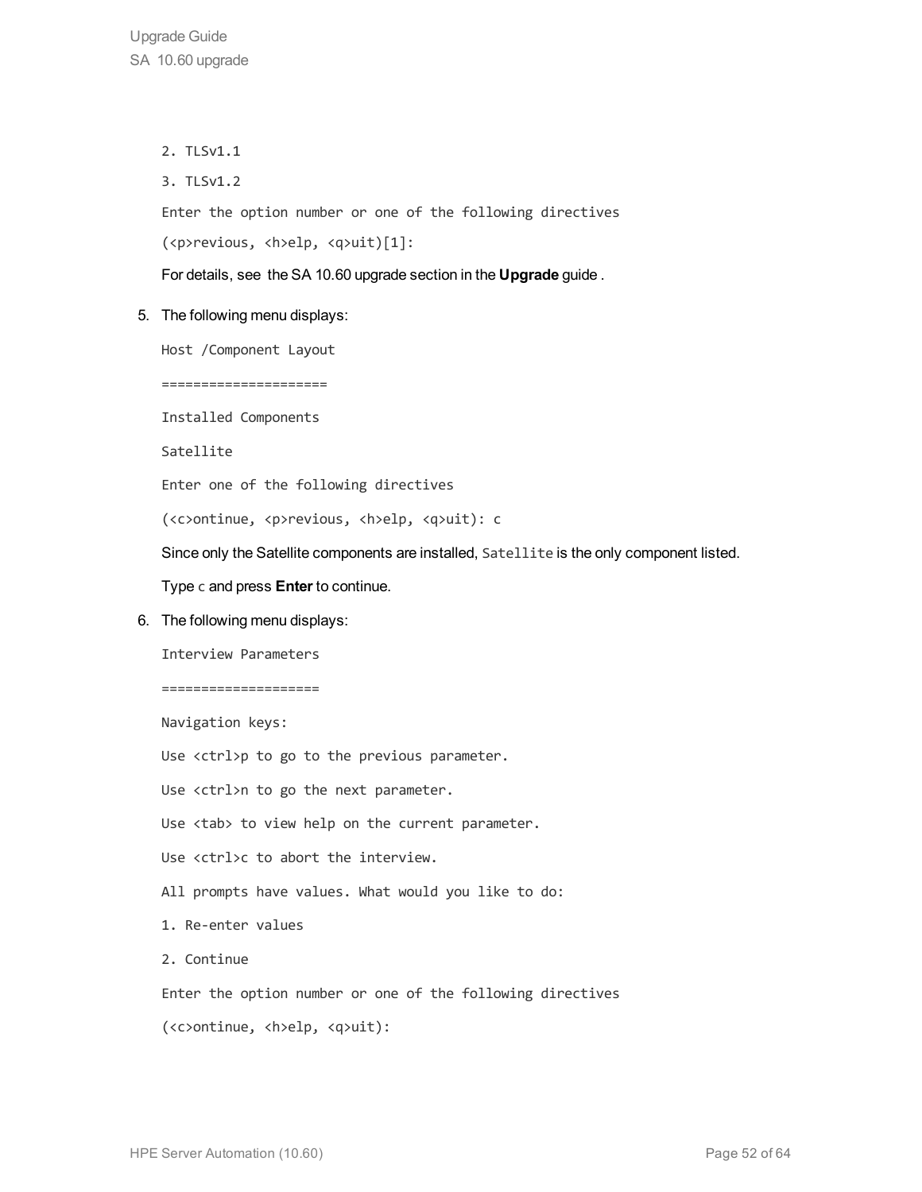```
2. TLSv1.1
3. TLSv1.2
Enter the option number or one of the following directives
(<p>revious, <h>elp, <q>uit)[1]:
```

For details, see the SA 10.60 upgrade section in the **Upgrade** guide .

5. The following menu displays:

   ```
   Host /Component Layout
   =====================
   Installed Components
   Satellite
   Enter one of the following directives
   (<c>ontinue, <p>revious, <h>elp, <q>uit): c
   ```

   Since only the Satellite components are installed, `Satellite` is the only component listed.

   Type `c` and press **Enter** to continue.

6. The following menu displays:

   ```
   Interview Parameters
   ====================
   Navigation keys:
   Use <ctrl>p to go to the previous parameter.
   Use <ctrl>n to go the next parameter.
   Use <tab> to view help on the current parameter.
   Use <ctrl>c to abort the interview.
   All prompts have values. What would you like to do:
   1. Re-enter values
   2. Continue
   Enter the option number or one of the following directives
   (<c>ontinue, <h>elp, <q>uit):
   ```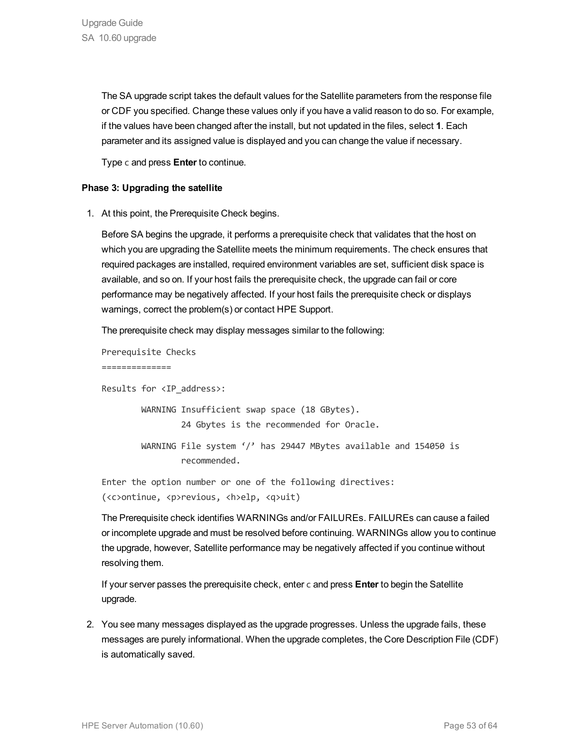The SA upgrade script takes the default values for the Satellite parameters from the response file or CDF you specified. Change these values only if you have a valid reason to do so. For example, if the values have been changed after the install, but not updated in the files, select **1**. Each parameter and its assigned value is displayed and you can change the value if necessary.

Type `c` and press **Enter** to continue.

**Phase 3: Upgrading the satellite**

1. At this point, the Prerequisite Check begins.

   Before SA begins the upgrade, it performs a prerequisite check that validates that the host on which you are upgrading the Satellite meets the minimum requirements. The check ensures that required packages are installed, required environment variables are set, sufficient disk space is available, and so on. If your host fails the prerequisite check, the upgrade can fail or core performance may be negatively affected. If your host fails the prerequisite check or displays warnings, correct the problem(s) or contact HPE Support.

   The prerequisite check may display messages similar to the following:

   ```
   Prerequisite Checks
   ==============
   Results for <IP_address>:
           WARNING Insufficient swap space (18 GBytes).
                   24 Gbytes is the recommended for Oracle.
           WARNING File system '/' has 29447 MBytes available and 154050 is
                   recommended.
   Enter the option number or one of the following directives:
   (<c>ontinue, <p>revious, <h>elp, <q>uit)
   ```

   The Prerequisite check identifies WARNINGs and/or FAILUREs. FAILUREs can cause a failed or incomplete upgrade and must be resolved before continuing. WARNINGs allow you to continue the upgrade, however, Satellite performance may be negatively affected if you continue without resolving them.

   If your server passes the prerequisite check, enter `c` and press **Enter** to begin the Satellite upgrade.

2. You see many messages displayed as the upgrade progresses. Unless the upgrade fails, these messages are purely informational. When the upgrade completes, the Core Description File (CDF) is automatically saved.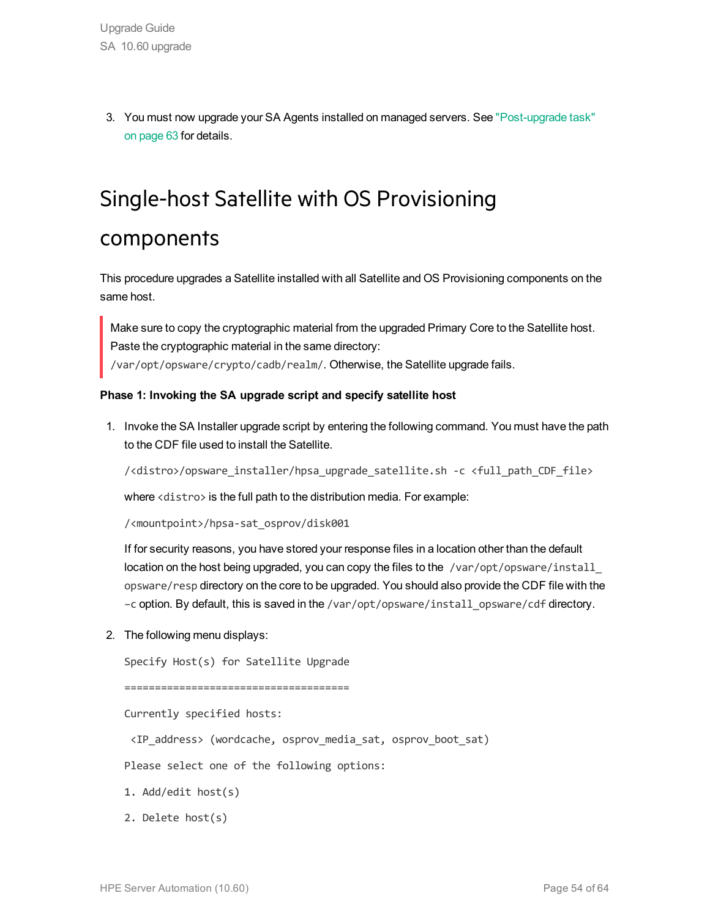3. You must now upgrade your SA Agents installed on managed servers. See "Post-upgrade task" on page 63 for details.

# Single-host Satellite with OS Provisioning components

This procedure upgrades a Satellite installed with all Satellite and OS Provisioning components on the same host.

> Make sure to copy the cryptographic material from the upgraded Primary Core to the Satellite host. Paste the cryptographic material in the same directory: `/var/opt/opsware/crypto/cadb/realm/`. Otherwise, the Satellite upgrade fails.

**Phase 1: Invoking the SA upgrade script and specify satellite host**

1. Invoke the SA Installer upgrade script by entering the following command. You must have the path to the CDF file used to install the Satellite.

   ```
   /<distro>/opsware_installer/hpsa_upgrade_satellite.sh -c <full_path_CDF_file>
   ```

   where `<distro>` is the full path to the distribution media. For example:

   ```
   /<mountpoint>/hpsa-sat_osprov/disk001
   ```

   If for security reasons, you have stored your response files in a location other than the default location on the host being upgraded, you can copy the files to the `/var/opt/opsware/install_opsware/resp` directory on the core to be upgraded. You should also provide the CDF file with the `–c` option. By default, this is saved in the `/var/opt/opsware/install_opsware/cdf` directory.

2. The following menu displays:

   ```
   Specify Host(s) for Satellite Upgrade
   
   ====================================
   
   Currently specified hosts:
   
    <IP_address> (wordcache, osprov_media_sat, osprov_boot_sat)
   
   Please select one of the following options:
   
   1. Add/edit host(s)
   
   2. Delete host(s)
   ```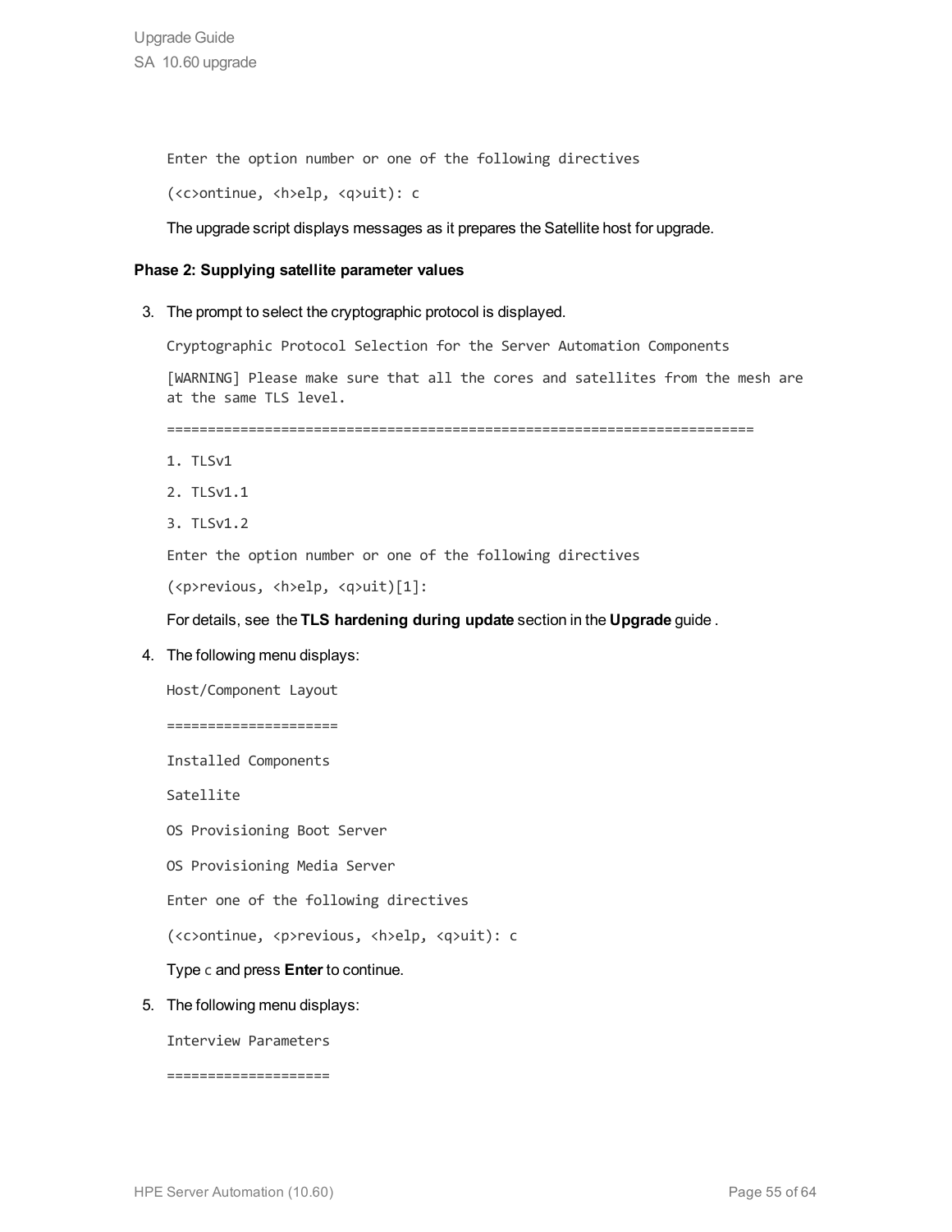```
Enter the option number or one of the following directives
(<c>ontinue, <h>elp, <q>uit): c
```

The upgrade script displays messages as it prepares the Satellite host for upgrade.

**Phase 2: Supplying satellite parameter values**

3. The prompt to select the cryptographic protocol is displayed.

   ```
   Cryptographic Protocol Selection for the Server Automation Components
   [WARNING] Please make sure that all the cores and satellites from the mesh are at the same TLS level.
   ========================================================================
   1. TLSv1
   2. TLSv1.1
   3. TLSv1.2
   Enter the option number or one of the following directives
   (<p>revious, <h>elp, <q>uit)[1]:
   ```

   For details, see the **TLS hardening during update** section in the **Upgrade** guide .

4. The following menu displays:

   ```
   Host/Component Layout
   =====================
   Installed Components
   Satellite
   OS Provisioning Boot Server
   OS Provisioning Media Server
   Enter one of the following directives
   (<c>ontinue, <p>revious, <h>elp, <q>uit): c
   ```

   Type `c` and press **Enter** to continue.

5. The following menu displays:

   ```
   Interview Parameters
   ====================
   ```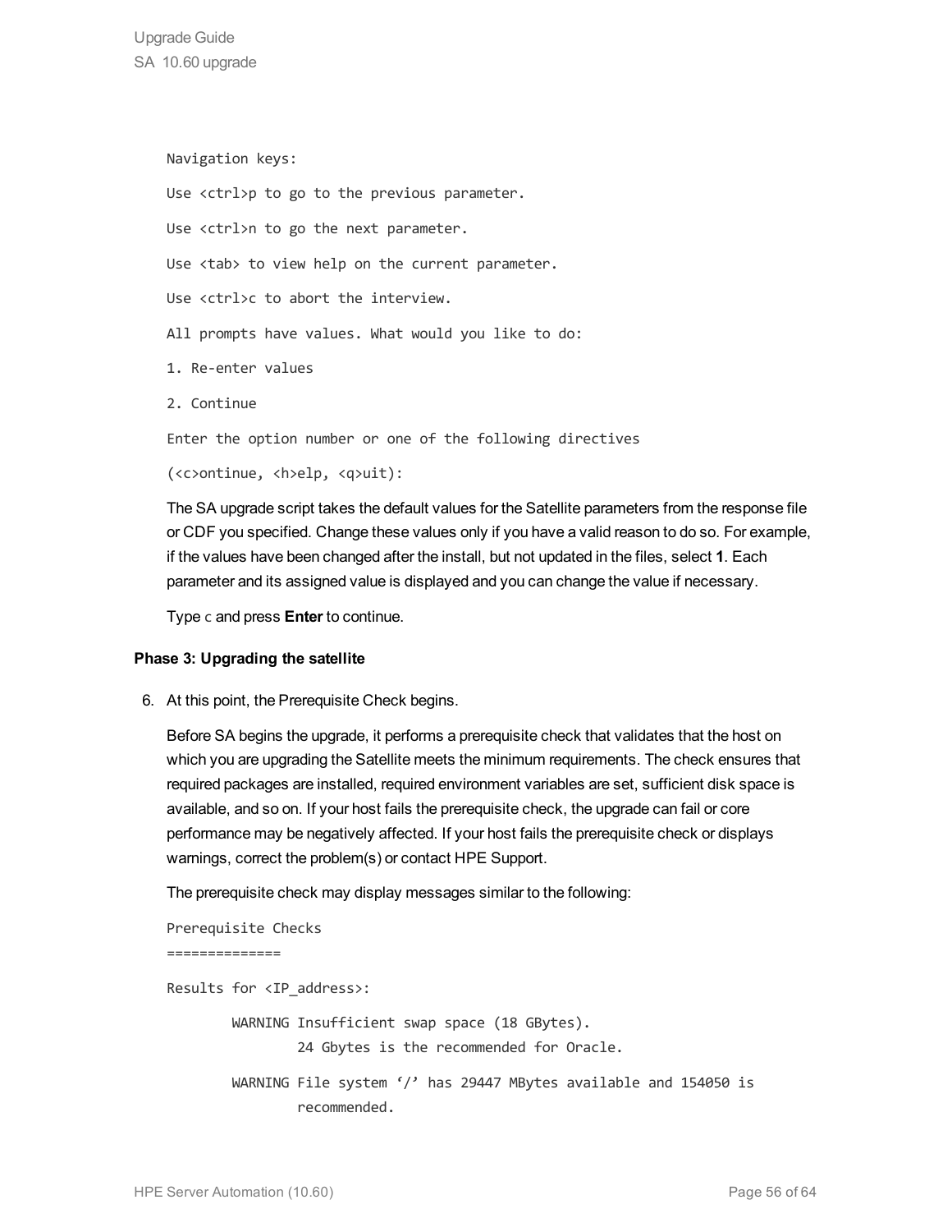```
Navigation keys:
Use <ctrl>p to go to the previous parameter.
Use <ctrl>n to go the next parameter.
Use <tab> to view help on the current parameter.
Use <ctrl>c to abort the interview.
All prompts have values. What would you like to do:
1. Re-enter values
2. Continue
Enter the option number or one of the following directives
(<c>ontinue, <h>elp, <q>uit):
```

The SA upgrade script takes the default values for the Satellite parameters from the response file or CDF you specified. Change these values only if you have a valid reason to do so. For example, if the values have been changed after the install, but not updated in the files, select **1**. Each parameter and its assigned value is displayed and you can change the value if necessary.

Type `c` and press **Enter** to continue.

**Phase 3: Upgrading the satellite**

6. At this point, the Prerequisite Check begins.

   Before SA begins the upgrade, it performs a prerequisite check that validates that the host on which you are upgrading the Satellite meets the minimum requirements. The check ensures that required packages are installed, required environment variables are set, sufficient disk space is available, and so on. If your host fails the prerequisite check, the upgrade can fail or core performance may be negatively affected. If your host fails the prerequisite check or displays warnings, correct the problem(s) or contact HPE Support.

   The prerequisite check may display messages similar to the following:

```
Prerequisite Checks
==============
Results for <IP_address>:
        WARNING Insufficient swap space (18 GBytes).
                24 Gbytes is the recommended for Oracle.
        WARNING File system '/' has 29447 MBytes available and 154050 is
                recommended.
```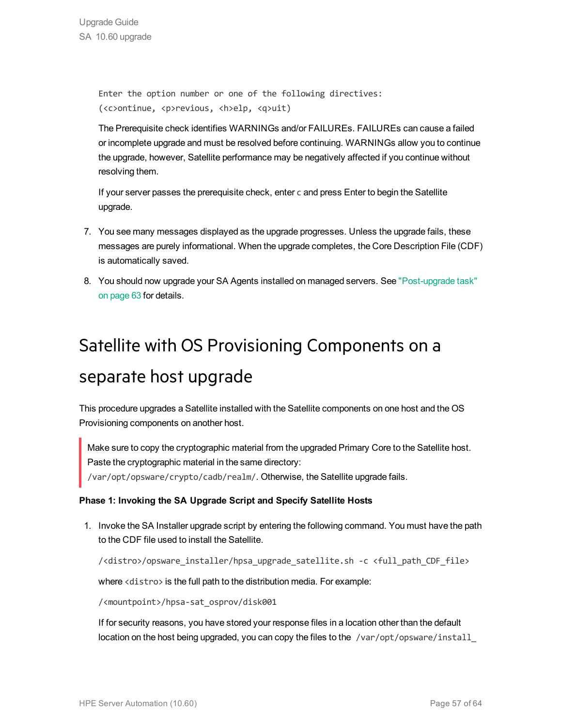```
Enter the option number or one of the following directives:
(<c>ontinue, <p>revious, <h>elp, <q>uit)
```

The Prerequisite check identifies WARNINGs and/or FAILUREs. FAILUREs can cause a failed or incomplete upgrade and must be resolved before continuing. WARNINGs allow you to continue the upgrade, however, Satellite performance may be negatively affected if you continue without resolving them.

If your server passes the prerequisite check, enter `c` and press Enter to begin the Satellite upgrade.

7. You see many messages displayed as the upgrade progresses. Unless the upgrade fails, these messages are purely informational. When the upgrade completes, the Core Description File (CDF) is automatically saved.
8. You should now upgrade your SA Agents installed on managed servers. See "Post-upgrade task" on page 63 for details.

# Satellite with OS Provisioning Components on a separate host upgrade

This procedure upgrades a Satellite installed with the Satellite components on one host and the OS Provisioning components on another host.

> Make sure to copy the cryptographic material from the upgraded Primary Core to the Satellite host. Paste the cryptographic material in the same directory: `/var/opt/opsware/crypto/cadb/realm/`. Otherwise, the Satellite upgrade fails.

**Phase 1: Invoking the SA Upgrade Script and Specify Satellite Hosts**

1. Invoke the SA Installer upgrade script by entering the following command. You must have the path to the CDF file used to install the Satellite.

   ```
   /<distro>/opsware_installer/hpsa_upgrade_satellite.sh -c <full_path_CDF_file>
   ```

   where `<distro>` is the full path to the distribution media. For example:

   ```
   /<mountpoint>/hpsa-sat_osprov/disk001
   ```

   If for security reasons, you have stored your response files in a location other than the default location on the host being upgraded, you can copy the files to the `/var/opt/opsware/install_`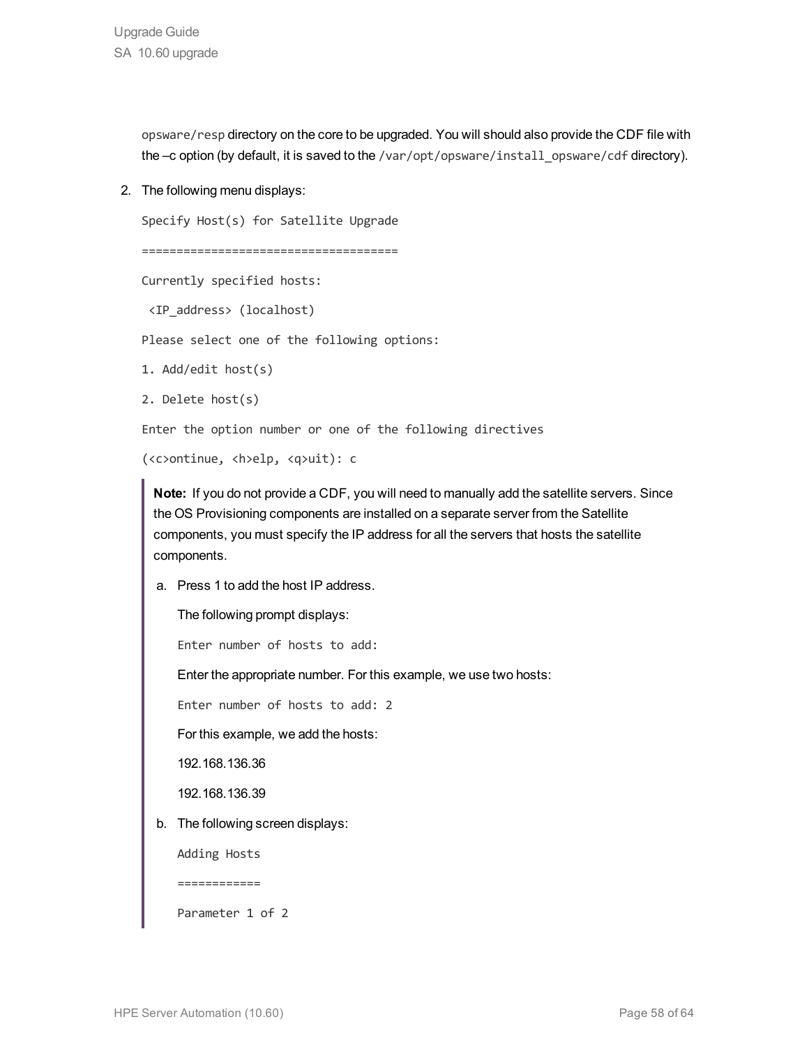`opsware/resp` directory on the core to be upgraded. You will should also provide the CDF file with the –c option (by default, it is saved to the `/var/opt/opsware/install_opsware/cdf` directory).

2. The following menu displays:

```
Specify Host(s) for Satellite Upgrade

=====================================

Currently specified hosts:

 <IP_address> (localhost)

Please select one of the following options:

1. Add/edit host(s)

2. Delete host(s)

Enter the option number or one of the following directives

(<c>ontinue, <h>elp, <q>uit): c
```

> **Note:** If you do not provide a CDF, you will need to manually add the satellite servers. Since the OS Provisioning components are installed on a separate server from the Satellite components, you must specify the IP address for all the servers that hosts the satellite components.
>
> a. Press 1 to add the host IP address.
>
> The following prompt displays:
>
> ```
> Enter number of hosts to add:
> ```
>
> Enter the appropriate number. For this example, we use two hosts:
>
> ```
> Enter number of hosts to add: 2
> ```
>
> For this example, we add the hosts:
>
> 192.168.136.36
>
> 192.168.136.39
>
> b. The following screen displays:
>
> ```
> Adding Hosts
>
> ============
>
> Parameter 1 of 2
> ```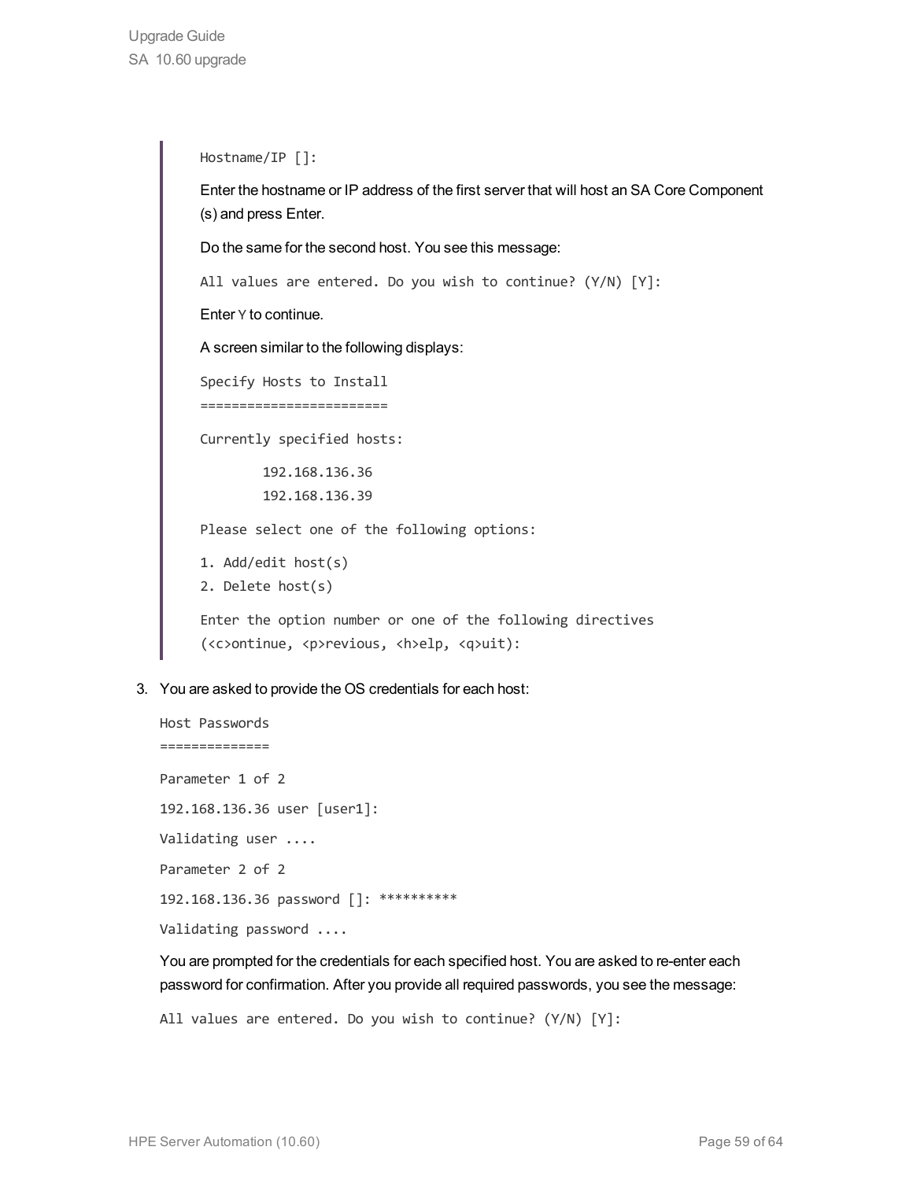> ```
> Hostname/IP []:
> ```
>
> Enter the hostname or IP address of the first server that will host an SA Core Component (s) and press Enter.
>
> Do the same for the second host. You see this message:
>
> ```
> All values are entered. Do you wish to continue? (Y/N) [Y]:
> ```
>
> Enter `Y` to continue.
>
> A screen similar to the following displays:
>
> ```
> Specify Hosts to Install
> ========================
>
> Currently specified hosts:
>
>         192.168.136.36
>         192.168.136.39
>
> Please select one of the following options:
>
> 1. Add/edit host(s)
> 2. Delete host(s)
>
> Enter the option number or one of the following directives
> (<c>ontinue, <p>revious, <h>elp, <q>uit):
> ```

3. You are asked to provide the OS credentials for each host:

   ```
   Host Passwords
   ==============

   Parameter 1 of 2

   192.168.136.36 user [user1]:

   Validating user ....

   Parameter 2 of 2

   192.168.136.36 password []: **********

   Validating password ....
   ```

   You are prompted for the credentials for each specified host. You are asked to re-enter each password for confirmation. After you provide all required passwords, you see the message:

   ```
   All values are entered. Do you wish to continue? (Y/N) [Y]:
   ```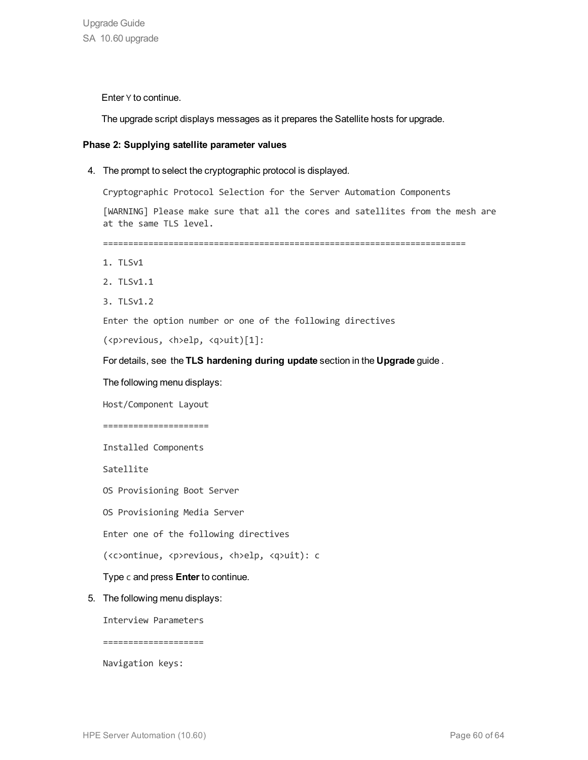Enter `Y` to continue.

The upgrade script displays messages as it prepares the Satellite hosts for upgrade.

**Phase 2: Supplying satellite parameter values**

4. The prompt to select the cryptographic protocol is displayed.

   ```
   Cryptographic Protocol Selection for the Server Automation Components

   [WARNING] Please make sure that all the cores and satellites from the mesh are
   at the same TLS level.

   =======================================================================

   1. TLSv1

   2. TLSv1.1

   3. TLSv1.2

   Enter the option number or one of the following directives

   (<p>revious, <h>elp, <q>uit)[1]:
   ```

   For details, see the **TLS hardening during update** section in the **Upgrade** guide .

   The following menu displays:

   ```
   Host/Component Layout

   =====================

   Installed Components

   Satellite

   OS Provisioning Boot Server

   OS Provisioning Media Server

   Enter one of the following directives

   (<c>ontinue, <p>revious, <h>elp, <q>uit): c
   ```

   Type `c` and press **Enter** to continue.

5. The following menu displays:

   ```
   Interview Parameters

   ====================

   Navigation keys:
   ```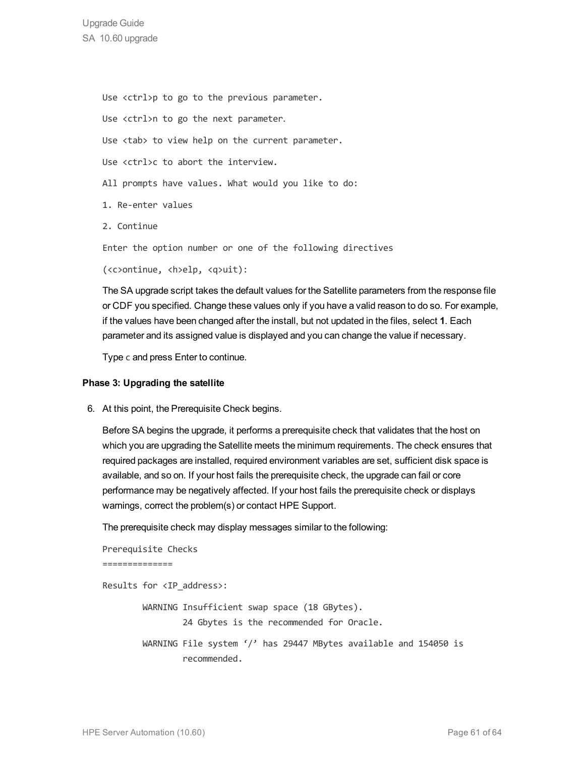```
Use <ctrl>p to go to the previous parameter.
Use <ctrl>n to go the next parameter.
Use <tab> to view help on the current parameter.
Use <ctrl>c to abort the interview.
All prompts have values. What would you like to do:
1. Re-enter values
2. Continue
Enter the option number or one of the following directives
(<c>ontinue, <h>elp, <q>uit):
```

The SA upgrade script takes the default values for the Satellite parameters from the response file or CDF you specified. Change these values only if you have a valid reason to do so. For example, if the values have been changed after the install, but not updated in the files, select **1**. Each parameter and its assigned value is displayed and you can change the value if necessary.

Type `c` and press Enter to continue.

**Phase 3: Upgrading the satellite**

6. At this point, the Prerequisite Check begins.

   Before SA begins the upgrade, it performs a prerequisite check that validates that the host on which you are upgrading the Satellite meets the minimum requirements. The check ensures that required packages are installed, required environment variables are set, sufficient disk space is available, and so on. If your host fails the prerequisite check, the upgrade can fail or core performance may be negatively affected. If your host fails the prerequisite check or displays warnings, correct the problem(s) or contact HPE Support.

   The prerequisite check may display messages similar to the following:

```
Prerequisite Checks
==============
Results for <IP_address>:
        WARNING Insufficient swap space (18 GBytes).
                24 Gbytes is the recommended for Oracle.
        WARNING File system '/' has 29447 MBytes available and 154050 is
                recommended.
```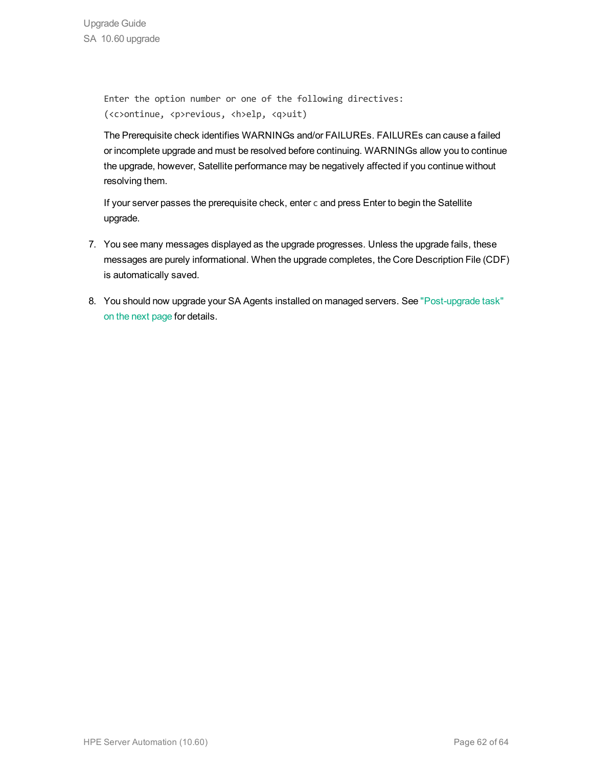```
Enter the option number or one of the following directives:
(<c>ontinue, <p>revious, <h>elp, <q>uit)
```

The Prerequisite check identifies WARNINGs and/or FAILUREs. FAILUREs can cause a failed or incomplete upgrade and must be resolved before continuing. WARNINGs allow you to continue the upgrade, however, Satellite performance may be negatively affected if you continue without resolving them.

If your server passes the prerequisite check, enter `c` and press Enter to begin the Satellite upgrade.

7. You see many messages displayed as the upgrade progresses. Unless the upgrade fails, these messages are purely informational. When the upgrade completes, the Core Description File (CDF) is automatically saved.

8. You should now upgrade your SA Agents installed on managed servers. See "Post-upgrade task" on the next page for details.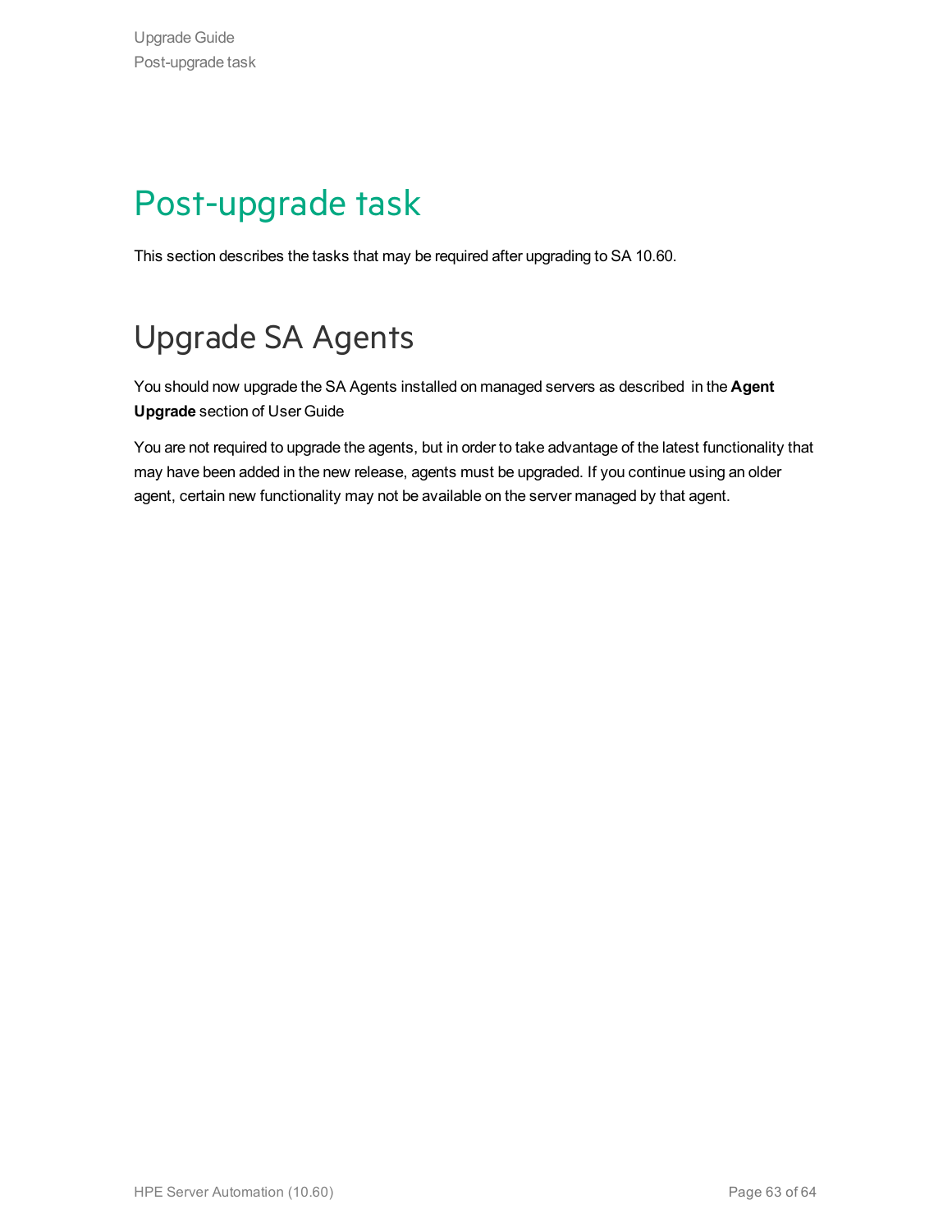# Post-upgrade task

This section describes the tasks that may be required after upgrading to SA 10.60.

## Upgrade SA Agents

You should now upgrade the SA Agents installed on managed servers as described in the **Agent Upgrade** section of User Guide

You are not required to upgrade the agents, but in order to take advantage of the latest functionality that may have been added in the new release, agents must be upgraded. If you continue using an older agent, certain new functionality may not be available on the server managed by that agent.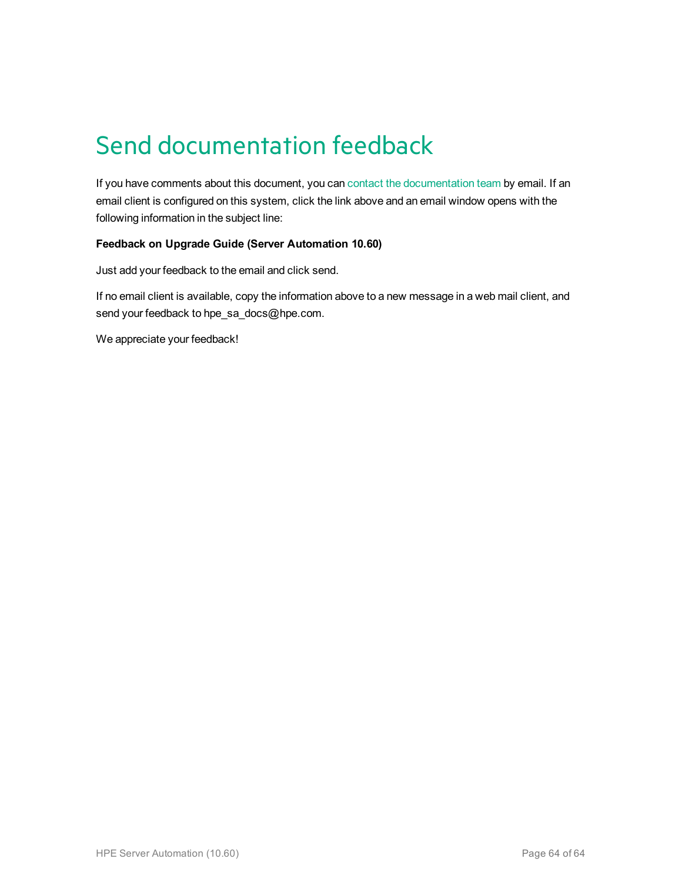# Send documentation feedback

If you have comments about this document, you can contact the documentation team by email. If an email client is configured on this system, click the link above and an email window opens with the following information in the subject line:

**Feedback on Upgrade Guide (Server Automation 10.60)**

Just add your feedback to the email and click send.

If no email client is available, copy the information above to a new message in a web mail client, and send your feedback to hpe_sa_docs@hpe.com.

We appreciate your feedback!